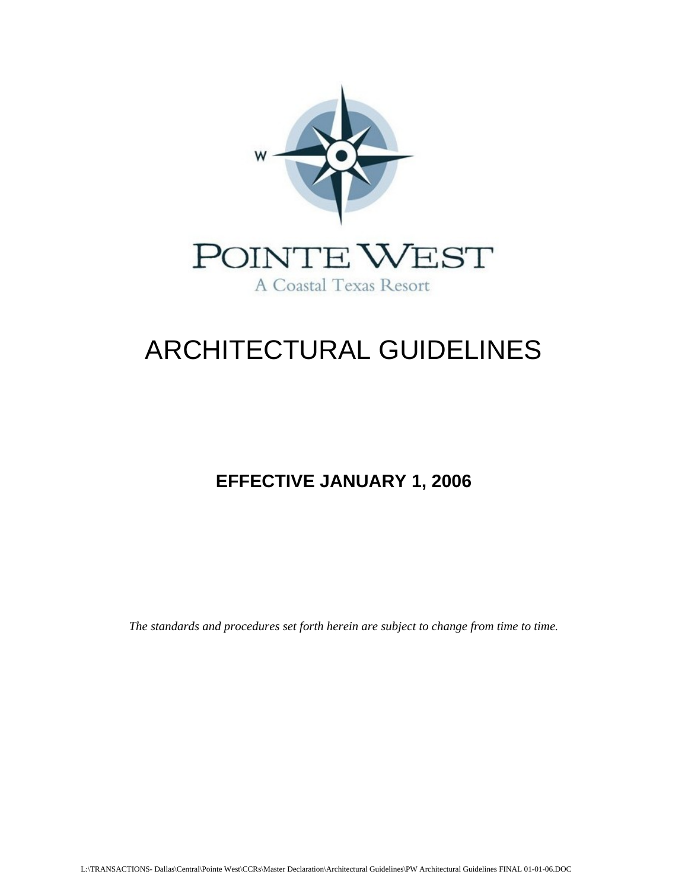POINTE WEST

A Coastal Texas Resort

# ARCHITECTURAL GUIDELINES

**EFFECTIVE JANUARY 1, 2006**

*The standards and procedures set forth herein are subject to change from time to time.*

L:\TRANSACTIONS- Dallas\Central\Pointe West\CCRs\Master Declaration\Architectural Guidelines\PW Architectural Guidelines FINAL 01-01-06.DOC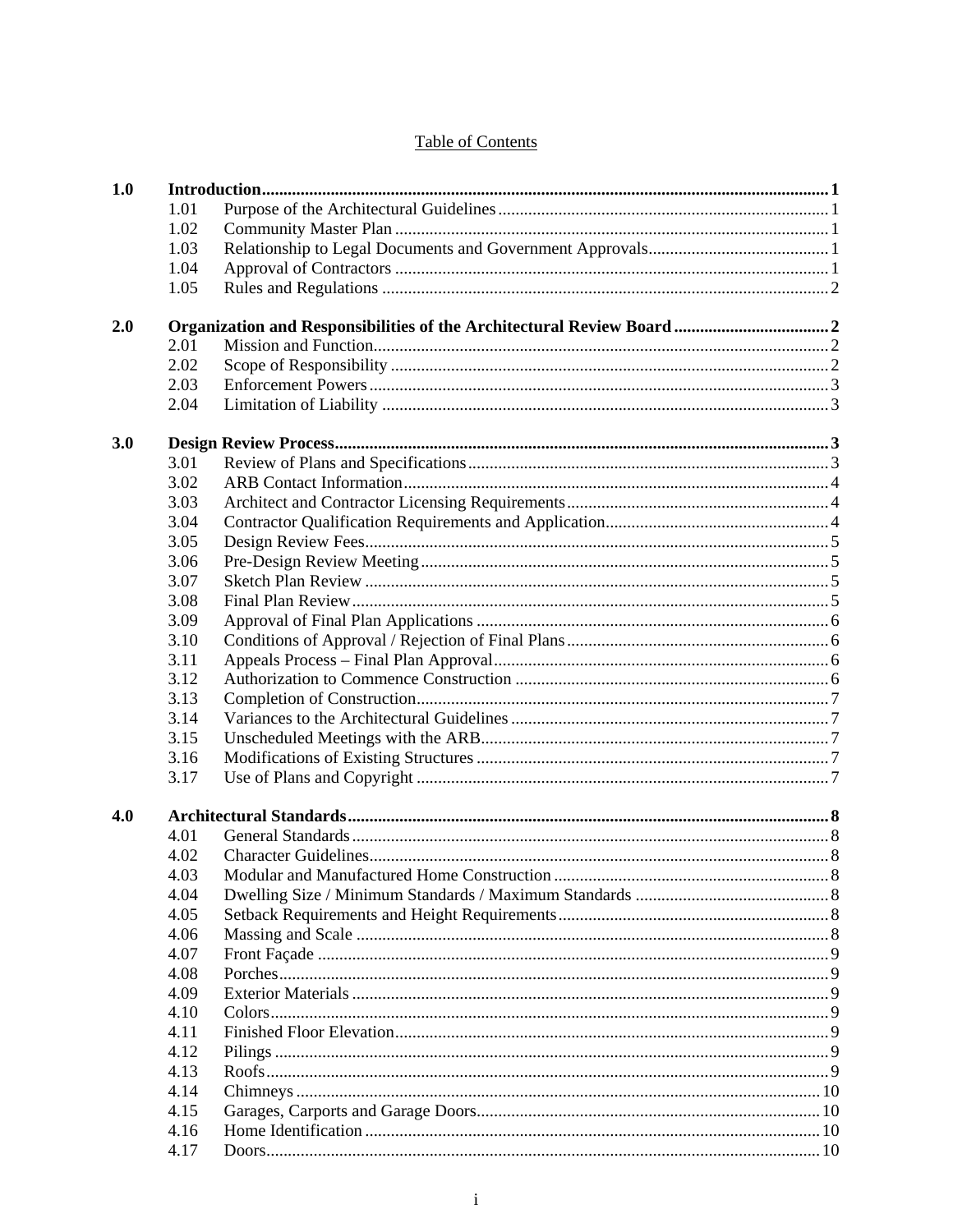# Table of Contents

| | | | |
|---|---|---|---|
| **1.0** | **Introduction** | | **1** |
| | 1.01 | Purpose of the Architectural Guidelines | 1 |
| | 1.02 | Community Master Plan | 1 |
| | 1.03 | Relationship to Legal Documents and Government Approvals | 1 |
| | 1.04 | Approval of Contractors | 1 |
| | 1.05 | Rules and Regulations | 2 |
| **2.0** | **Organization and Responsibilities of the Architectural Review Board** | | **2** |
| | 2.01 | Mission and Function | 2 |
| | 2.02 | Scope of Responsibility | 2 |
| | 2.03 | Enforcement Powers | 3 |
| | 2.04 | Limitation of Liability | 3 |
| **3.0** | **Design Review Process** | | **3** |
| | 3.01 | Review of Plans and Specifications | 3 |
| | 3.02 | ARB Contact Information | 4 |
| | 3.03 | Architect and Contractor Licensing Requirements | 4 |
| | 3.04 | Contractor Qualification Requirements and Application | 4 |
| | 3.05 | Design Review Fees | 5 |
| | 3.06 | Pre-Design Review Meeting | 5 |
| | 3.07 | Sketch Plan Review | 5 |
| | 3.08 | Final Plan Review | 5 |
| | 3.09 | Approval of Final Plan Applications | 6 |
| | 3.10 | Conditions of Approval / Rejection of Final Plans | 6 |
| | 3.11 | Appeals Process – Final Plan Approval | 6 |
| | 3.12 | Authorization to Commence Construction | 6 |
| | 3.13 | Completion of Construction | 7 |
| | 3.14 | Variances to the Architectural Guidelines | 7 |
| | 3.15 | Unscheduled Meetings with the ARB | 7 |
| | 3.16 | Modifications of Existing Structures | 7 |
| | 3.17 | Use of Plans and Copyright | 7 |
| **4.0** | **Architectural Standards** | | **8** |
| | 4.01 | General Standards | 8 |
| | 4.02 | Character Guidelines | 8 |
| | 4.03 | Modular and Manufactured Home Construction | 8 |
| | 4.04 | Dwelling Size / Minimum Standards / Maximum Standards | 8 |
| | 4.05 | Setback Requirements and Height Requirements | 8 |
| | 4.06 | Massing and Scale | 8 |
| | 4.07 | Front Façade | 9 |
| | 4.08 | Porches | 9 |
| | 4.09 | Exterior Materials | 9 |
| | 4.10 | Colors | 9 |
| | 4.11 | Finished Floor Elevation | 9 |
| | 4.12 | Pilings | 9 |
| | 4.13 | Roofs | 9 |
| | 4.14 | Chimneys | 10 |
| | 4.15 | Garages, Carports and Garage Doors | 10 |
| | 4.16 | Home Identification | 10 |
| | 4.17 | Doors | 10 |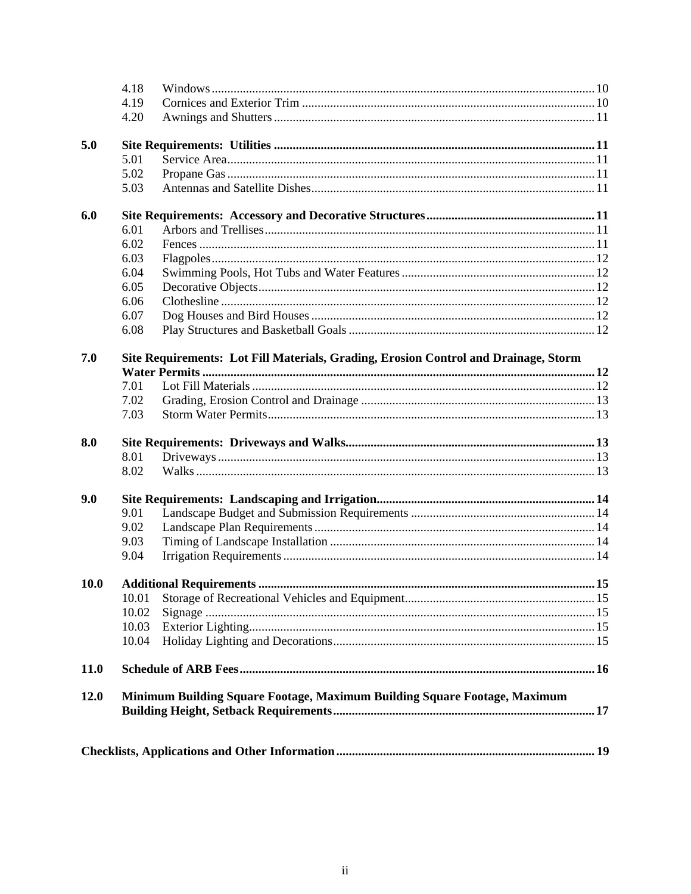| | | | |
|---|---|---|---|
| | 4.18 | Windows | 10 |
| | 4.19 | Cornices and Exterior Trim | 10 |
| | 4.20 | Awnings and Shutters | 11 |
| **5.0** | **Site Requirements: Utilities** | | **11** |
| | 5.01 | Service Area | 11 |
| | 5.02 | Propane Gas | 11 |
| | 5.03 | Antennas and Satellite Dishes | 11 |
| **6.0** | **Site Requirements: Accessory and Decorative Structures** | | **11** |
| | 6.01 | Arbors and Trellises | 11 |
| | 6.02 | Fences | 11 |
| | 6.03 | Flagpoles | 12 |
| | 6.04 | Swimming Pools, Hot Tubs and Water Features | 12 |
| | 6.05 | Decorative Objects | 12 |
| | 6.06 | Clothesline | 12 |
| | 6.07 | Dog Houses and Bird Houses | 12 |
| | 6.08 | Play Structures and Basketball Goals | 12 |
| **7.0** | **Site Requirements: Lot Fill Materials, Grading, Erosion Control and Drainage, Storm Water Permits** | | **12** |
| | 7.01 | Lot Fill Materials | 12 |
| | 7.02 | Grading, Erosion Control and Drainage | 13 |
| | 7.03 | Storm Water Permits | 13 |
| **8.0** | **Site Requirements: Driveways and Walks** | | **13** |
| | 8.01 | Driveways | 13 |
| | 8.02 | Walks | 13 |
| **9.0** | **Site Requirements: Landscaping and Irrigation** | | **14** |
| | 9.01 | Landscape Budget and Submission Requirements | 14 |
| | 9.02 | Landscape Plan Requirements | 14 |
| | 9.03 | Timing of Landscape Installation | 14 |
| | 9.04 | Irrigation Requirements | 14 |
| **10.0** | **Additional Requirements** | | **15** |
| | 10.01 | Storage of Recreational Vehicles and Equipment | 15 |
| | 10.02 | Signage | 15 |
| | 10.03 | Exterior Lighting | 15 |
| | 10.04 | Holiday Lighting and Decorations | 15 |
| **11.0** | **Schedule of ARB Fees** | | **16** |
| **12.0** | **Minimum Building Square Footage, Maximum Building Square Footage, Maximum Building Height, Setback Requirements** | | **17** |
| **Checklists, Applications and Other Information** | | | **19** |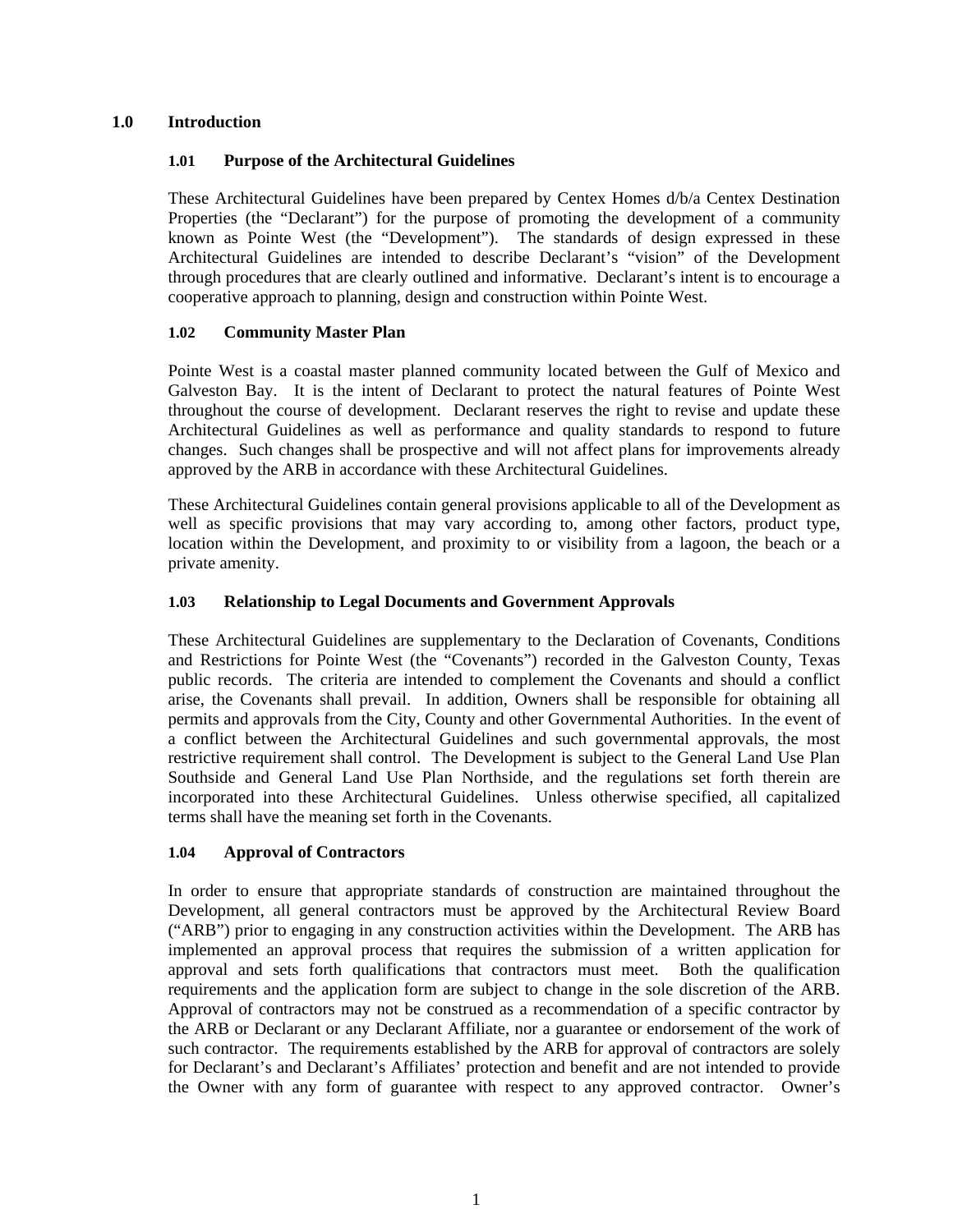# 1.0 Introduction

## 1.01 Purpose of the Architectural Guidelines

These Architectural Guidelines have been prepared by Centex Homes d/b/a Centex Destination Properties (the "Declarant") for the purpose of promoting the development of a community known as Pointe West (the "Development"). The standards of design expressed in these Architectural Guidelines are intended to describe Declarant's "vision" of the Development through procedures that are clearly outlined and informative. Declarant's intent is to encourage a cooperative approach to planning, design and construction within Pointe West.

## 1.02 Community Master Plan

Pointe West is a coastal master planned community located between the Gulf of Mexico and Galveston Bay. It is the intent of Declarant to protect the natural features of Pointe West throughout the course of development. Declarant reserves the right to revise and update these Architectural Guidelines as well as performance and quality standards to respond to future changes. Such changes shall be prospective and will not affect plans for improvements already approved by the ARB in accordance with these Architectural Guidelines.

These Architectural Guidelines contain general provisions applicable to all of the Development as well as specific provisions that may vary according to, among other factors, product type, location within the Development, and proximity to or visibility from a lagoon, the beach or a private amenity.

## 1.03 Relationship to Legal Documents and Government Approvals

These Architectural Guidelines are supplementary to the Declaration of Covenants, Conditions and Restrictions for Pointe West (the "Covenants") recorded in the Galveston County, Texas public records. The criteria are intended to complement the Covenants and should a conflict arise, the Covenants shall prevail. In addition, Owners shall be responsible for obtaining all permits and approvals from the City, County and other Governmental Authorities. In the event of a conflict between the Architectural Guidelines and such governmental approvals, the most restrictive requirement shall control. The Development is subject to the General Land Use Plan Southside and General Land Use Plan Northside, and the regulations set forth therein are incorporated into these Architectural Guidelines. Unless otherwise specified, all capitalized terms shall have the meaning set forth in the Covenants.

## 1.04 Approval of Contractors

In order to ensure that appropriate standards of construction are maintained throughout the Development, all general contractors must be approved by the Architectural Review Board ("ARB") prior to engaging in any construction activities within the Development. The ARB has implemented an approval process that requires the submission of a written application for approval and sets forth qualifications that contractors must meet. Both the qualification requirements and the application form are subject to change in the sole discretion of the ARB. Approval of contractors may not be construed as a recommendation of a specific contractor by the ARB or Declarant or any Declarant Affiliate, nor a guarantee or endorsement of the work of such contractor. The requirements established by the ARB for approval of contractors are solely for Declarant's and Declarant's Affiliates' protection and benefit and are not intended to provide the Owner with any form of guarantee with respect to any approved contractor. Owner's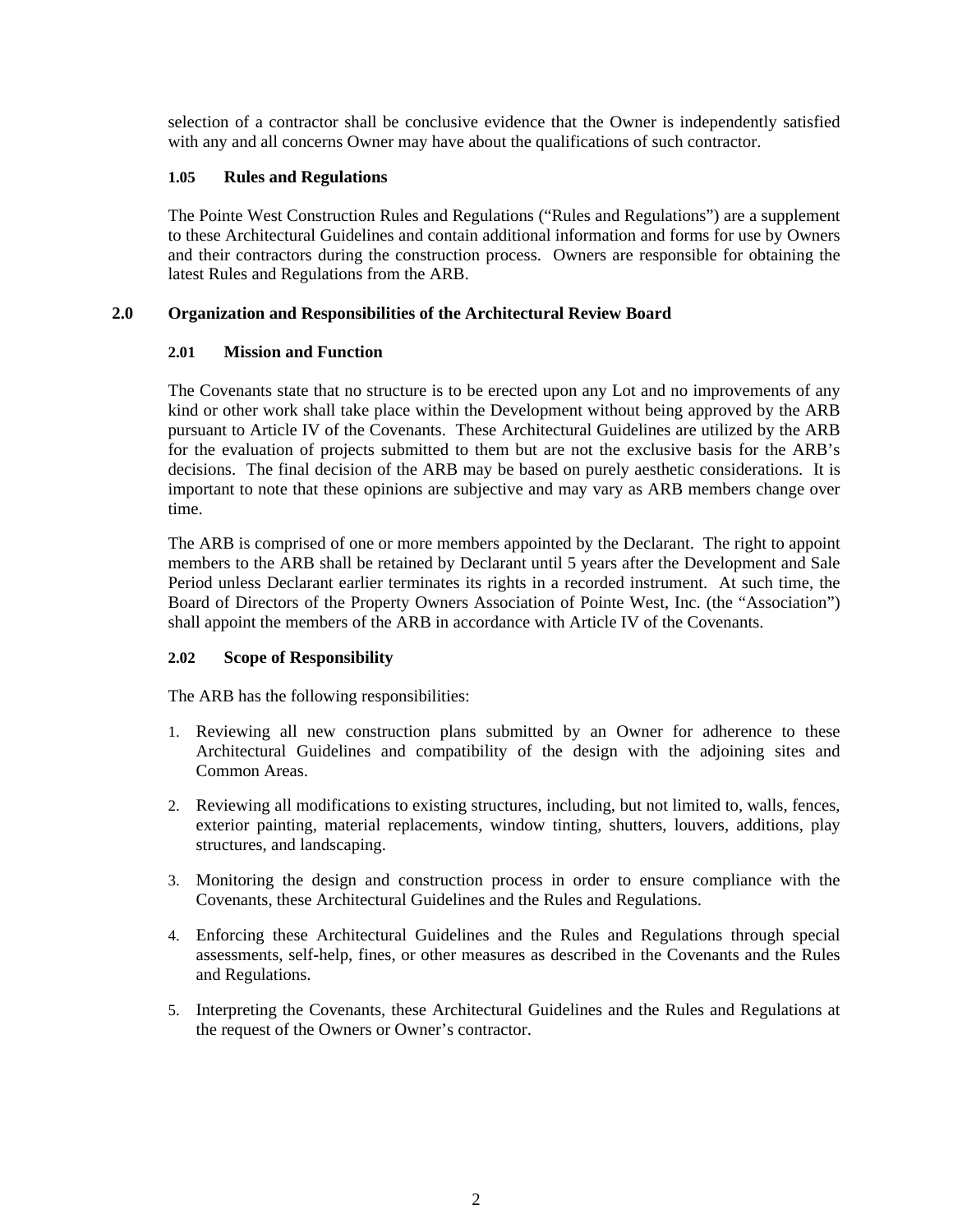selection of a contractor shall be conclusive evidence that the Owner is independently satisfied with any and all concerns Owner may have about the qualifications of such contractor.

### 1.05 Rules and Regulations

The Pointe West Construction Rules and Regulations ("Rules and Regulations") are a supplement to these Architectural Guidelines and contain additional information and forms for use by Owners and their contractors during the construction process. Owners are responsible for obtaining the latest Rules and Regulations from the ARB.

## 2.0 Organization and Responsibilities of the Architectural Review Board

### 2.01 Mission and Function

The Covenants state that no structure is to be erected upon any Lot and no improvements of any kind or other work shall take place within the Development without being approved by the ARB pursuant to Article IV of the Covenants. These Architectural Guidelines are utilized by the ARB for the evaluation of projects submitted to them but are not the exclusive basis for the ARB's decisions. The final decision of the ARB may be based on purely aesthetic considerations. It is important to note that these opinions are subjective and may vary as ARB members change over time.

The ARB is comprised of one or more members appointed by the Declarant. The right to appoint members to the ARB shall be retained by Declarant until 5 years after the Development and Sale Period unless Declarant earlier terminates its rights in a recorded instrument. At such time, the Board of Directors of the Property Owners Association of Pointe West, Inc. (the "Association") shall appoint the members of the ARB in accordance with Article IV of the Covenants.

### 2.02 Scope of Responsibility

The ARB has the following responsibilities:

1. Reviewing all new construction plans submitted by an Owner for adherence to these Architectural Guidelines and compatibility of the design with the adjoining sites and Common Areas.

2. Reviewing all modifications to existing structures, including, but not limited to, walls, fences, exterior painting, material replacements, window tinting, shutters, louvers, additions, play structures, and landscaping.

3. Monitoring the design and construction process in order to ensure compliance with the Covenants, these Architectural Guidelines and the Rules and Regulations.

4. Enforcing these Architectural Guidelines and the Rules and Regulations through special assessments, self-help, fines, or other measures as described in the Covenants and the Rules and Regulations.

5. Interpreting the Covenants, these Architectural Guidelines and the Rules and Regulations at the request of the Owners or Owner's contractor.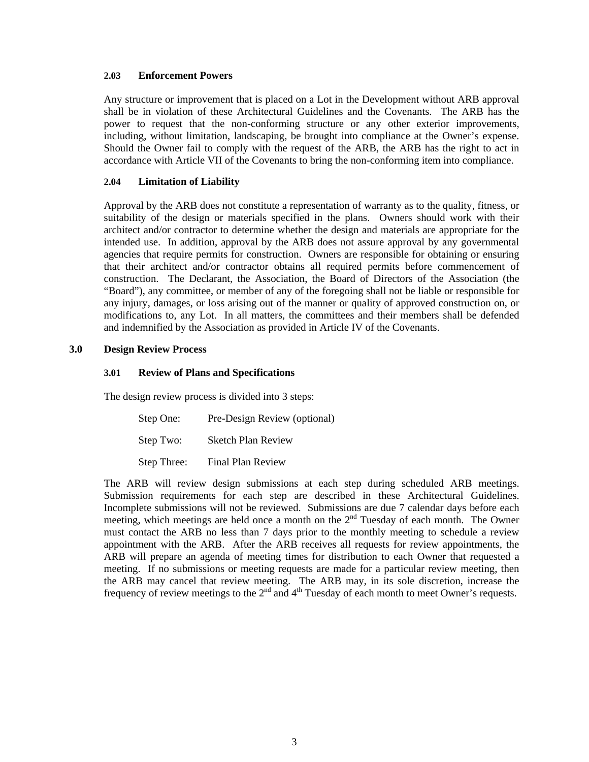### 2.03 Enforcement Powers

Any structure or improvement that is placed on a Lot in the Development without ARB approval shall be in violation of these Architectural Guidelines and the Covenants. The ARB has the power to request that the non-conforming structure or any other exterior improvements, including, without limitation, landscaping, be brought into compliance at the Owner's expense. Should the Owner fail to comply with the request of the ARB, the ARB has the right to act in accordance with Article VII of the Covenants to bring the non-conforming item into compliance.

### 2.04 Limitation of Liability

Approval by the ARB does not constitute a representation of warranty as to the quality, fitness, or suitability of the design or materials specified in the plans. Owners should work with their architect and/or contractor to determine whether the design and materials are appropriate for the intended use. In addition, approval by the ARB does not assure approval by any governmental agencies that require permits for construction. Owners are responsible for obtaining or ensuring that their architect and/or contractor obtains all required permits before commencement of construction. The Declarant, the Association, the Board of Directors of the Association (the "Board"), any committee, or member of any of the foregoing shall not be liable or responsible for any injury, damages, or loss arising out of the manner or quality of approved construction on, or modifications to, any Lot. In all matters, the committees and their members shall be defended and indemnified by the Association as provided in Article IV of the Covenants.

## 3.0 Design Review Process

### 3.01 Review of Plans and Specifications

The design review process is divided into 3 steps:

Step One: Pre-Design Review (optional)

Step Two: Sketch Plan Review

Step Three: Final Plan Review

The ARB will review design submissions at each step during scheduled ARB meetings. Submission requirements for each step are described in these Architectural Guidelines. Incomplete submissions will not be reviewed. Submissions are due 7 calendar days before each meeting, which meetings are held once a month on the 2nd Tuesday of each month. The Owner must contact the ARB no less than 7 days prior to the monthly meeting to schedule a review appointment with the ARB. After the ARB receives all requests for review appointments, the ARB will prepare an agenda of meeting times for distribution to each Owner that requested a meeting. If no submissions or meeting requests are made for a particular review meeting, then the ARB may cancel that review meeting. The ARB may, in its sole discretion, increase the frequency of review meetings to the 2nd and 4th Tuesday of each month to meet Owner's requests.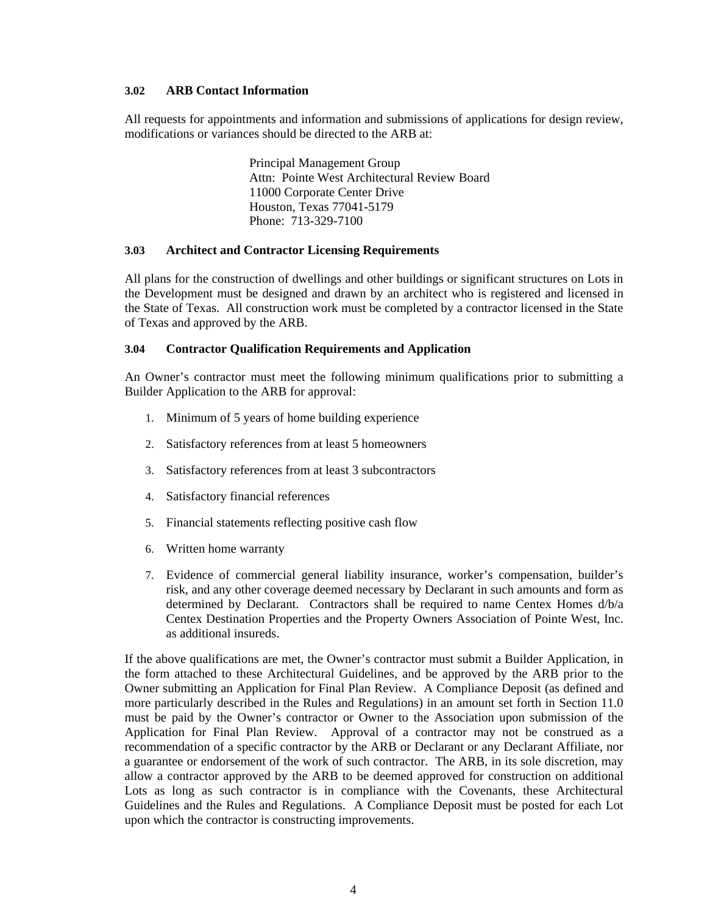### 3.02 ARB Contact Information

All requests for appointments and information and submissions of applications for design review, modifications or variances should be directed to the ARB at:

> Principal Management Group
> Attn: Pointe West Architectural Review Board
> 11000 Corporate Center Drive
> Houston, Texas 77041-5179
> Phone: 713-329-7100

### 3.03 Architect and Contractor Licensing Requirements

All plans for the construction of dwellings and other buildings or significant structures on Lots in the Development must be designed and drawn by an architect who is registered and licensed in the State of Texas. All construction work must be completed by a contractor licensed in the State of Texas and approved by the ARB.

### 3.04 Contractor Qualification Requirements and Application

An Owner's contractor must meet the following minimum qualifications prior to submitting a Builder Application to the ARB for approval:

1. Minimum of 5 years of home building experience
2. Satisfactory references from at least 5 homeowners
3. Satisfactory references from at least 3 subcontractors
4. Satisfactory financial references
5. Financial statements reflecting positive cash flow
6. Written home warranty
7. Evidence of commercial general liability insurance, worker's compensation, builder's risk, and any other coverage deemed necessary by Declarant in such amounts and form as determined by Declarant. Contractors shall be required to name Centex Homes d/b/a Centex Destination Properties and the Property Owners Association of Pointe West, Inc. as additional insureds.

If the above qualifications are met, the Owner's contractor must submit a Builder Application, in the form attached to these Architectural Guidelines, and be approved by the ARB prior to the Owner submitting an Application for Final Plan Review. A Compliance Deposit (as defined and more particularly described in the Rules and Regulations) in an amount set forth in Section 11.0 must be paid by the Owner's contractor or Owner to the Association upon submission of the Application for Final Plan Review. Approval of a contractor may not be construed as a recommendation of a specific contractor by the ARB or Declarant or any Declarant Affiliate, nor a guarantee or endorsement of the work of such contractor. The ARB, in its sole discretion, may allow a contractor approved by the ARB to be deemed approved for construction on additional Lots as long as such contractor is in compliance with the Covenants, these Architectural Guidelines and the Rules and Regulations. A Compliance Deposit must be posted for each Lot upon which the contractor is constructing improvements.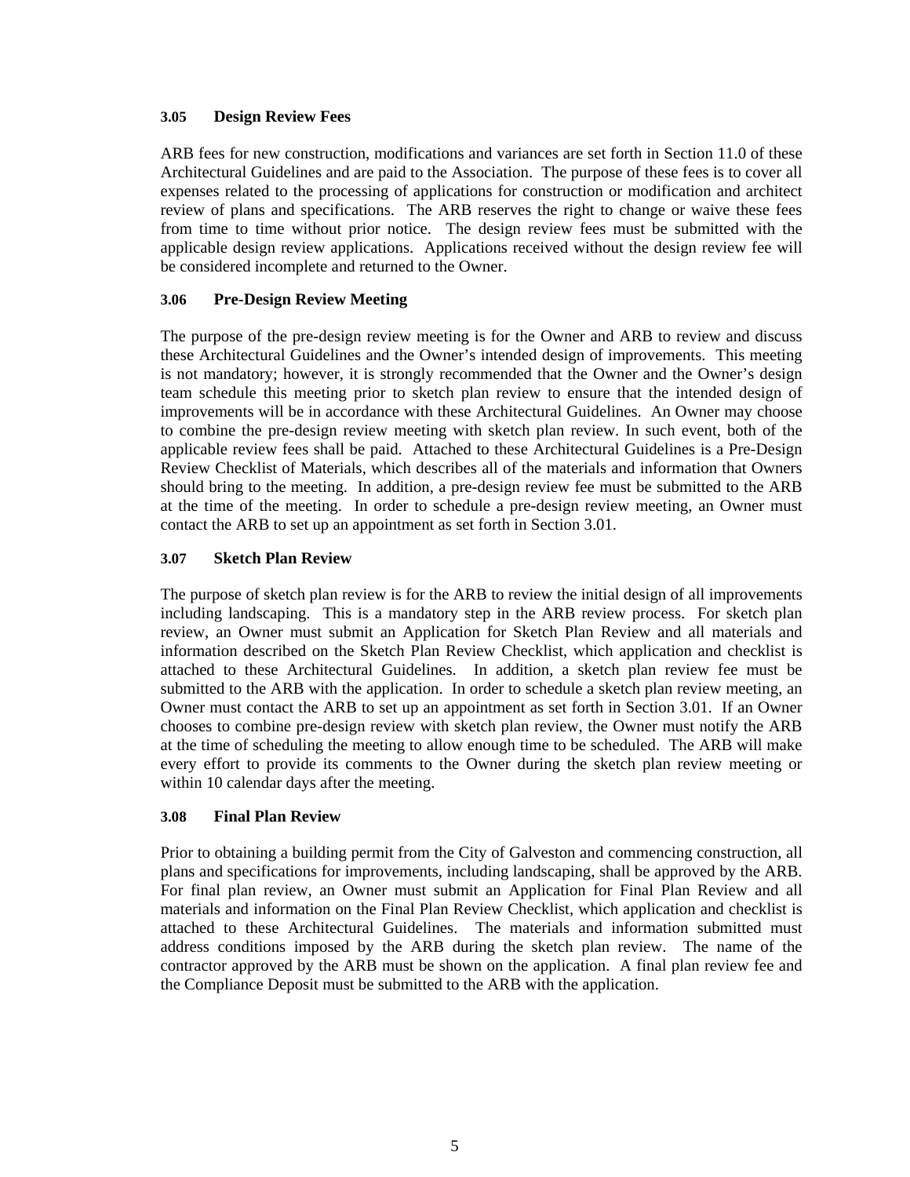### 3.05 Design Review Fees

ARB fees for new construction, modifications and variances are set forth in Section 11.0 of these Architectural Guidelines and are paid to the Association. The purpose of these fees is to cover all expenses related to the processing of applications for construction or modification and architect review of plans and specifications. The ARB reserves the right to change or waive these fees from time to time without prior notice. The design review fees must be submitted with the applicable design review applications. Applications received without the design review fee will be considered incomplete and returned to the Owner.

### 3.06 Pre-Design Review Meeting

The purpose of the pre-design review meeting is for the Owner and ARB to review and discuss these Architectural Guidelines and the Owner's intended design of improvements. This meeting is not mandatory; however, it is strongly recommended that the Owner and the Owner's design team schedule this meeting prior to sketch plan review to ensure that the intended design of improvements will be in accordance with these Architectural Guidelines. An Owner may choose to combine the pre-design review meeting with sketch plan review. In such event, both of the applicable review fees shall be paid. Attached to these Architectural Guidelines is a Pre-Design Review Checklist of Materials, which describes all of the materials and information that Owners should bring to the meeting. In addition, a pre-design review fee must be submitted to the ARB at the time of the meeting. In order to schedule a pre-design review meeting, an Owner must contact the ARB to set up an appointment as set forth in Section 3.01.

### 3.07 Sketch Plan Review

The purpose of sketch plan review is for the ARB to review the initial design of all improvements including landscaping. This is a mandatory step in the ARB review process. For sketch plan review, an Owner must submit an Application for Sketch Plan Review and all materials and information described on the Sketch Plan Review Checklist, which application and checklist is attached to these Architectural Guidelines. In addition, a sketch plan review fee must be submitted to the ARB with the application. In order to schedule a sketch plan review meeting, an Owner must contact the ARB to set up an appointment as set forth in Section 3.01. If an Owner chooses to combine pre-design review with sketch plan review, the Owner must notify the ARB at the time of scheduling the meeting to allow enough time to be scheduled. The ARB will make every effort to provide its comments to the Owner during the sketch plan review meeting or within 10 calendar days after the meeting.

### 3.08 Final Plan Review

Prior to obtaining a building permit from the City of Galveston and commencing construction, all plans and specifications for improvements, including landscaping, shall be approved by the ARB. For final plan review, an Owner must submit an Application for Final Plan Review and all materials and information on the Final Plan Review Checklist, which application and checklist is attached to these Architectural Guidelines. The materials and information submitted must address conditions imposed by the ARB during the sketch plan review. The name of the contractor approved by the ARB must be shown on the application. A final plan review fee and the Compliance Deposit must be submitted to the ARB with the application.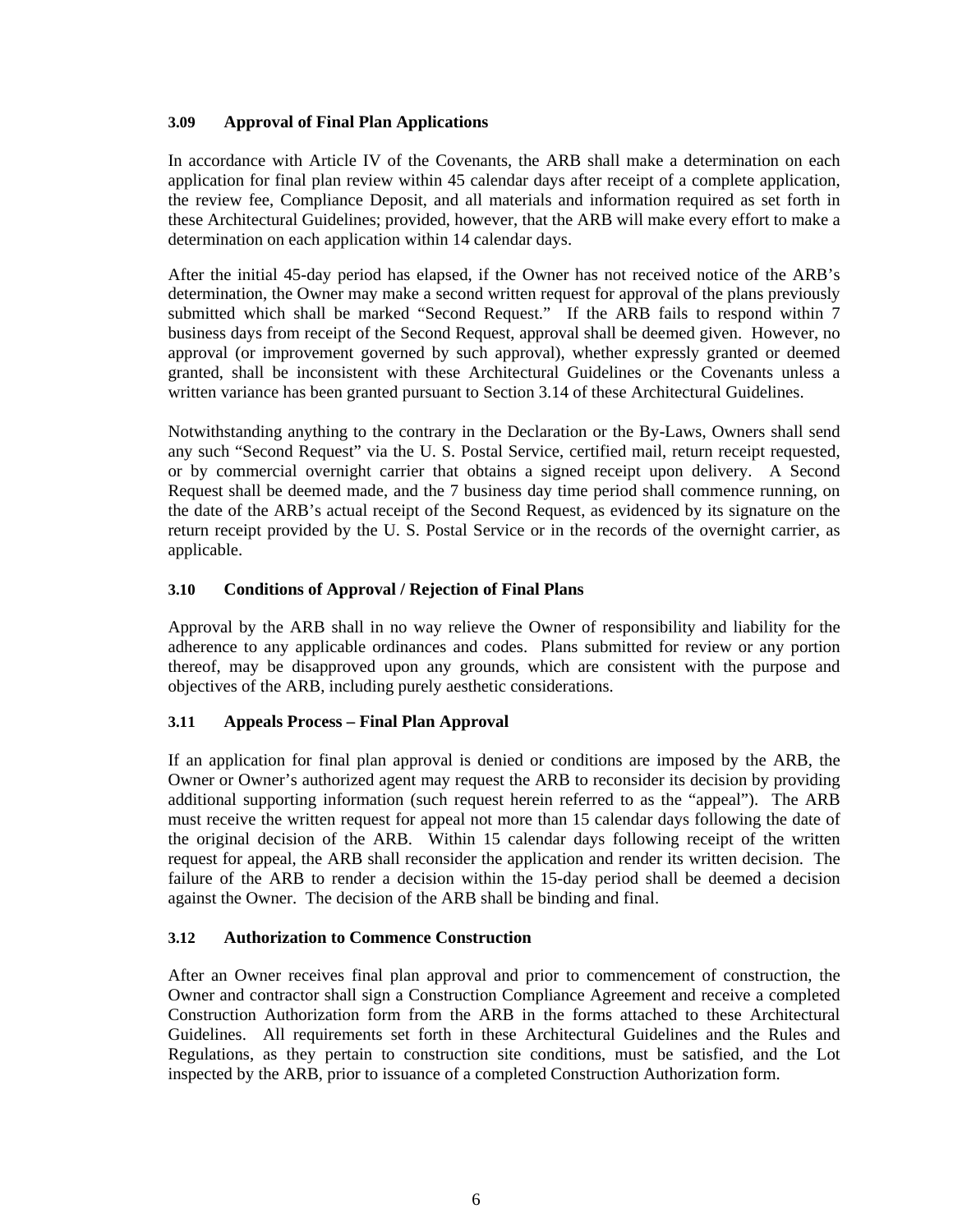### 3.09 Approval of Final Plan Applications

In accordance with Article IV of the Covenants, the ARB shall make a determination on each application for final plan review within 45 calendar days after receipt of a complete application, the review fee, Compliance Deposit, and all materials and information required as set forth in these Architectural Guidelines; provided, however, that the ARB will make every effort to make a determination on each application within 14 calendar days.

After the initial 45-day period has elapsed, if the Owner has not received notice of the ARB's determination, the Owner may make a second written request for approval of the plans previously submitted which shall be marked "Second Request." If the ARB fails to respond within 7 business days from receipt of the Second Request, approval shall be deemed given. However, no approval (or improvement governed by such approval), whether expressly granted or deemed granted, shall be inconsistent with these Architectural Guidelines or the Covenants unless a written variance has been granted pursuant to Section 3.14 of these Architectural Guidelines.

Notwithstanding anything to the contrary in the Declaration or the By-Laws, Owners shall send any such "Second Request" via the U. S. Postal Service, certified mail, return receipt requested, or by commercial overnight carrier that obtains a signed receipt upon delivery. A Second Request shall be deemed made, and the 7 business day time period shall commence running, on the date of the ARB's actual receipt of the Second Request, as evidenced by its signature on the return receipt provided by the U. S. Postal Service or in the records of the overnight carrier, as applicable.

### 3.10 Conditions of Approval / Rejection of Final Plans

Approval by the ARB shall in no way relieve the Owner of responsibility and liability for the adherence to any applicable ordinances and codes. Plans submitted for review or any portion thereof, may be disapproved upon any grounds, which are consistent with the purpose and objectives of the ARB, including purely aesthetic considerations.

### 3.11 Appeals Process – Final Plan Approval

If an application for final plan approval is denied or conditions are imposed by the ARB, the Owner or Owner's authorized agent may request the ARB to reconsider its decision by providing additional supporting information (such request herein referred to as the "appeal"). The ARB must receive the written request for appeal not more than 15 calendar days following the date of the original decision of the ARB. Within 15 calendar days following receipt of the written request for appeal, the ARB shall reconsider the application and render its written decision. The failure of the ARB to render a decision within the 15-day period shall be deemed a decision against the Owner. The decision of the ARB shall be binding and final.

### 3.12 Authorization to Commence Construction

After an Owner receives final plan approval and prior to commencement of construction, the Owner and contractor shall sign a Construction Compliance Agreement and receive a completed Construction Authorization form from the ARB in the forms attached to these Architectural Guidelines. All requirements set forth in these Architectural Guidelines and the Rules and Regulations, as they pertain to construction site conditions, must be satisfied, and the Lot inspected by the ARB, prior to issuance of a completed Construction Authorization form.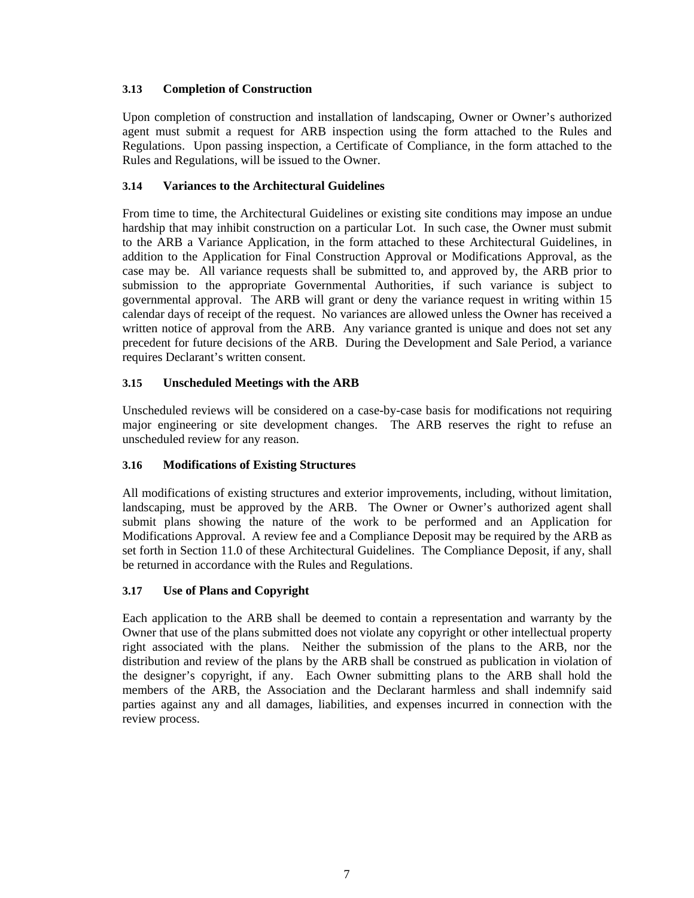### 3.13 Completion of Construction

Upon completion of construction and installation of landscaping, Owner or Owner's authorized agent must submit a request for ARB inspection using the form attached to the Rules and Regulations. Upon passing inspection, a Certificate of Compliance, in the form attached to the Rules and Regulations, will be issued to the Owner.

### 3.14 Variances to the Architectural Guidelines

From time to time, the Architectural Guidelines or existing site conditions may impose an undue hardship that may inhibit construction on a particular Lot. In such case, the Owner must submit to the ARB a Variance Application, in the form attached to these Architectural Guidelines, in addition to the Application for Final Construction Approval or Modifications Approval, as the case may be. All variance requests shall be submitted to, and approved by, the ARB prior to submission to the appropriate Governmental Authorities, if such variance is subject to governmental approval. The ARB will grant or deny the variance request in writing within 15 calendar days of receipt of the request. No variances are allowed unless the Owner has received a written notice of approval from the ARB. Any variance granted is unique and does not set any precedent for future decisions of the ARB. During the Development and Sale Period, a variance requires Declarant's written consent.

### 3.15 Unscheduled Meetings with the ARB

Unscheduled reviews will be considered on a case-by-case basis for modifications not requiring major engineering or site development changes. The ARB reserves the right to refuse an unscheduled review for any reason.

### 3.16 Modifications of Existing Structures

All modifications of existing structures and exterior improvements, including, without limitation, landscaping, must be approved by the ARB. The Owner or Owner's authorized agent shall submit plans showing the nature of the work to be performed and an Application for Modifications Approval. A review fee and a Compliance Deposit may be required by the ARB as set forth in Section 11.0 of these Architectural Guidelines. The Compliance Deposit, if any, shall be returned in accordance with the Rules and Regulations.

### 3.17 Use of Plans and Copyright

Each application to the ARB shall be deemed to contain a representation and warranty by the Owner that use of the plans submitted does not violate any copyright or other intellectual property right associated with the plans. Neither the submission of the plans to the ARB, nor the distribution and review of the plans by the ARB shall be construed as publication in violation of the designer's copyright, if any. Each Owner submitting plans to the ARB shall hold the members of the ARB, the Association and the Declarant harmless and shall indemnify said parties against any and all damages, liabilities, and expenses incurred in connection with the review process.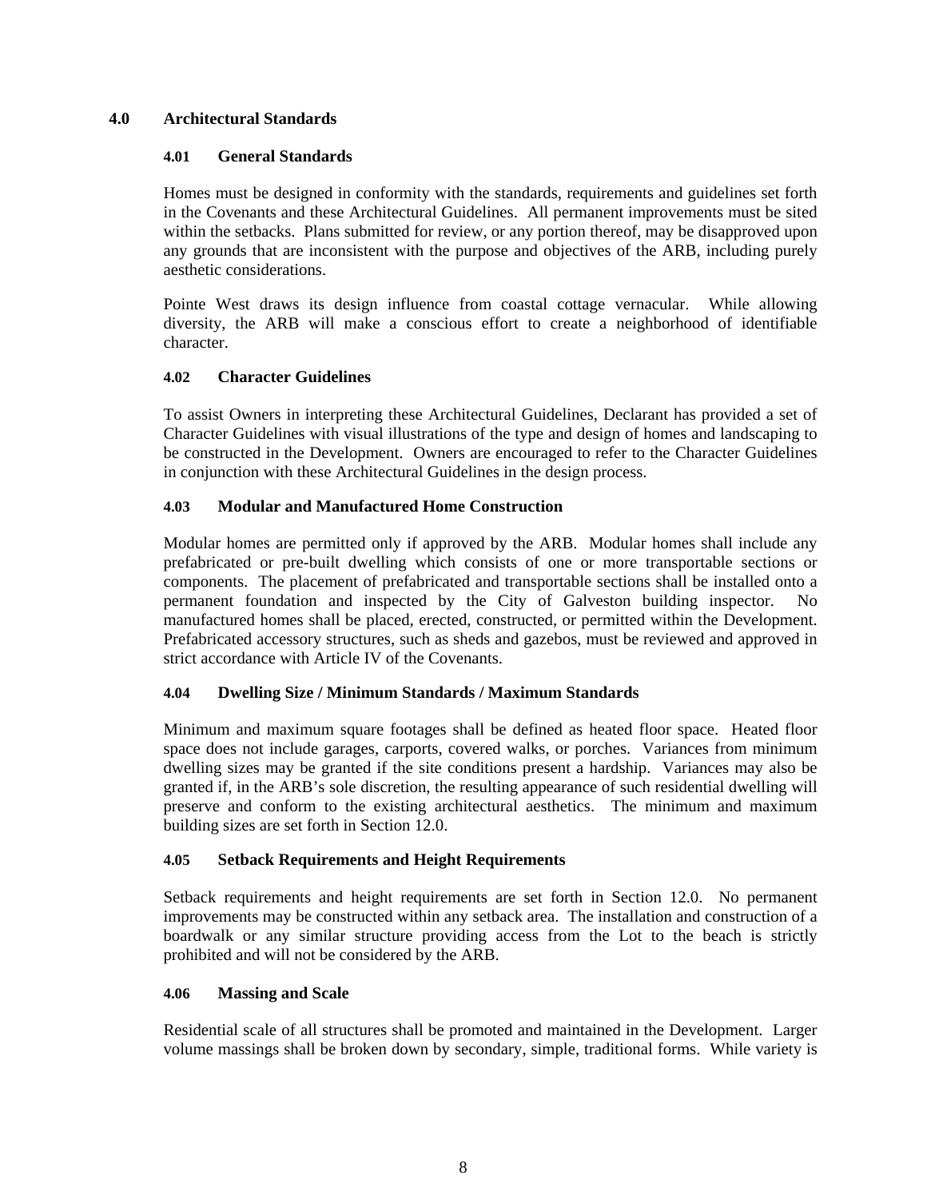# 4.0 Architectural Standards

## 4.01 General Standards

Homes must be designed in conformity with the standards, requirements and guidelines set forth in the Covenants and these Architectural Guidelines. All permanent improvements must be sited within the setbacks. Plans submitted for review, or any portion thereof, may be disapproved upon any grounds that are inconsistent with the purpose and objectives of the ARB, including purely aesthetic considerations.

Pointe West draws its design influence from coastal cottage vernacular. While allowing diversity, the ARB will make a conscious effort to create a neighborhood of identifiable character.

## 4.02 Character Guidelines

To assist Owners in interpreting these Architectural Guidelines, Declarant has provided a set of Character Guidelines with visual illustrations of the type and design of homes and landscaping to be constructed in the Development. Owners are encouraged to refer to the Character Guidelines in conjunction with these Architectural Guidelines in the design process.

## 4.03 Modular and Manufactured Home Construction

Modular homes are permitted only if approved by the ARB. Modular homes shall include any prefabricated or pre-built dwelling which consists of one or more transportable sections or components. The placement of prefabricated and transportable sections shall be installed onto a permanent foundation and inspected by the City of Galveston building inspector. No manufactured homes shall be placed, erected, constructed, or permitted within the Development. Prefabricated accessory structures, such as sheds and gazebos, must be reviewed and approved in strict accordance with Article IV of the Covenants.

## 4.04 Dwelling Size / Minimum Standards / Maximum Standards

Minimum and maximum square footages shall be defined as heated floor space. Heated floor space does not include garages, carports, covered walks, or porches. Variances from minimum dwelling sizes may be granted if the site conditions present a hardship. Variances may also be granted if, in the ARB's sole discretion, the resulting appearance of such residential dwelling will preserve and conform to the existing architectural aesthetics. The minimum and maximum building sizes are set forth in Section 12.0.

## 4.05 Setback Requirements and Height Requirements

Setback requirements and height requirements are set forth in Section 12.0. No permanent improvements may be constructed within any setback area. The installation and construction of a boardwalk or any similar structure providing access from the Lot to the beach is strictly prohibited and will not be considered by the ARB.

## 4.06 Massing and Scale

Residential scale of all structures shall be promoted and maintained in the Development. Larger volume massings shall be broken down by secondary, simple, traditional forms. While variety is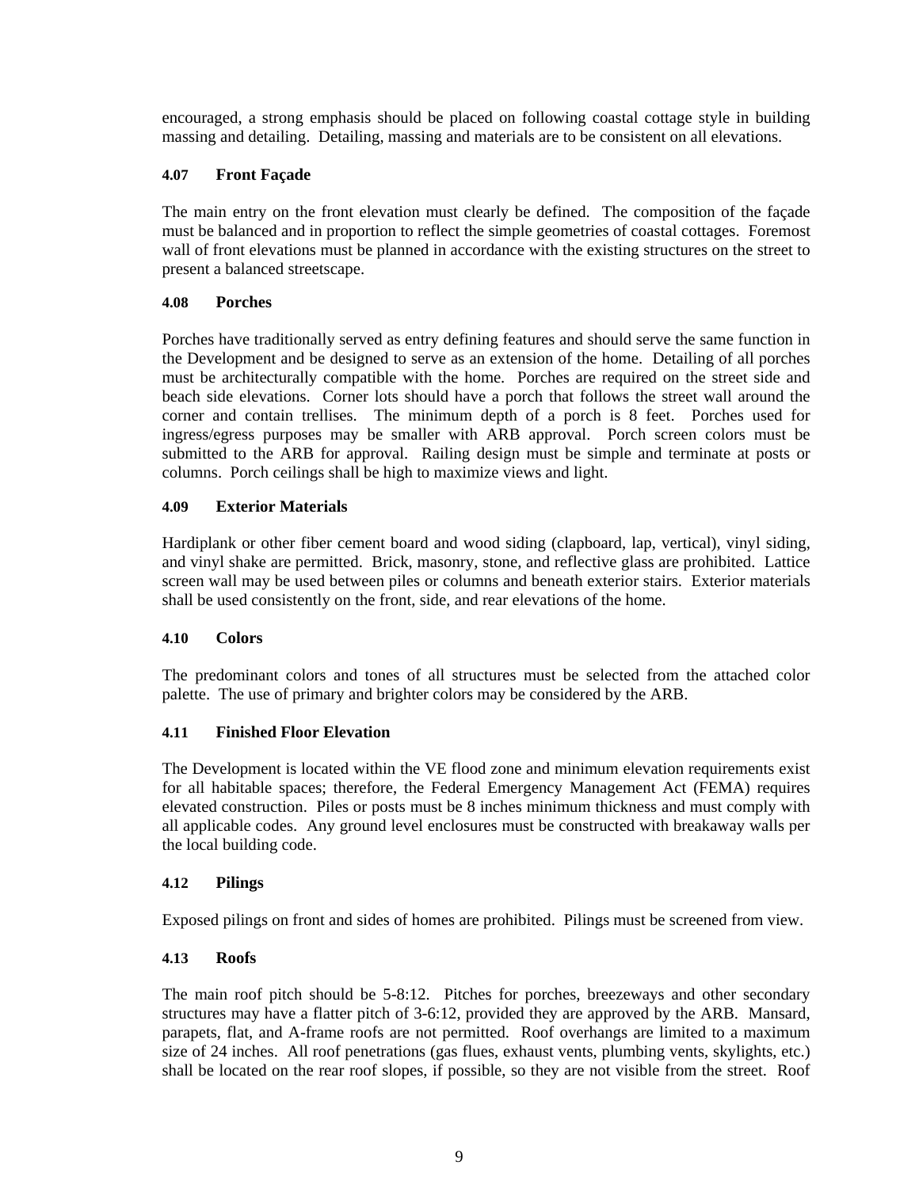encouraged, a strong emphasis should be placed on following coastal cottage style in building massing and detailing. Detailing, massing and materials are to be consistent on all elevations.

### 4.07 Front Façade

The main entry on the front elevation must clearly be defined. The composition of the façade must be balanced and in proportion to reflect the simple geometries of coastal cottages. Foremost wall of front elevations must be planned in accordance with the existing structures on the street to present a balanced streetscape.

### 4.08 Porches

Porches have traditionally served as entry defining features and should serve the same function in the Development and be designed to serve as an extension of the home. Detailing of all porches must be architecturally compatible with the home. Porches are required on the street side and beach side elevations. Corner lots should have a porch that follows the street wall around the corner and contain trellises. The minimum depth of a porch is 8 feet. Porches used for ingress/egress purposes may be smaller with ARB approval. Porch screen colors must be submitted to the ARB for approval. Railing design must be simple and terminate at posts or columns. Porch ceilings shall be high to maximize views and light.

### 4.09 Exterior Materials

Hardiplank or other fiber cement board and wood siding (clapboard, lap, vertical), vinyl siding, and vinyl shake are permitted. Brick, masonry, stone, and reflective glass are prohibited. Lattice screen wall may be used between piles or columns and beneath exterior stairs. Exterior materials shall be used consistently on the front, side, and rear elevations of the home.

### 4.10 Colors

The predominant colors and tones of all structures must be selected from the attached color palette. The use of primary and brighter colors may be considered by the ARB.

### 4.11 Finished Floor Elevation

The Development is located within the VE flood zone and minimum elevation requirements exist for all habitable spaces; therefore, the Federal Emergency Management Act (FEMA) requires elevated construction. Piles or posts must be 8 inches minimum thickness and must comply with all applicable codes. Any ground level enclosures must be constructed with breakaway walls per the local building code.

### 4.12 Pilings

Exposed pilings on front and sides of homes are prohibited. Pilings must be screened from view.

### 4.13 Roofs

The main roof pitch should be 5-8:12. Pitches for porches, breezeways and other secondary structures may have a flatter pitch of 3-6:12, provided they are approved by the ARB. Mansard, parapets, flat, and A-frame roofs are not permitted. Roof overhangs are limited to a maximum size of 24 inches. All roof penetrations (gas flues, exhaust vents, plumbing vents, skylights, etc.) shall be located on the rear roof slopes, if possible, so they are not visible from the street. Roof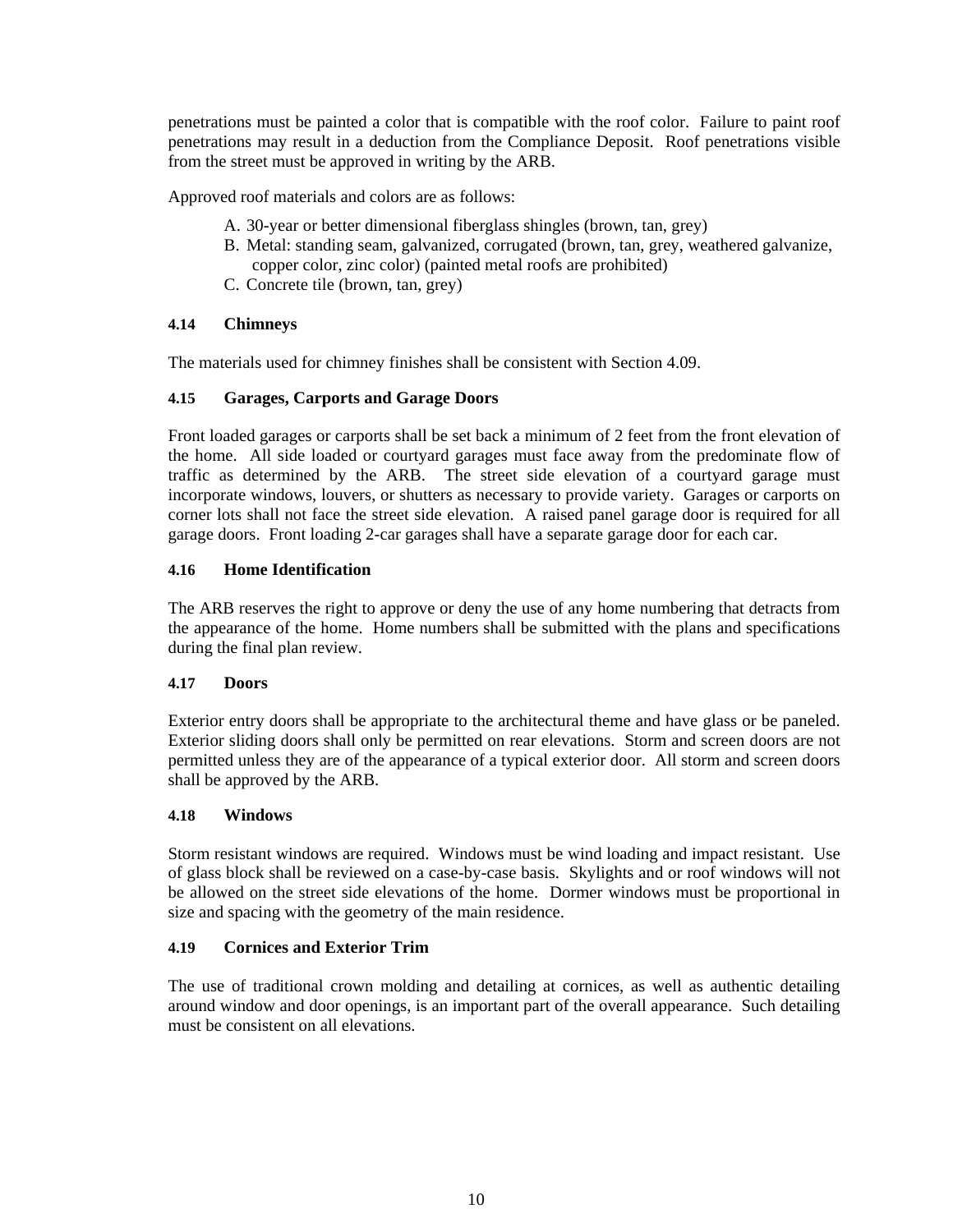penetrations must be painted a color that is compatible with the roof color. Failure to paint roof penetrations may result in a deduction from the Compliance Deposit. Roof penetrations visible from the street must be approved in writing by the ARB.

Approved roof materials and colors are as follows:

A. 30-year or better dimensional fiberglass shingles (brown, tan, grey)
B. Metal: standing seam, galvanized, corrugated (brown, tan, grey, weathered galvanize, copper color, zinc color) (painted metal roofs are prohibited)
C. Concrete tile (brown, tan, grey)

### 4.14 Chimneys

The materials used for chimney finishes shall be consistent with Section 4.09.

### 4.15 Garages, Carports and Garage Doors

Front loaded garages or carports shall be set back a minimum of 2 feet from the front elevation of the home. All side loaded or courtyard garages must face away from the predominate flow of traffic as determined by the ARB. The street side elevation of a courtyard garage must incorporate windows, louvers, or shutters as necessary to provide variety. Garages or carports on corner lots shall not face the street side elevation. A raised panel garage door is required for all garage doors. Front loading 2-car garages shall have a separate garage door for each car.

### 4.16 Home Identification

The ARB reserves the right to approve or deny the use of any home numbering that detracts from the appearance of the home. Home numbers shall be submitted with the plans and specifications during the final plan review.

### 4.17 Doors

Exterior entry doors shall be appropriate to the architectural theme and have glass or be paneled. Exterior sliding doors shall only be permitted on rear elevations. Storm and screen doors are not permitted unless they are of the appearance of a typical exterior door. All storm and screen doors shall be approved by the ARB.

### 4.18 Windows

Storm resistant windows are required. Windows must be wind loading and impact resistant. Use of glass block shall be reviewed on a case-by-case basis. Skylights and or roof windows will not be allowed on the street side elevations of the home. Dormer windows must be proportional in size and spacing with the geometry of the main residence.

### 4.19 Cornices and Exterior Trim

The use of traditional crown molding and detailing at cornices, as well as authentic detailing around window and door openings, is an important part of the overall appearance. Such detailing must be consistent on all elevations.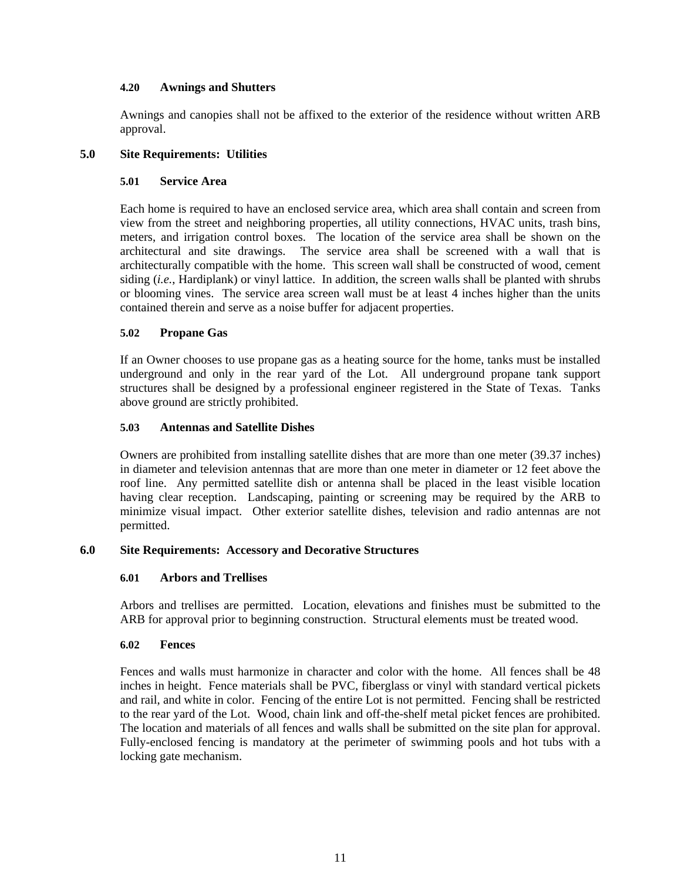### 4.20 Awnings and Shutters

Awnings and canopies shall not be affixed to the exterior of the residence without written ARB approval.

## 5.0 Site Requirements: Utilities

### 5.01 Service Area

Each home is required to have an enclosed service area, which area shall contain and screen from view from the street and neighboring properties, all utility connections, HVAC units, trash bins, meters, and irrigation control boxes. The location of the service area shall be shown on the architectural and site drawings. The service area shall be screened with a wall that is architecturally compatible with the home. This screen wall shall be constructed of wood, cement siding (*i.e.*, Hardiplank) or vinyl lattice. In addition, the screen walls shall be planted with shrubs or blooming vines. The service area screen wall must be at least 4 inches higher than the units contained therein and serve as a noise buffer for adjacent properties.

### 5.02 Propane Gas

If an Owner chooses to use propane gas as a heating source for the home, tanks must be installed underground and only in the rear yard of the Lot. All underground propane tank support structures shall be designed by a professional engineer registered in the State of Texas. Tanks above ground are strictly prohibited.

### 5.03 Antennas and Satellite Dishes

Owners are prohibited from installing satellite dishes that are more than one meter (39.37 inches) in diameter and television antennas that are more than one meter in diameter or 12 feet above the roof line. Any permitted satellite dish or antenna shall be placed in the least visible location having clear reception. Landscaping, painting or screening may be required by the ARB to minimize visual impact. Other exterior satellite dishes, television and radio antennas are not permitted.

## 6.0 Site Requirements: Accessory and Decorative Structures

### 6.01 Arbors and Trellises

Arbors and trellises are permitted. Location, elevations and finishes must be submitted to the ARB for approval prior to beginning construction. Structural elements must be treated wood.

### 6.02 Fences

Fences and walls must harmonize in character and color with the home. All fences shall be 48 inches in height. Fence materials shall be PVC, fiberglass or vinyl with standard vertical pickets and rail, and white in color. Fencing of the entire Lot is not permitted. Fencing shall be restricted to the rear yard of the Lot. Wood, chain link and off-the-shelf metal picket fences are prohibited. The location and materials of all fences and walls shall be submitted on the site plan for approval. Fully-enclosed fencing is mandatory at the perimeter of swimming pools and hot tubs with a locking gate mechanism.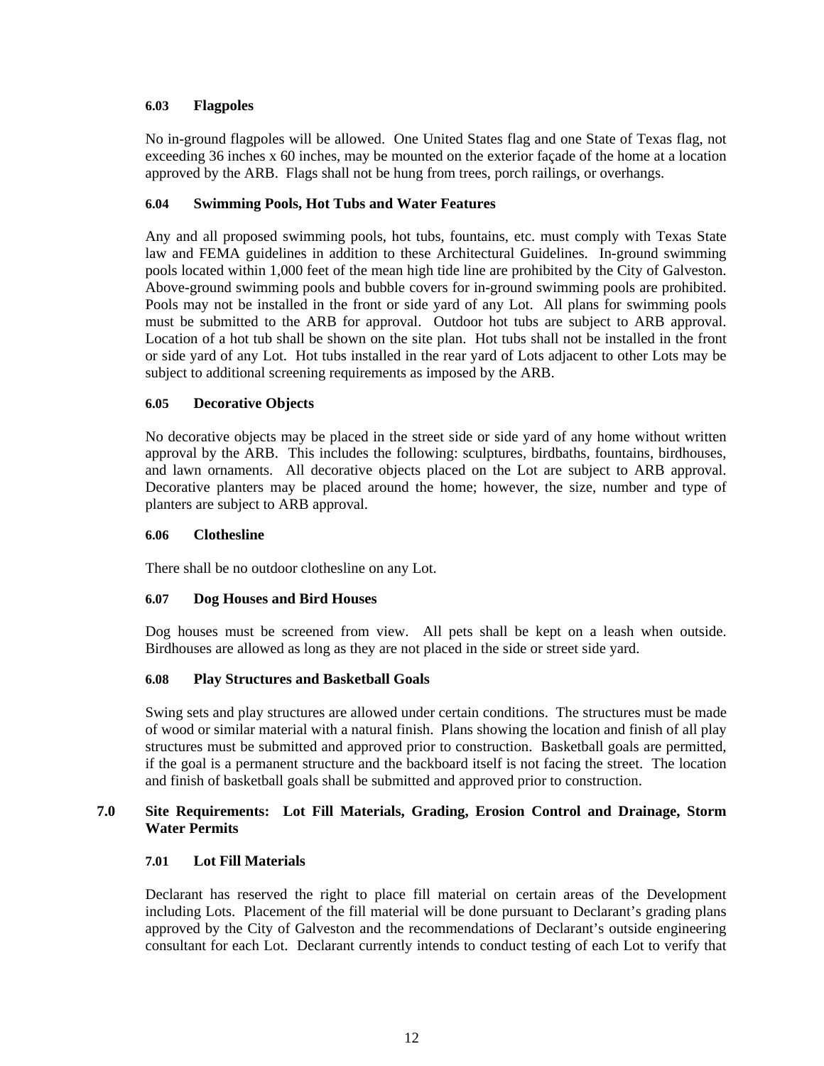### 6.03 Flagpoles

No in-ground flagpoles will be allowed. One United States flag and one State of Texas flag, not exceeding 36 inches x 60 inches, may be mounted on the exterior façade of the home at a location approved by the ARB. Flags shall not be hung from trees, porch railings, or overhangs.

### 6.04 Swimming Pools, Hot Tubs and Water Features

Any and all proposed swimming pools, hot tubs, fountains, etc. must comply with Texas State law and FEMA guidelines in addition to these Architectural Guidelines. In-ground swimming pools located within 1,000 feet of the mean high tide line are prohibited by the City of Galveston. Above-ground swimming pools and bubble covers for in-ground swimming pools are prohibited. Pools may not be installed in the front or side yard of any Lot. All plans for swimming pools must be submitted to the ARB for approval. Outdoor hot tubs are subject to ARB approval. Location of a hot tub shall be shown on the site plan. Hot tubs shall not be installed in the front or side yard of any Lot. Hot tubs installed in the rear yard of Lots adjacent to other Lots may be subject to additional screening requirements as imposed by the ARB.

### 6.05 Decorative Objects

No decorative objects may be placed in the street side or side yard of any home without written approval by the ARB. This includes the following: sculptures, birdbaths, fountains, birdhouses, and lawn ornaments. All decorative objects placed on the Lot are subject to ARB approval. Decorative planters may be placed around the home; however, the size, number and type of planters are subject to ARB approval.

### 6.06 Clothesline

There shall be no outdoor clothesline on any Lot.

### 6.07 Dog Houses and Bird Houses

Dog houses must be screened from view. All pets shall be kept on a leash when outside. Birdhouses are allowed as long as they are not placed in the side or street side yard.

### 6.08 Play Structures and Basketball Goals

Swing sets and play structures are allowed under certain conditions. The structures must be made of wood or similar material with a natural finish. Plans showing the location and finish of all play structures must be submitted and approved prior to construction. Basketball goals are permitted, if the goal is a permanent structure and the backboard itself is not facing the street. The location and finish of basketball goals shall be submitted and approved prior to construction.

## 7.0 Site Requirements: Lot Fill Materials, Grading, Erosion Control and Drainage, Storm Water Permits

### 7.01 Lot Fill Materials

Declarant has reserved the right to place fill material on certain areas of the Development including Lots. Placement of the fill material will be done pursuant to Declarant's grading plans approved by the City of Galveston and the recommendations of Declarant's outside engineering consultant for each Lot. Declarant currently intends to conduct testing of each Lot to verify that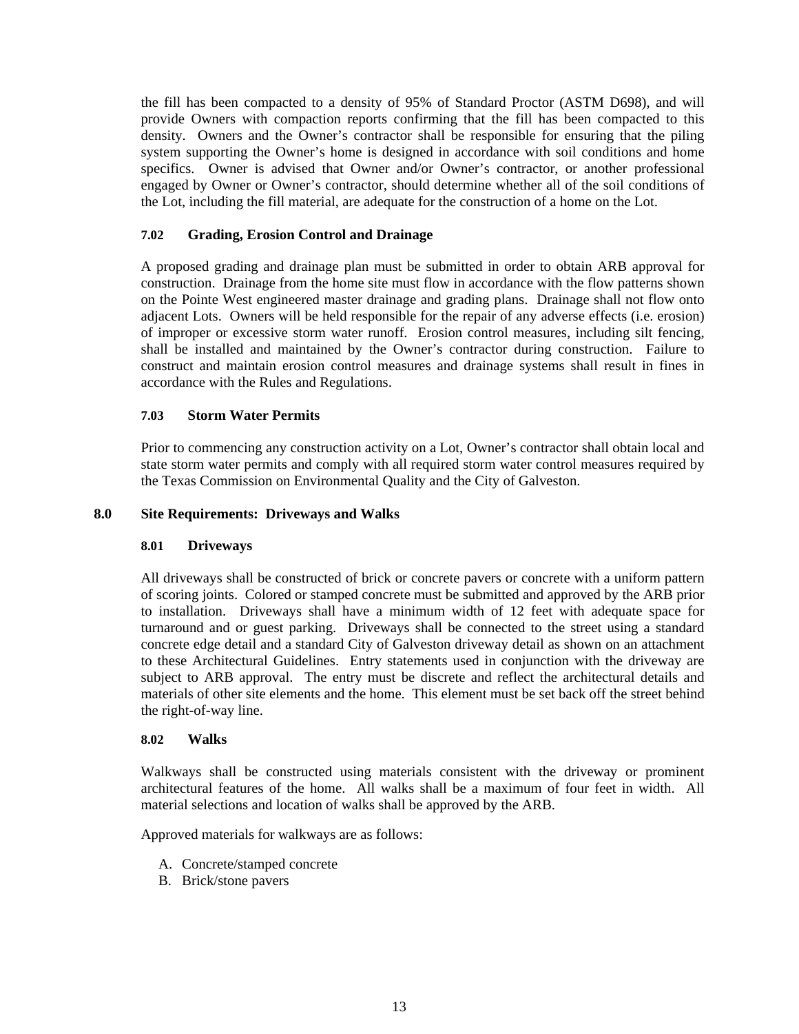the fill has been compacted to a density of 95% of Standard Proctor (ASTM D698), and will provide Owners with compaction reports confirming that the fill has been compacted to this density. Owners and the Owner's contractor shall be responsible for ensuring that the piling system supporting the Owner's home is designed in accordance with soil conditions and home specifics. Owner is advised that Owner and/or Owner's contractor, or another professional engaged by Owner or Owner's contractor, should determine whether all of the soil conditions of the Lot, including the fill material, are adequate for the construction of a home on the Lot.

### 7.02 Grading, Erosion Control and Drainage

A proposed grading and drainage plan must be submitted in order to obtain ARB approval for construction. Drainage from the home site must flow in accordance with the flow patterns shown on the Pointe West engineered master drainage and grading plans. Drainage shall not flow onto adjacent Lots. Owners will be held responsible for the repair of any adverse effects (i.e. erosion) of improper or excessive storm water runoff. Erosion control measures, including silt fencing, shall be installed and maintained by the Owner's contractor during construction. Failure to construct and maintain erosion control measures and drainage systems shall result in fines in accordance with the Rules and Regulations.

### 7.03 Storm Water Permits

Prior to commencing any construction activity on a Lot, Owner's contractor shall obtain local and state storm water permits and comply with all required storm water control measures required by the Texas Commission on Environmental Quality and the City of Galveston.

## 8.0 Site Requirements: Driveways and Walks

### 8.01 Driveways

All driveways shall be constructed of brick or concrete pavers or concrete with a uniform pattern of scoring joints. Colored or stamped concrete must be submitted and approved by the ARB prior to installation. Driveways shall have a minimum width of 12 feet with adequate space for turnaround and or guest parking. Driveways shall be connected to the street using a standard concrete edge detail and a standard City of Galveston driveway detail as shown on an attachment to these Architectural Guidelines. Entry statements used in conjunction with the driveway are subject to ARB approval. The entry must be discrete and reflect the architectural details and materials of other site elements and the home. This element must be set back off the street behind the right-of-way line.

### 8.02 Walks

Walkways shall be constructed using materials consistent with the driveway or prominent architectural features of the home. All walks shall be a maximum of four feet in width. All material selections and location of walks shall be approved by the ARB.

Approved materials for walkways are as follows:

A. Concrete/stamped concrete
B. Brick/stone pavers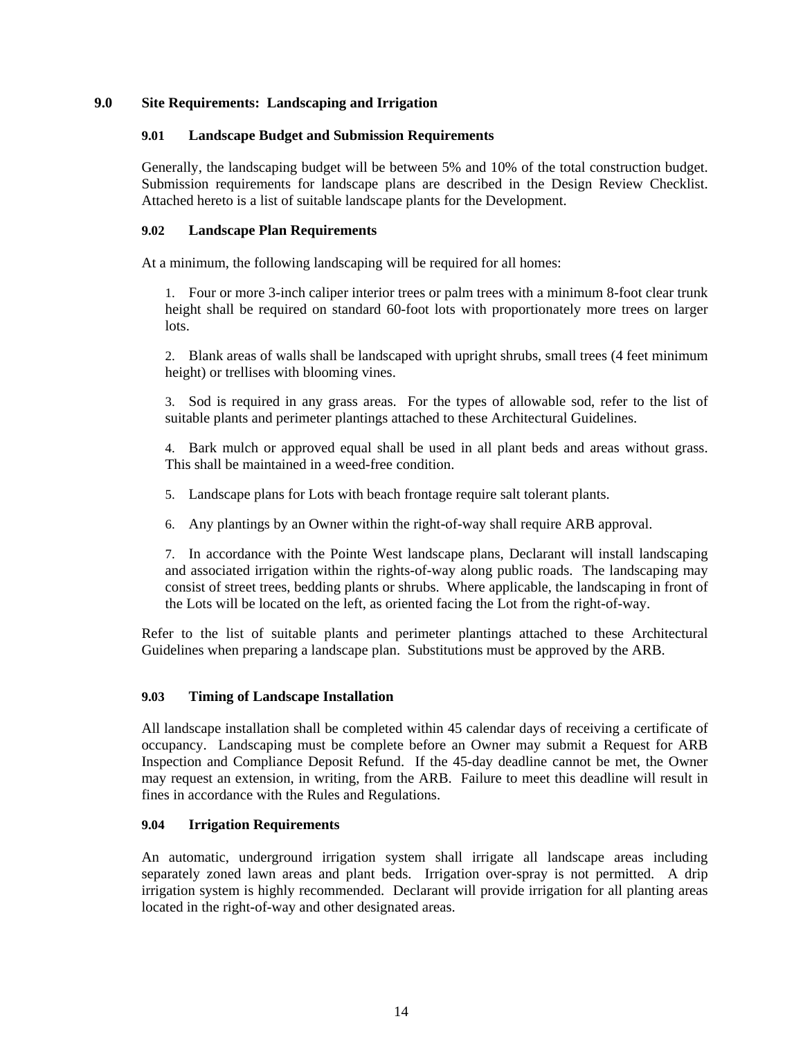## 9.0 Site Requirements: Landscaping and Irrigation

### 9.01 Landscape Budget and Submission Requirements

Generally, the landscaping budget will be between 5% and 10% of the total construction budget. Submission requirements for landscape plans are described in the Design Review Checklist. Attached hereto is a list of suitable landscape plants for the Development.

### 9.02 Landscape Plan Requirements

At a minimum, the following landscaping will be required for all homes:

1. Four or more 3-inch caliper interior trees or palm trees with a minimum 8-foot clear trunk height shall be required on standard 60-foot lots with proportionately more trees on larger lots.

2. Blank areas of walls shall be landscaped with upright shrubs, small trees (4 feet minimum height) or trellises with blooming vines.

3. Sod is required in any grass areas. For the types of allowable sod, refer to the list of suitable plants and perimeter plantings attached to these Architectural Guidelines.

4. Bark mulch or approved equal shall be used in all plant beds and areas without grass. This shall be maintained in a weed-free condition.

5. Landscape plans for Lots with beach frontage require salt tolerant plants.

6. Any plantings by an Owner within the right-of-way shall require ARB approval.

7. In accordance with the Pointe West landscape plans, Declarant will install landscaping and associated irrigation within the rights-of-way along public roads. The landscaping may consist of street trees, bedding plants or shrubs. Where applicable, the landscaping in front of the Lots will be located on the left, as oriented facing the Lot from the right-of-way.

Refer to the list of suitable plants and perimeter plantings attached to these Architectural Guidelines when preparing a landscape plan. Substitutions must be approved by the ARB.

### 9.03 Timing of Landscape Installation

All landscape installation shall be completed within 45 calendar days of receiving a certificate of occupancy. Landscaping must be complete before an Owner may submit a Request for ARB Inspection and Compliance Deposit Refund. If the 45-day deadline cannot be met, the Owner may request an extension, in writing, from the ARB. Failure to meet this deadline will result in fines in accordance with the Rules and Regulations.

### 9.04 Irrigation Requirements

An automatic, underground irrigation system shall irrigate all landscape areas including separately zoned lawn areas and plant beds. Irrigation over-spray is not permitted. A drip irrigation system is highly recommended. Declarant will provide irrigation for all planting areas located in the right-of-way and other designated areas.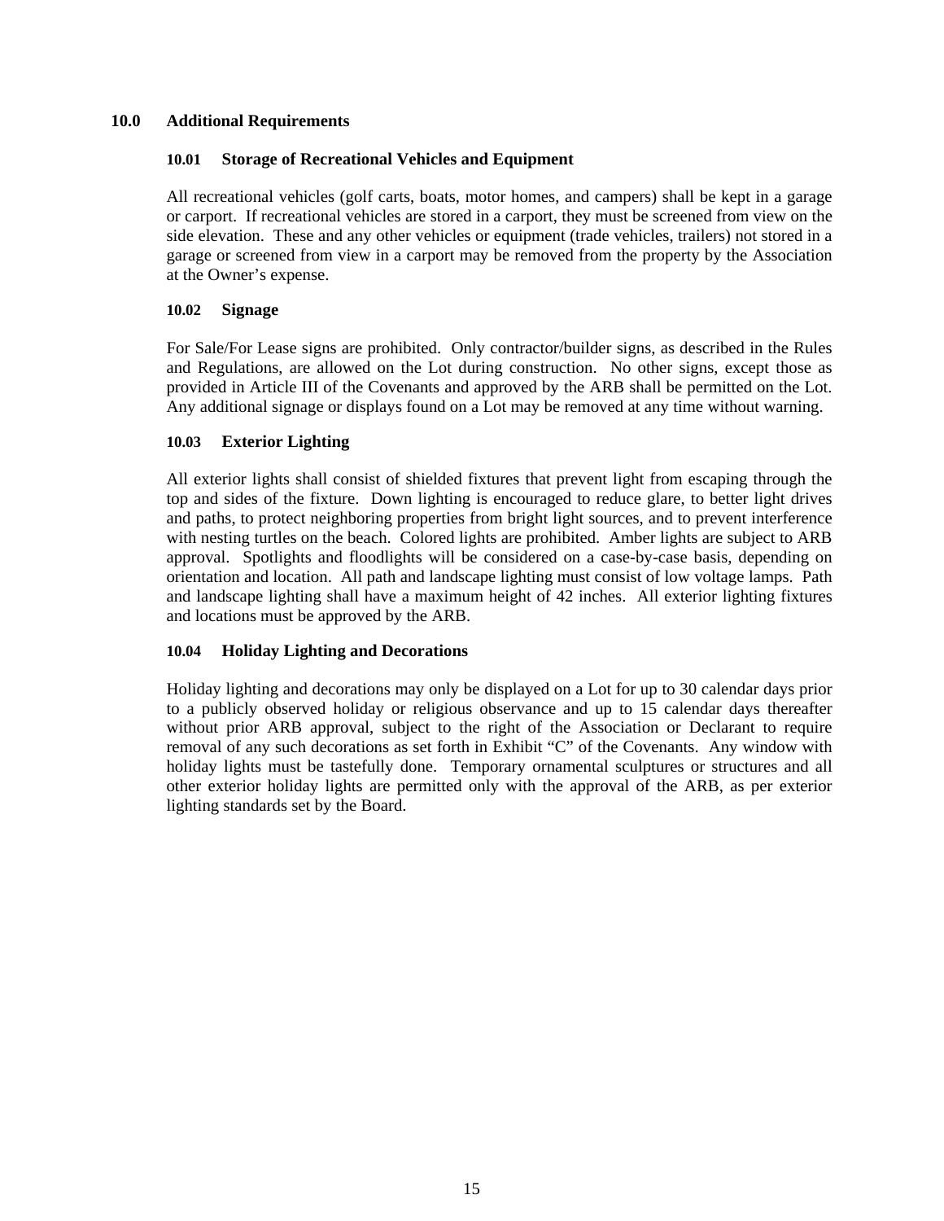## 10.0 Additional Requirements

### 10.01 Storage of Recreational Vehicles and Equipment

All recreational vehicles (golf carts, boats, motor homes, and campers) shall be kept in a garage or carport. If recreational vehicles are stored in a carport, they must be screened from view on the side elevation. These and any other vehicles or equipment (trade vehicles, trailers) not stored in a garage or screened from view in a carport may be removed from the property by the Association at the Owner's expense.

### 10.02 Signage

For Sale/For Lease signs are prohibited. Only contractor/builder signs, as described in the Rules and Regulations, are allowed on the Lot during construction. No other signs, except those as provided in Article III of the Covenants and approved by the ARB shall be permitted on the Lot. Any additional signage or displays found on a Lot may be removed at any time without warning.

### 10.03 Exterior Lighting

All exterior lights shall consist of shielded fixtures that prevent light from escaping through the top and sides of the fixture. Down lighting is encouraged to reduce glare, to better light drives and paths, to protect neighboring properties from bright light sources, and to prevent interference with nesting turtles on the beach. Colored lights are prohibited. Amber lights are subject to ARB approval. Spotlights and floodlights will be considered on a case-by-case basis, depending on orientation and location. All path and landscape lighting must consist of low voltage lamps. Path and landscape lighting shall have a maximum height of 42 inches. All exterior lighting fixtures and locations must be approved by the ARB.

### 10.04 Holiday Lighting and Decorations

Holiday lighting and decorations may only be displayed on a Lot for up to 30 calendar days prior to a publicly observed holiday or religious observance and up to 15 calendar days thereafter without prior ARB approval, subject to the right of the Association or Declarant to require removal of any such decorations as set forth in Exhibit "C" of the Covenants. Any window with holiday lights must be tastefully done. Temporary ornamental sculptures or structures and all other exterior holiday lights are permitted only with the approval of the ARB, as per exterior lighting standards set by the Board.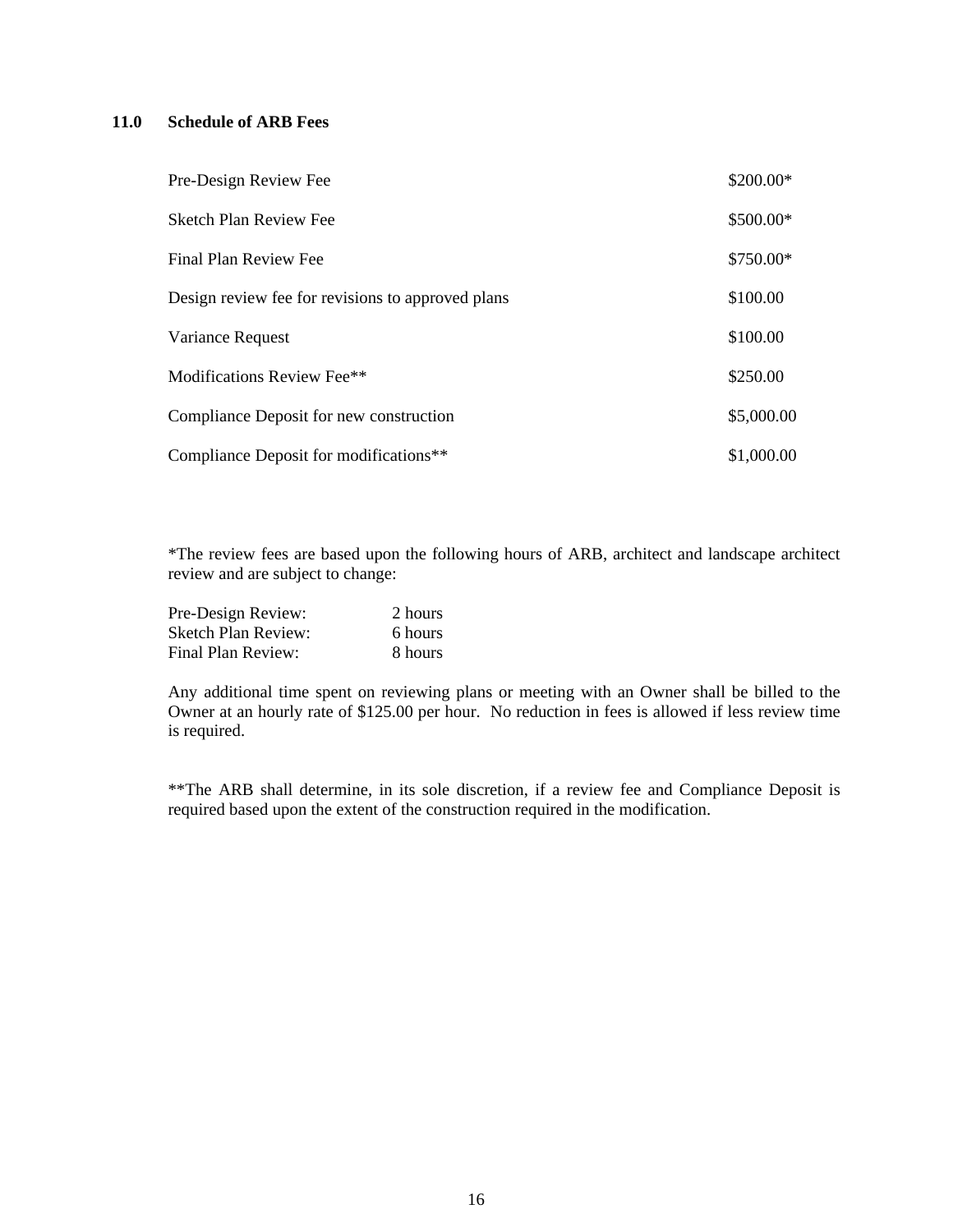## 11.0 Schedule of ARB Fees

| Fee | Amount |
|---|---|
| Pre-Design Review Fee | $200.00* |
| Sketch Plan Review Fee | $500.00* |
| Final Plan Review Fee | $750.00* |
| Design review fee for revisions to approved plans | $100.00 |
| Variance Request | $100.00 |
| Modifications Review Fee** | $250.00 |
| Compliance Deposit for new construction | $5,000.00 |
| Compliance Deposit for modifications** | $1,000.00 |

*The review fees are based upon the following hours of ARB, architect and landscape architect review and are subject to change:

| Review | Hours |
|---|---|
| Pre-Design Review: | 2 hours |
| Sketch Plan Review: | 6 hours |
| Final Plan Review: | 8 hours |

Any additional time spent on reviewing plans or meeting with an Owner shall be billed to the Owner at an hourly rate of $125.00 per hour. No reduction in fees is allowed if less review time is required.

**The ARB shall determine, in its sole discretion, if a review fee and Compliance Deposit is required based upon the extent of the construction required in the modification.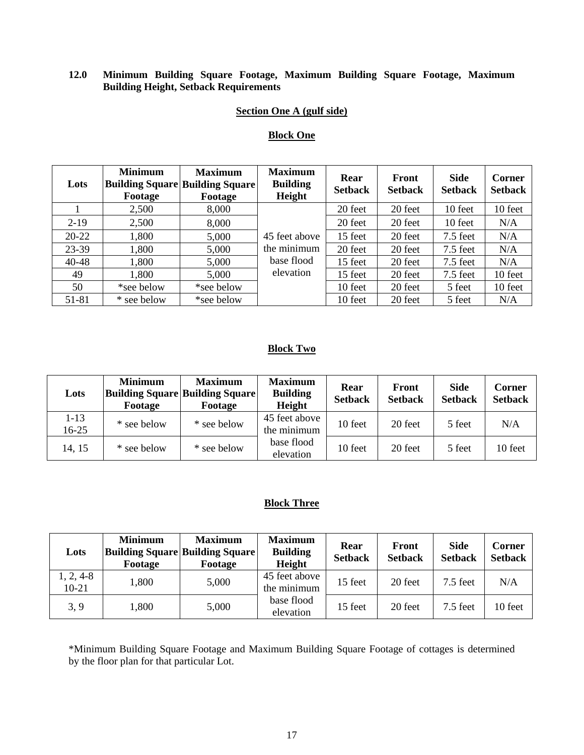**12.0 Minimum Building Square Footage, Maximum Building Square Footage, Maximum Building Height, Setback Requirements**

**Section One A (gulf side)**

**Block One**

| Lots | Minimum Building Square Footage | Maximum Building Square Footage | Maximum Building Height | Rear Setback | Front Setback | Side Setback | Corner Setback |
|---|---|---|---|---|---|---|---|
| 1 | 2,500 | 8,000 | 45 feet above the minimum base flood elevation | 20 feet | 20 feet | 10 feet | 10 feet |
| 2-19 | 2,500 | 8,000 | | 20 feet | 20 feet | 10 feet | N/A |
| 20-22 | 1,800 | 5,000 | | 15 feet | 20 feet | 7.5 feet | N/A |
| 23-39 | 1,800 | 5,000 | | 20 feet | 20 feet | 7.5 feet | N/A |
| 40-48 | 1,800 | 5,000 | | 15 feet | 20 feet | 7.5 feet | N/A |
| 49 | 1,800 | 5,000 | | 15 feet | 20 feet | 7.5 feet | 10 feet |
| 50 | *see below | *see below | | 10 feet | 20 feet | 5 feet | 10 feet |
| 51-81 | * see below | *see below | | 10 feet | 20 feet | 5 feet | N/A |

**Block Two**

| Lots | Minimum Building Square Footage | Maximum Building Square Footage | Maximum Building Height | Rear Setback | Front Setback | Side Setback | Corner Setback |
|---|---|---|---|---|---|---|---|
| 1-13 16-25 | * see below | * see below | 45 feet above the minimum base flood elevation | 10 feet | 20 feet | 5 feet | N/A |
| 14, 15 | * see below | * see below | | 10 feet | 20 feet | 5 feet | 10 feet |

**Block Three**

| Lots | Minimum Building Square Footage | Maximum Building Square Footage | Maximum Building Height | Rear Setback | Front Setback | Side Setback | Corner Setback |
|---|---|---|---|---|---|---|---|
| 1, 2, 4-8 10-21 | 1,800 | 5,000 | 45 feet above the minimum base flood elevation | 15 feet | 20 feet | 7.5 feet | N/A |
| 3, 9 | 1,800 | 5,000 | | 15 feet | 20 feet | 7.5 feet | 10 feet |

*Minimum Building Square Footage and Maximum Building Square Footage of cottages is determined by the floor plan for that particular Lot.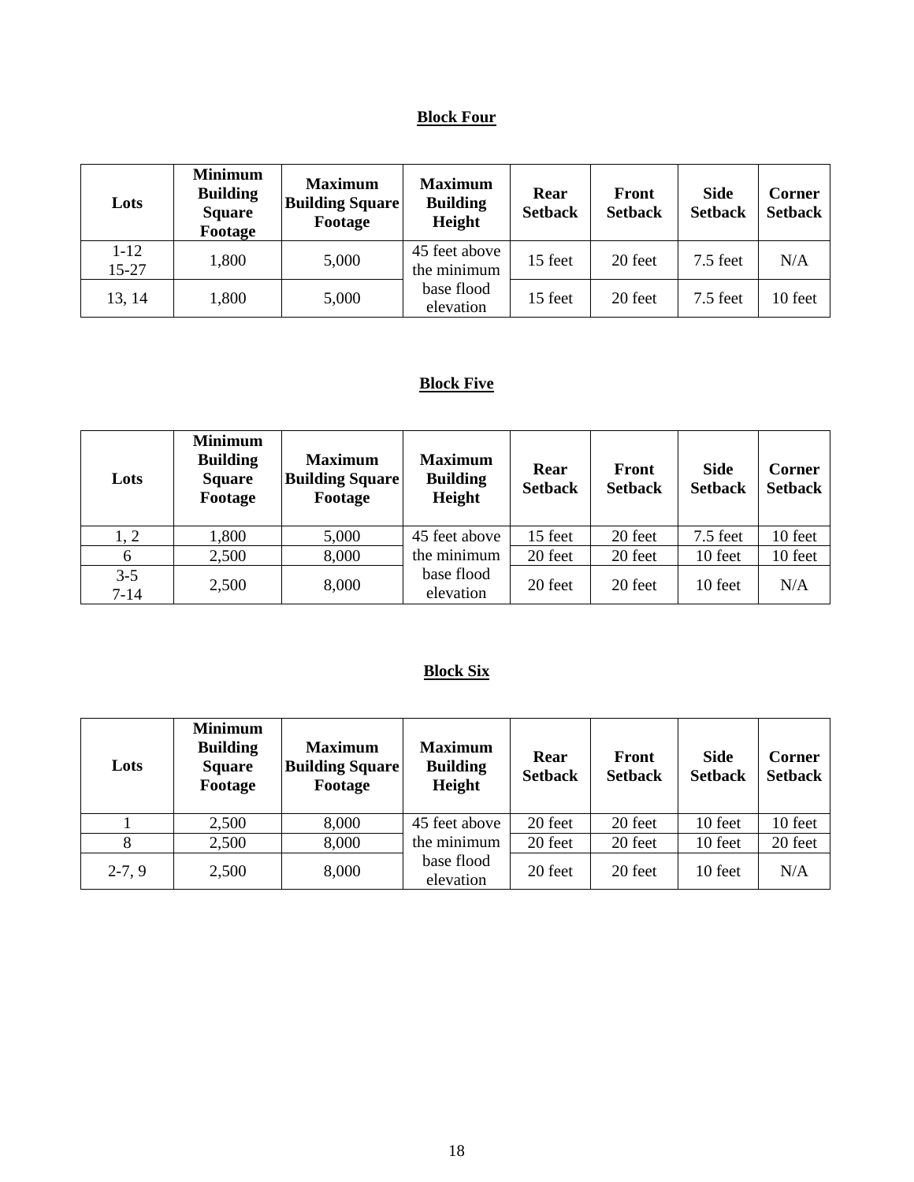**Block Four**

| Lots | Minimum Building Square Footage | Maximum Building Square Footage | Maximum Building Height | Rear Setback | Front Setback | Side Setback | Corner Setback |
|---|---|---|---|---|---|---|---|
| 1-12<br>15-27 | 1,800 | 5,000 | 45 feet above the minimum base flood elevation | 15 feet | 20 feet | 7.5 feet | N/A |
| 13, 14 | 1,800 | 5,000 | | 15 feet | 20 feet | 7.5 feet | 10 feet |

**Block Five**

| Lots | Minimum Building Square Footage | Maximum Building Square Footage | Maximum Building Height | Rear Setback | Front Setback | Side Setback | Corner Setback |
|---|---|---|---|---|---|---|---|
| 1, 2 | 1,800 | 5,000 | 45 feet above the minimum base flood elevation | 15 feet | 20 feet | 7.5 feet | 10 feet |
| 6 | 2,500 | 8,000 | | 20 feet | 20 feet | 10 feet | 10 feet |
| 3-5<br>7-14 | 2,500 | 8,000 | | 20 feet | 20 feet | 10 feet | N/A |

**Block Six**

| Lots | Minimum Building Square Footage | Maximum Building Square Footage | Maximum Building Height | Rear Setback | Front Setback | Side Setback | Corner Setback |
|---|---|---|---|---|---|---|---|
| 1 | 2,500 | 8,000 | 45 feet above the minimum base flood elevation | 20 feet | 20 feet | 10 feet | 10 feet |
| 8 | 2,500 | 8,000 | | 20 feet | 20 feet | 10 feet | 20 feet |
| 2-7, 9 | 2,500 | 8,000 | | 20 feet | 20 feet | 10 feet | N/A |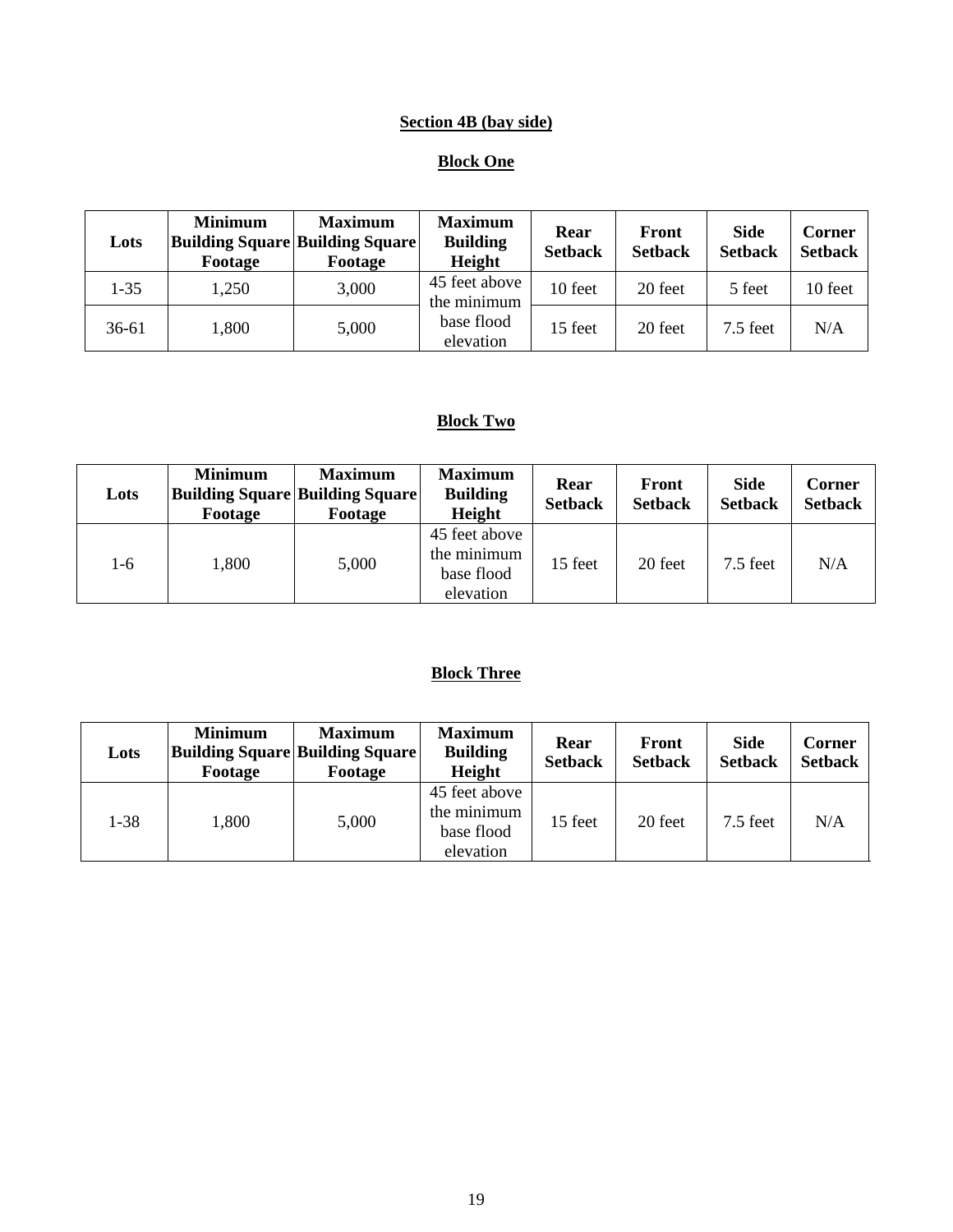## Section 4B (bay side)

### Block One

| Lots | Minimum Building Square Footage | Maximum Building Square Footage | Maximum Building Height | Rear Setback | Front Setback | Side Setback | Corner Setback |
|---|---|---|---|---|---|---|---|
| 1-35 | 1,250 | 3,000 | 45 feet above the minimum base flood elevation | 10 feet | 20 feet | 5 feet | 10 feet |
| 36-61 | 1,800 | 5,000 | | 15 feet | 20 feet | 7.5 feet | N/A |

### Block Two

| Lots | Minimum Building Square Footage | Maximum Building Square Footage | Maximum Building Height | Rear Setback | Front Setback | Side Setback | Corner Setback |
|---|---|---|---|---|---|---|---|
| 1-6 | 1,800 | 5,000 | 45 feet above the minimum base flood elevation | 15 feet | 20 feet | 7.5 feet | N/A |

### Block Three

| Lots | Minimum Building Square Footage | Maximum Building Square Footage | Maximum Building Height | Rear Setback | Front Setback | Side Setback | Corner Setback |
|---|---|---|---|---|---|---|---|
| 1-38 | 1,800 | 5,000 | 45 feet above the minimum base flood elevation | 15 feet | 20 feet | 7.5 feet | N/A |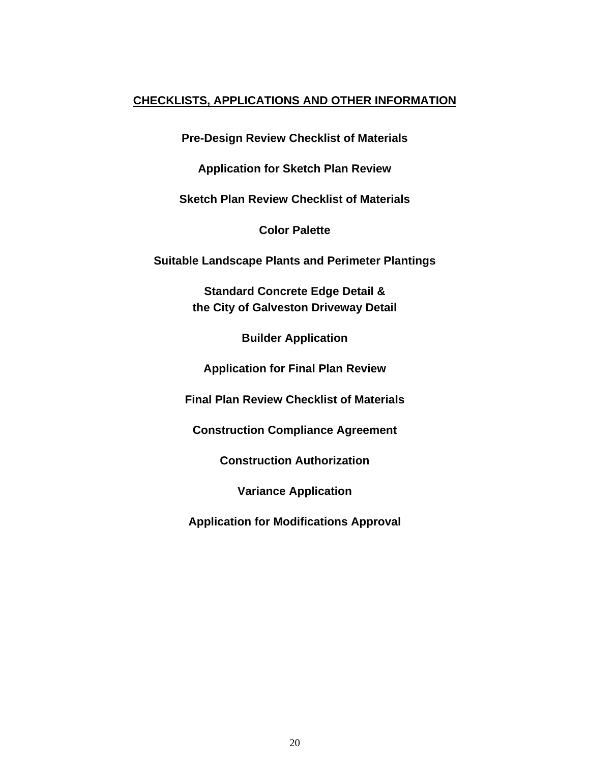## CHECKLISTS, APPLICATIONS AND OTHER INFORMATION

**Pre-Design Review Checklist of Materials**

**Application for Sketch Plan Review**

**Sketch Plan Review Checklist of Materials**

**Color Palette**

**Suitable Landscape Plants and Perimeter Plantings**

**Standard Concrete Edge Detail &**
**the City of Galveston Driveway Detail**

**Builder Application**

**Application for Final Plan Review**

**Final Plan Review Checklist of Materials**

**Construction Compliance Agreement**

**Construction Authorization**

**Variance Application**

**Application for Modifications Approval**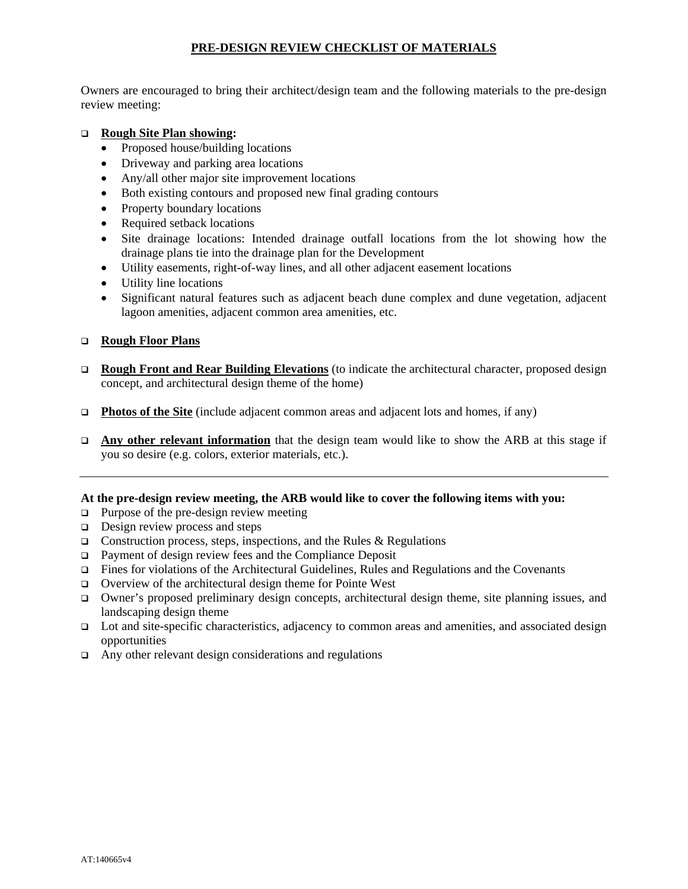# PRE-DESIGN REVIEW CHECKLIST OF MATERIALS

Owners are encouraged to bring their architect/design team and the following materials to the pre-design review meeting:

- ❑ **Rough Site Plan showing:**
  - Proposed house/building locations
  - Driveway and parking area locations
  - Any/all other major site improvement locations
  - Both existing contours and proposed new final grading contours
  - Property boundary locations
  - Required setback locations
  - Site drainage locations: Intended drainage outfall locations from the lot showing how the drainage plans tie into the drainage plan for the Development
  - Utility easements, right-of-way lines, and all other adjacent easement locations
  - Utility line locations
  - Significant natural features such as adjacent beach dune complex and dune vegetation, adjacent lagoon amenities, adjacent common area amenities, etc.

- ❑ **Rough Floor Plans**

- ❑ **Rough Front and Rear Building Elevations** (to indicate the architectural character, proposed design concept, and architectural design theme of the home)

- ❑ **Photos of the Site** (include adjacent common areas and adjacent lots and homes, if any)

- ❑ **Any other relevant information** that the design team would like to show the ARB at this stage if you so desire (e.g. colors, exterior materials, etc.).

---

**At the pre-design review meeting, the ARB would like to cover the following items with you:**

- ❑ Purpose of the pre-design review meeting
- ❑ Design review process and steps
- ❑ Construction process, steps, inspections, and the Rules & Regulations
- ❑ Payment of design review fees and the Compliance Deposit
- ❑ Fines for violations of the Architectural Guidelines, Rules and Regulations and the Covenants
- ❑ Overview of the architectural design theme for Pointe West
- ❑ Owner's proposed preliminary design concepts, architectural design theme, site planning issues, and landscaping design theme
- ❑ Lot and site-specific characteristics, adjacency to common areas and amenities, and associated design opportunities
- ❑ Any other relevant design considerations and regulations

AT:140665v4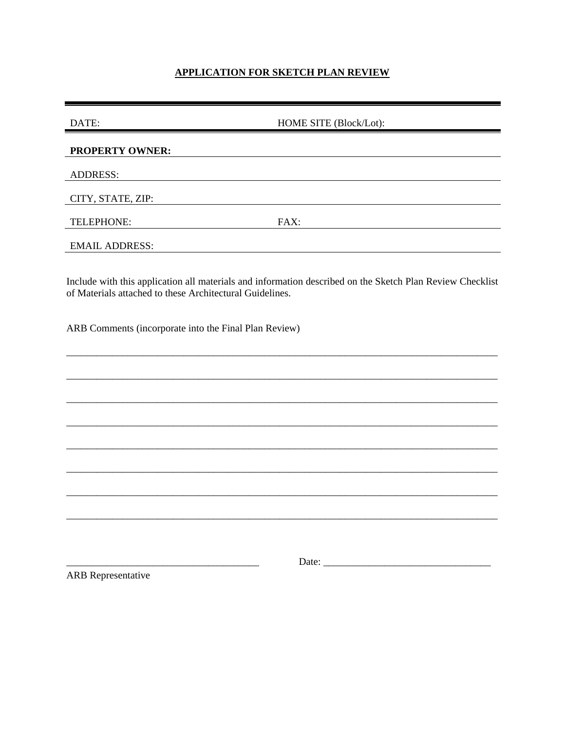## APPLICATION FOR SKETCH PLAN REVIEW

DATE: HOME SITE (Block/Lot):

**PROPERTY OWNER:**

ADDRESS:

CITY, STATE, ZIP:

TELEPHONE: FAX:

EMAIL ADDRESS:

Include with this application all materials and information described on the Sketch Plan Review Checklist of Materials attached to these Architectural Guidelines.

ARB Comments (incorporate into the Final Plan Review)

______________________________________________________________________________

______________________________________________________________________________

______________________________________________________________________________

______________________________________________________________________________

______________________________________________________________________________

______________________________________________________________________________

______________________________________________________________________________

______________________________________________________________________________

____________________________________ Date: ______________________________

ARB Representative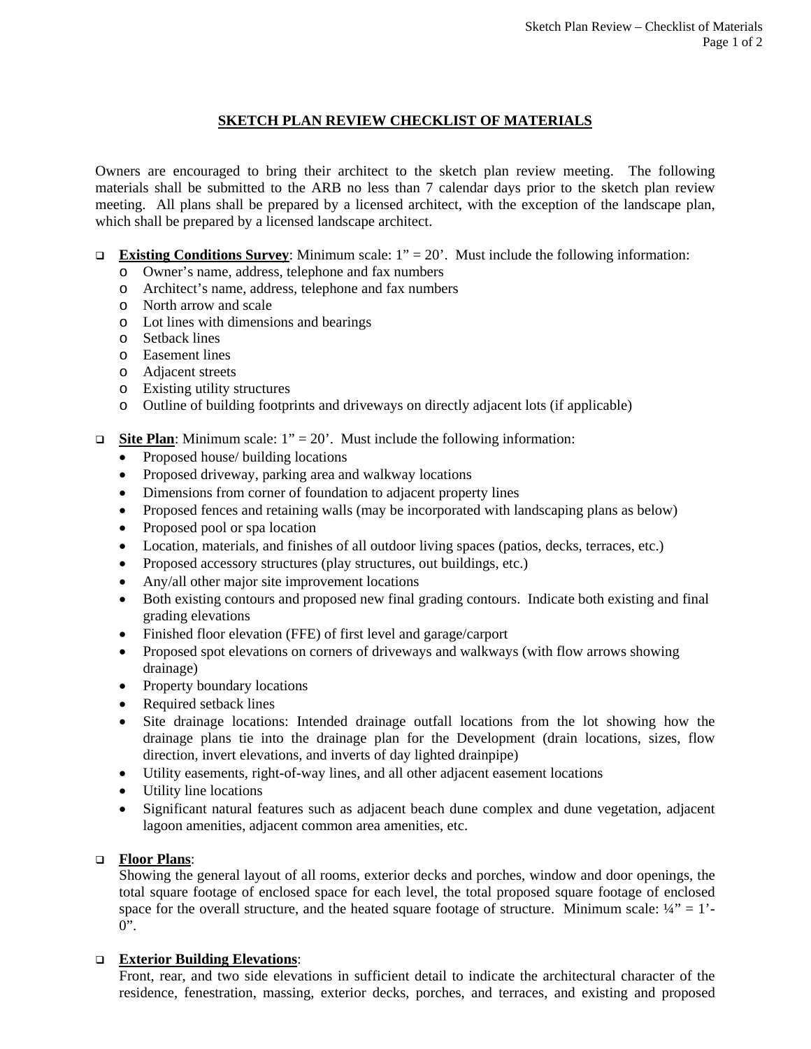## SKETCH PLAN REVIEW CHECKLIST OF MATERIALS

Owners are encouraged to bring their architect to the sketch plan review meeting. The following materials shall be submitted to the ARB no less than 7 calendar days prior to the sketch plan review meeting. All plans shall be prepared by a licensed architect, with the exception of the landscape plan, which shall be prepared by a licensed landscape architect.

- ☐ **Existing Conditions Survey**: Minimum scale: 1" = 20'. Must include the following information:
  - Owner's name, address, telephone and fax numbers
  - Architect's name, address, telephone and fax numbers
  - North arrow and scale
  - Lot lines with dimensions and bearings
  - Setback lines
  - Easement lines
  - Adjacent streets
  - Existing utility structures
  - Outline of building footprints and driveways on directly adjacent lots (if applicable)

- ☐ **Site Plan**: Minimum scale: 1" = 20'. Must include the following information:
  - Proposed house/ building locations
  - Proposed driveway, parking area and walkway locations
  - Dimensions from corner of foundation to adjacent property lines
  - Proposed fences and retaining walls (may be incorporated with landscaping plans as below)
  - Proposed pool or spa location
  - Location, materials, and finishes of all outdoor living spaces (patios, decks, terraces, etc.)
  - Proposed accessory structures (play structures, out buildings, etc.)
  - Any/all other major site improvement locations
  - Both existing contours and proposed new final grading contours. Indicate both existing and final grading elevations
  - Finished floor elevation (FFE) of first level and garage/carport
  - Proposed spot elevations on corners of driveways and walkways (with flow arrows showing drainage)
  - Property boundary locations
  - Required setback lines
  - Site drainage locations: Intended drainage outfall locations from the lot showing how the drainage plans tie into the drainage plan for the Development (drain locations, sizes, flow direction, invert elevations, and inverts of day lighted drainpipe)
  - Utility easements, right-of-way lines, and all other adjacent easement locations
  - Utility line locations
  - Significant natural features such as adjacent beach dune complex and dune vegetation, adjacent lagoon amenities, adjacent common area amenities, etc.

- ☐ **Floor Plans**:
  Showing the general layout of all rooms, exterior decks and porches, window and door openings, the total square footage of enclosed space for each level, the total proposed square footage of enclosed space for the overall structure, and the heated square footage of structure. Minimum scale: ¼" = 1'-0".

- ☐ **Exterior Building Elevations**:
  Front, rear, and two side elevations in sufficient detail to indicate the architectural character of the residence, fenestration, massing, exterior decks, porches, and terraces, and existing and proposed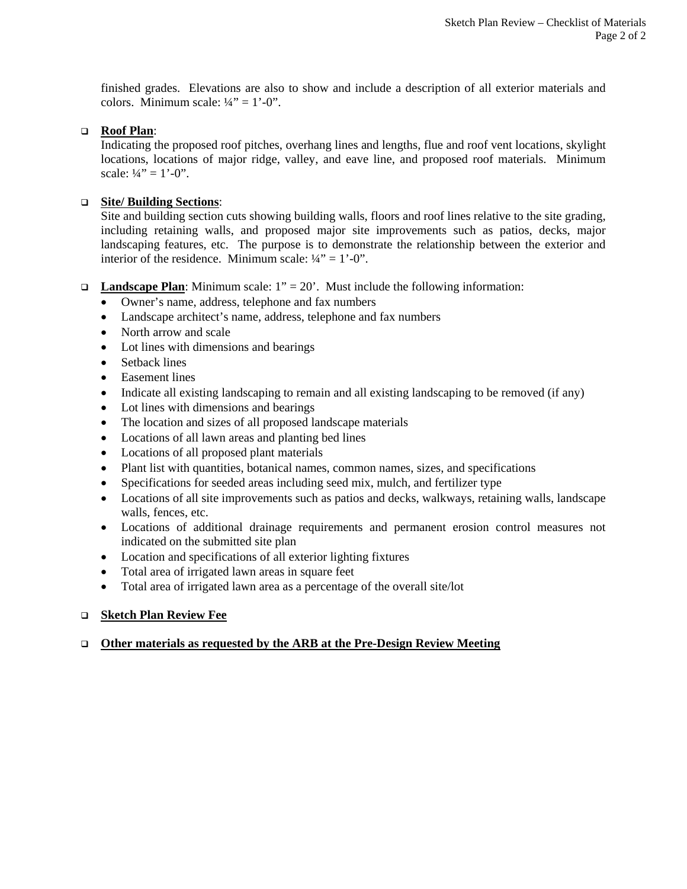finished grades. Elevations are also to show and include a description of all exterior materials and colors. Minimum scale: ¼" = 1'-0".

- **Roof Plan**:
  Indicating the proposed roof pitches, overhang lines and lengths, flue and roof vent locations, skylight locations, locations of major ridge, valley, and eave line, and proposed roof materials. Minimum scale: ¼" = 1'-0".

- **Site/ Building Sections**:
  Site and building section cuts showing building walls, floors and roof lines relative to the site grading, including retaining walls, and proposed major site improvements such as patios, decks, major landscaping features, etc. The purpose is to demonstrate the relationship between the exterior and interior of the residence. Minimum scale: ¼" = 1'-0".

- **Landscape Plan**: Minimum scale: 1" = 20'. Must include the following information:
  - Owner's name, address, telephone and fax numbers
  - Landscape architect's name, address, telephone and fax numbers
  - North arrow and scale
  - Lot lines with dimensions and bearings
  - Setback lines
  - Easement lines
  - Indicate all existing landscaping to remain and all existing landscaping to be removed (if any)
  - Lot lines with dimensions and bearings
  - The location and sizes of all proposed landscape materials
  - Locations of all lawn areas and planting bed lines
  - Locations of all proposed plant materials
  - Plant list with quantities, botanical names, common names, sizes, and specifications
  - Specifications for seeded areas including seed mix, mulch, and fertilizer type
  - Locations of all site improvements such as patios and decks, walkways, retaining walls, landscape walls, fences, etc.
  - Locations of additional drainage requirements and permanent erosion control measures not indicated on the submitted site plan
  - Location and specifications of all exterior lighting fixtures
  - Total area of irrigated lawn areas in square feet
  - Total area of irrigated lawn area as a percentage of the overall site/lot

- **Sketch Plan Review Fee**

- **Other materials as requested by the ARB at the Pre-Design Review Meeting**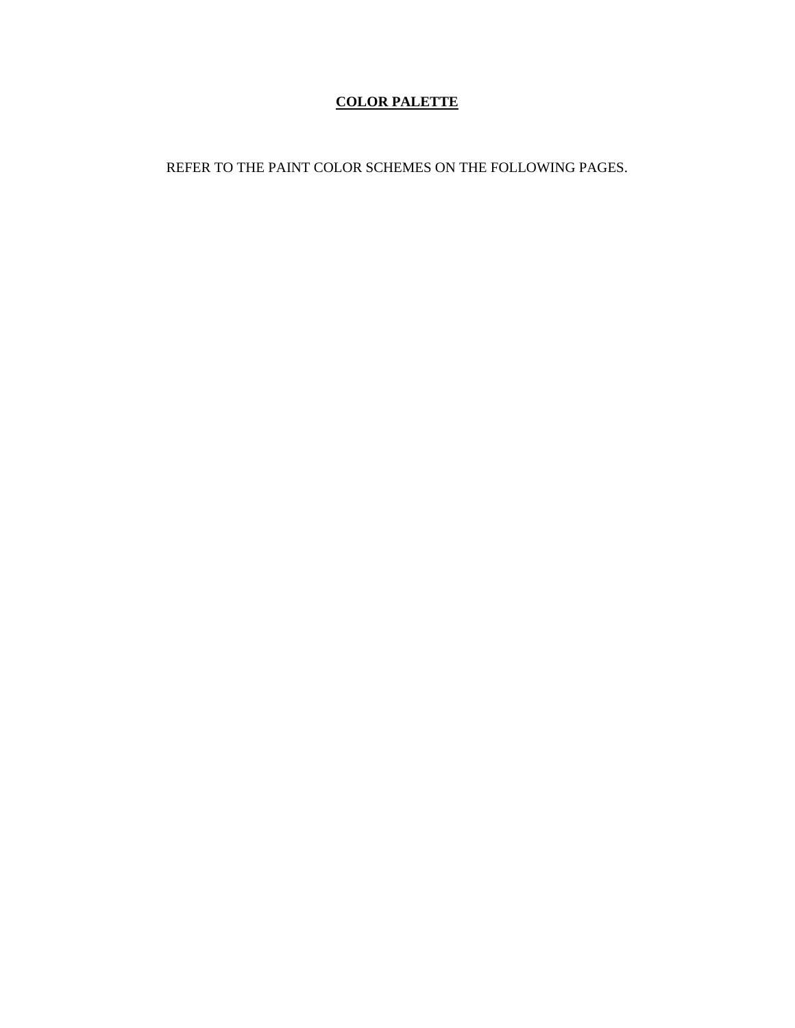# **<u>COLOR PALETTE</u>**

REFER TO THE PAINT COLOR SCHEMES ON THE FOLLOWING PAGES.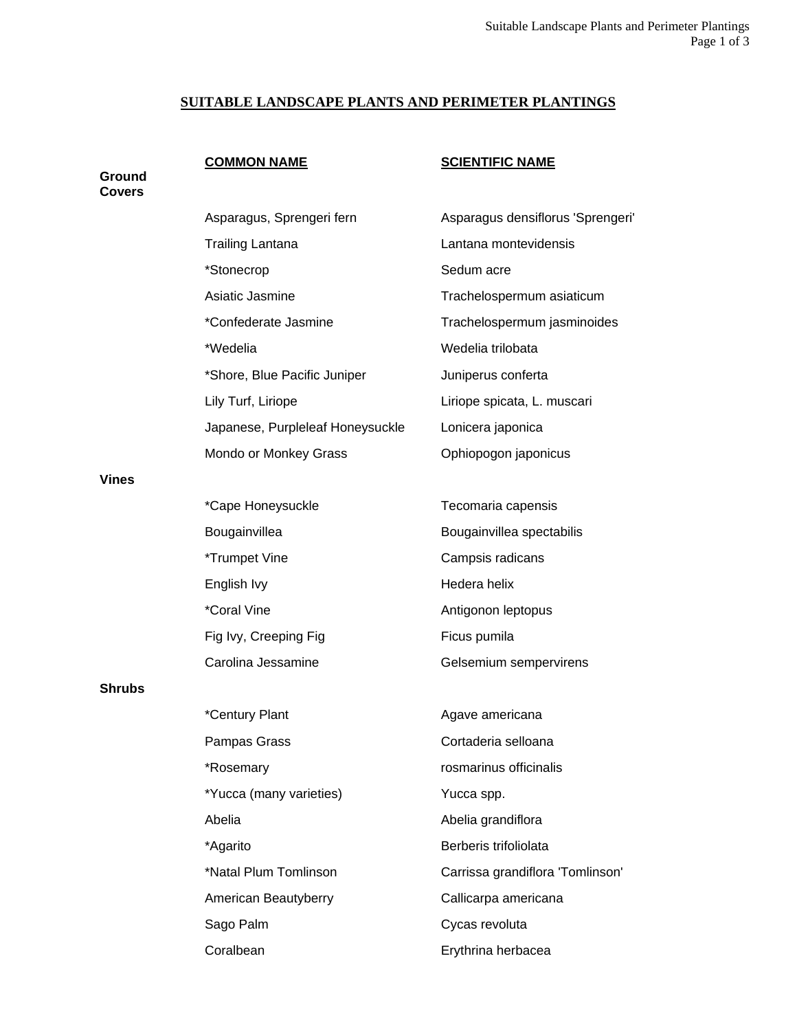## SUITABLE LANDSCAPE PLANTS AND PERIMETER PLANTINGS

| | COMMON NAME | SCIENTIFIC NAME |
|---|---|---|
| **Ground Covers** | | |
| | Asparagus, Sprengeri fern | Asparagus densiflorus 'Sprengeri' |
| | Trailing Lantana | Lantana montevidensis |
| | *Stonecrop | Sedum acre |
| | Asiatic Jasmine | Trachelospermum asiaticum |
| | *Confederate Jasmine | Trachelospermum jasminoides |
| | *Wedelia | Wedelia trilobata |
| | *Shore, Blue Pacific Juniper | Juniperus conferta |
| | Lily Turf, Liriope | Liriope spicata, L. muscari |
| | Japanese, Purpleleaf Honeysuckle | Lonicera japonica |
| | Mondo or Monkey Grass | Ophiopogon japonicus |
| **Vines** | | |
| | *Cape Honeysuckle | Tecomaria capensis |
| | Bougainvillea | Bougainvillea spectabilis |
| | *Trumpet Vine | Campsis radicans |
| | English Ivy | Hedera helix |
| | *Coral Vine | Antigonon leptopus |
| | Fig Ivy, Creeping Fig | Ficus pumila |
| | Carolina Jessamine | Gelsemium sempervirens |
| **Shrubs** | | |
| | *Century Plant | Agave americana |
| | Pampas Grass | Cortaderia selloana |
| | *Rosemary | rosmarinus officinalis |
| | *Yucca (many varieties) | Yucca spp. |
| | Abelia | Abelia grandiflora |
| | *Agarito | Berberis trifoliolata |
| | *Natal Plum Tomlinson | Carrissa grandiflora 'Tomlinson' |
| | American Beautyberry | Callicarpa americana |
| | Sago Palm | Cycas revoluta |
| | Coralbean | Erythrina herbacea |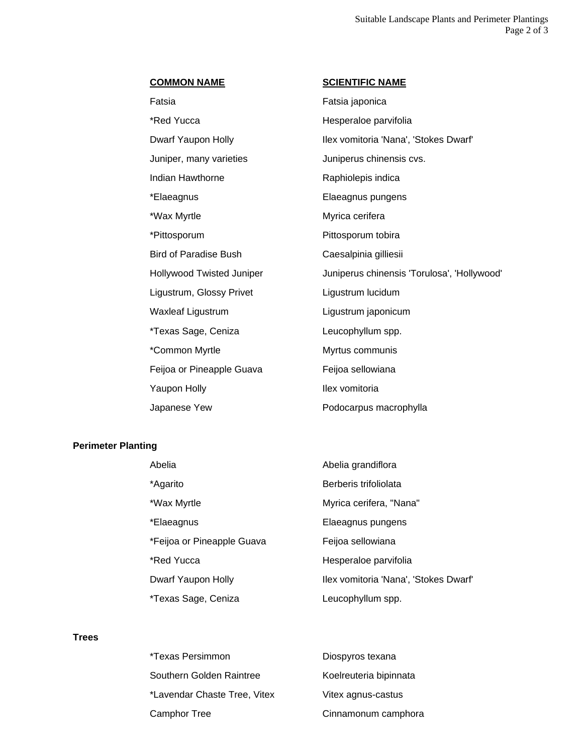| COMMON NAME | SCIENTIFIC NAME |
|---|---|
| Fatsia | Fatsia japonica |
| *Red Yucca | Hesperaloe parvifolia |
| Dwarf Yaupon Holly | Ilex vomitoria 'Nana', 'Stokes Dwarf' |
| Juniper, many varieties | Juniperus chinensis cvs. |
| Indian Hawthorne | Raphiolepis indica |
| *Elaeagnus | Elaeagnus pungens |
| *Wax Myrtle | Myrica cerifera |
| *Pittosporum | Pittosporum tobira |
| Bird of Paradise Bush | Caesalpinia gilliesii |
| Hollywood Twisted Juniper | Juniperus chinensis 'Torulosa', 'Hollywood' |
| Ligustrum, Glossy Privet | Ligustrum lucidum |
| Waxleaf Ligustrum | Ligustrum japonicum |
| *Texas Sage, Ceniza | Leucophyllum spp. |
| *Common Myrtle | Myrtus communis |
| Feijoa or Pineapple Guava | Feijoa sellowiana |
| Yaupon Holly | Ilex vomitoria |
| Japanese Yew | Podocarpus macrophylla |

**Perimeter Planting**

| | |
|---|---|
| Abelia | Abelia grandiflora |
| *Agarito | Berberis trifoliolata |
| *Wax Myrtle | Myrica cerifera, "Nana" |
| *Elaeagnus | Elaeagnus pungens |
| *Feijoa or Pineapple Guava | Feijoa sellowiana |
| *Red Yucca | Hesperaloe parvifolia |
| Dwarf Yaupon Holly | Ilex vomitoria 'Nana', 'Stokes Dwarf' |
| *Texas Sage, Ceniza | Leucophyllum spp. |

**Trees**

| | |
|---|---|
| *Texas Persimmon | Diospyros texana |
| Southern Golden Raintree | Koelreuteria bipinnata |
| *Lavendar Chaste Tree, Vitex | Vitex agnus-castus |
| Camphor Tree | Cinnamonum camphora |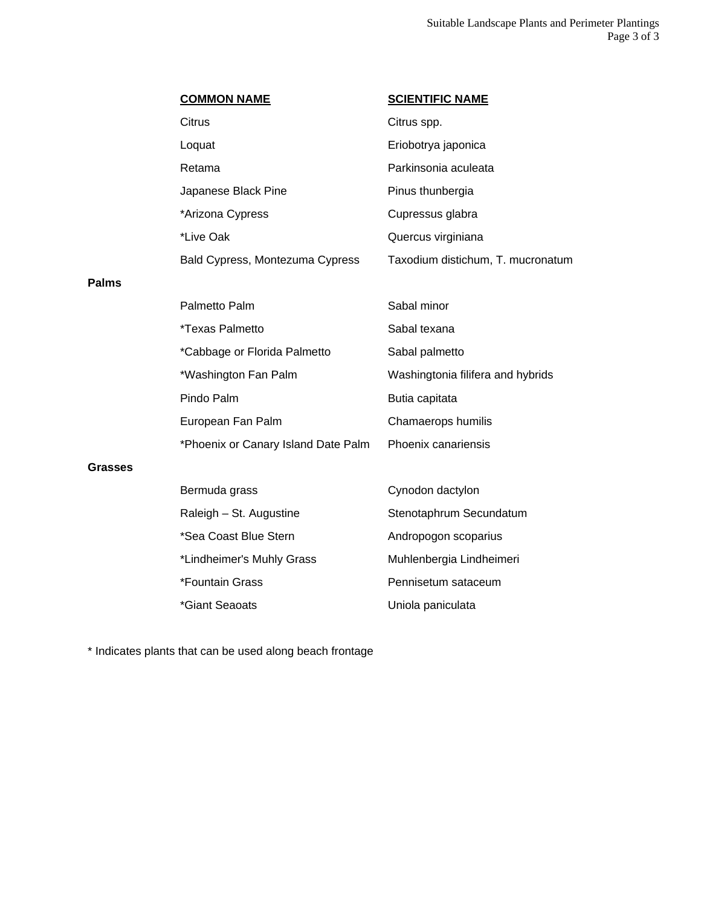| COMMON NAME | SCIENTIFIC NAME |
|---|---|
| Citrus | Citrus spp. |
| Loquat | Eriobotrya japonica |
| Retama | Parkinsonia aculeata |
| Japanese Black Pine | Pinus thunbergia |
| *Arizona Cypress | Cupressus glabra |
| *Live Oak | Quercus virginiana |
| Bald Cypress, Montezuma Cypress | Taxodium distichum, T. mucronatum |
| **Palms** | |
| Palmetto Palm | Sabal minor |
| *Texas Palmetto | Sabal texana |
| *Cabbage or Florida Palmetto | Sabal palmetto |
| *Washington Fan Palm | Washingtonia filifera and hybrids |
| Pindo Palm | Butia capitata |
| European Fan Palm | Chamaerops humilis |
| *Phoenix or Canary Island Date Palm | Phoenix canariensis |
| **Grasses** | |
| Bermuda grass | Cynodon dactylon |
| Raleigh – St. Augustine | Stenotaphrum Secundatum |
| *Sea Coast Blue Stern | Andropogon scoparius |
| *Lindheimer's Muhly Grass | Muhlenbergia Lindheimeri |
| *Fountain Grass | Pennisetum sataceum |
| *Giant Seaoats | Uniola paniculata |

* Indicates plants that can be used along beach frontage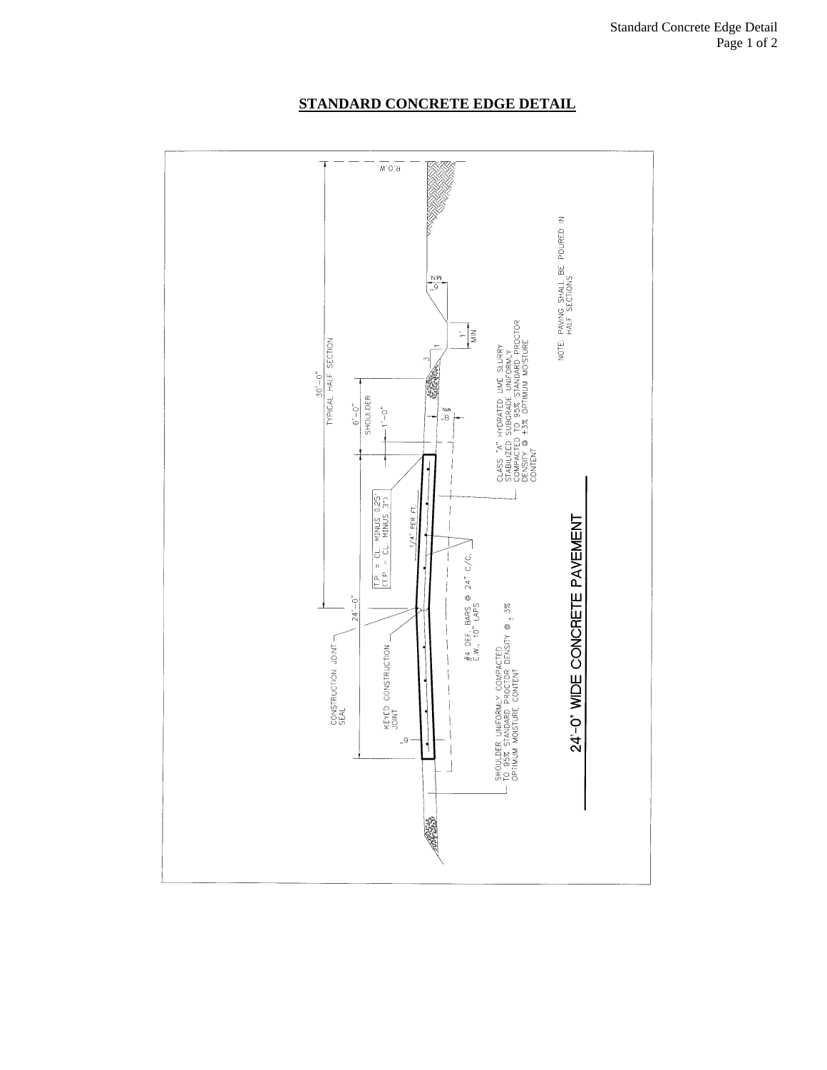# STANDARD CONCRETE EDGE DETAIL

R.O.W.

30'-0"
TYPICAL HALF SECTION

6'-0"
SHOULDER

1'-0"

24'-0"

6" MIN.

1' MIN.

3
1

8" MIN.

T.P. = CL. MINUS 0.25'
(T.P. = CL. MINUS 3")

1/4" PER FT.

CONSTRUCTION JOINT SEAL

KEYED CONSTRUCTION JOINT

6"

#4 DEF. BARS @ 24" C/C, E.W., 10" LAPS

SHOULDER UNIFORMLY COMPACTED TO 95% STANDARD PROCTOR DENSITY @ ± 3% OPTIMUM MOISTURE CONTENT

CLASS "A" HYDRATED LIME SLURRY STABILIZED SUBGRADE UNIFORMLY COMPACTED TO 95% STANDARD PROCTOR DENSITY @ +3% OPTIMUM MOISTURE CONTENT

NOTE: PAVING SHALL BE POURED IN HALF SECTIONS

24'-0" WIDE CONCRETE PAVEMENT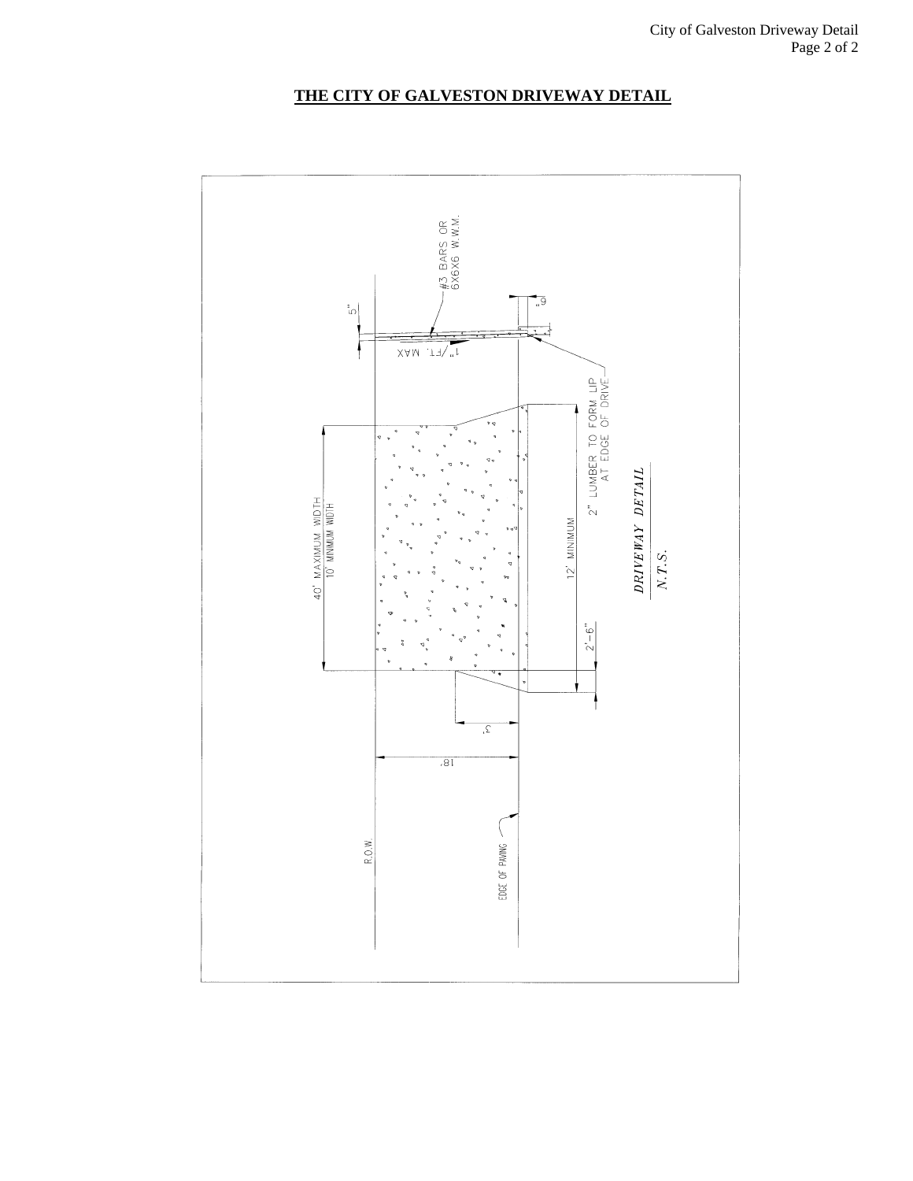## THE CITY OF GALVESTON DRIVEWAY DETAIL

#3 BARS OR 6X6X6 W.W.M.

5"

6"

1"/FT. MAX

2" LUMBER TO FORM LIP AT EDGE OF DRIVE

40' MAXIMUM WIDTH
10' MINIMUM WIDTH

12' MINIMUM

2'-6"

3'

18'

R.O.W.

EDGE OF PAVING

*DRIVEWAY DETAIL*

*N.T.S.*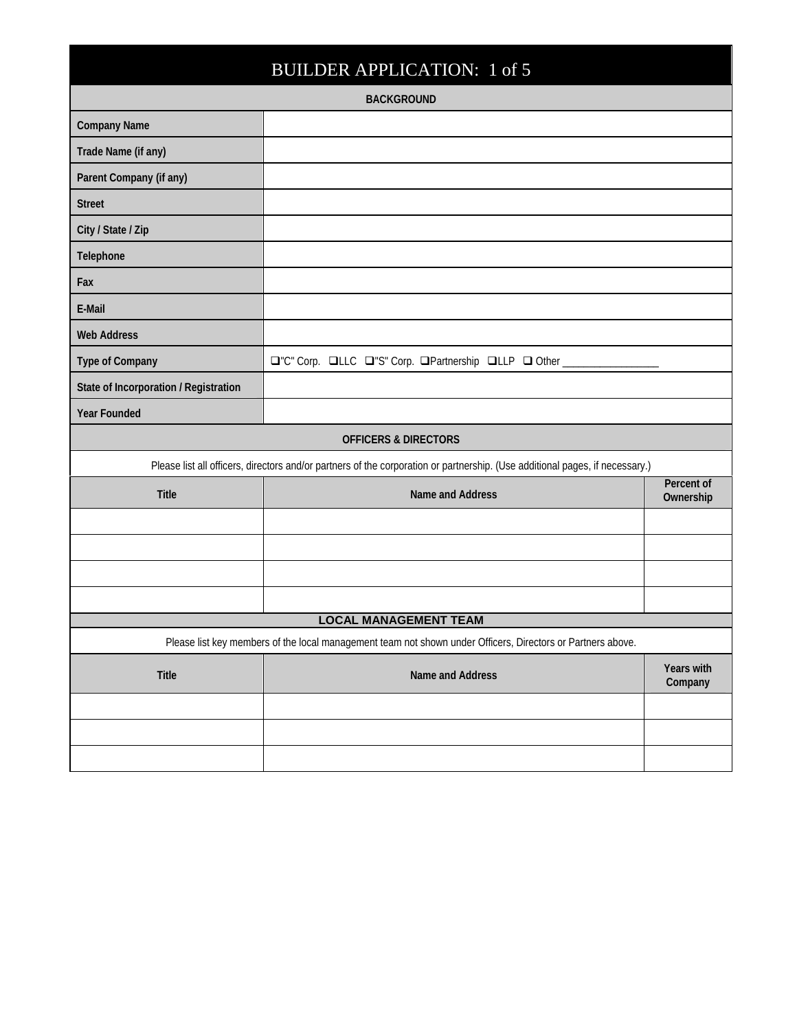# BUILDER APPLICATION: 1 of 5

## BACKGROUND

| Field | |
|---|---|
| Company Name | |
| Trade Name (if any) | |
| Parent Company (if any) | |
| Street | |
| City / State / Zip | |
| Telephone | |
| Fax | |
| E-Mail | |
| Web Address | |
| Type of Company | ❑"C" Corp. ❑LLC ❑"S" Corp. ❑Partnership ❑LLP ❑ Other __________________ |
| State of Incorporation / Registration | |
| Year Founded | |

## OFFICERS & DIRECTORS

Please list all officers, directors and/or partners of the corporation or partnership. (Use additional pages, if necessary.)

| Title | Name and Address | Percent of Ownership |
|---|---|---|
| | | |
| | | |
| | | |
| | | |

## LOCAL MANAGEMENT TEAM

Please list key members of the local management team not shown under Officers, Directors or Partners above.

| Title | Name and Address | Years with Company |
|---|---|---|
| | | |
| | | |
| | | |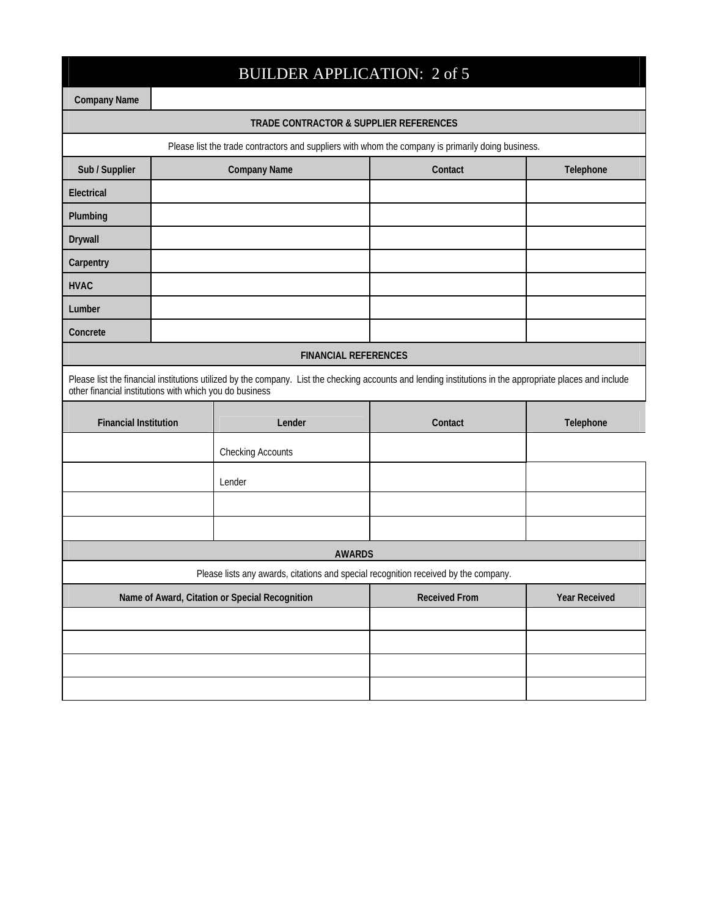# BUILDER APPLICATION: 2 of 5

| Company Name | |
|---|---|

## TRADE CONTRACTOR & SUPPLIER REFERENCES

Please list the trade contractors and suppliers with whom the company is primarily doing business.

| Sub / Supplier | Company Name | Contact | Telephone |
|---|---|---|---|
| Electrical | | | |
| Plumbing | | | |
| Drywall | | | |
| Carpentry | | | |
| HVAC | | | |
| Lumber | | | |
| Concrete | | | |

## FINANCIAL REFERENCES

Please list the financial institutions utilized by the company. List the checking accounts and lending institutions in the appropriate places and include other financial institutions with which you do business

| Financial Institution | Lender | Contact | Telephone |
|---|---|---|---|
| | Checking Accounts | | |
| | Lender | | |
| | | | |
| | | | |

## AWARDS

Please lists any awards, citations and special recognition received by the company.

| Name of Award, Citation or Special Recognition | Received From | Year Received |
|---|---|---|
| | | |
| | | |
| | | |
| | | |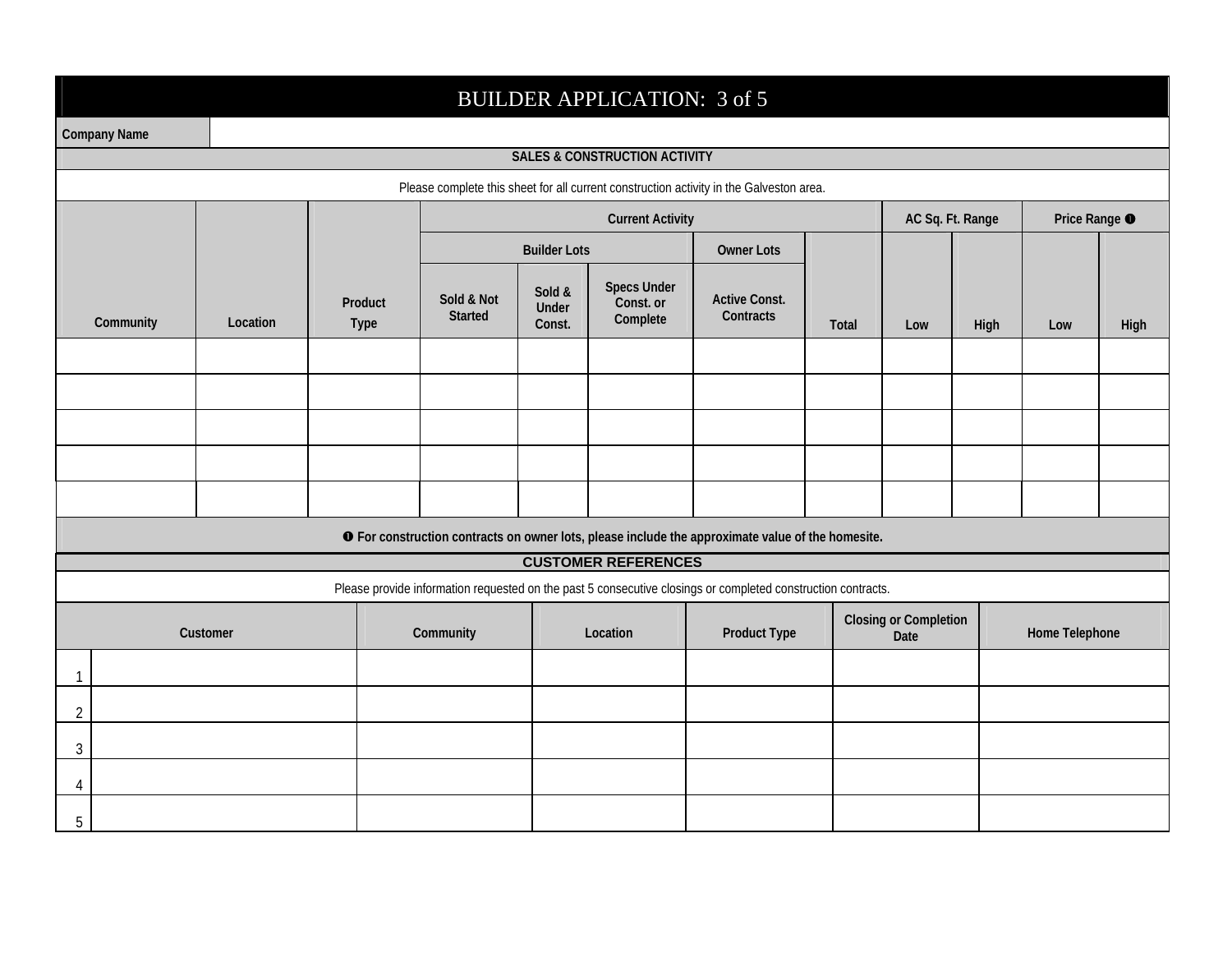# BUILDER APPLICATION: 3 of 5

| Company Name | |
|---|---|

## SALES & CONSTRUCTION ACTIVITY

Please complete this sheet for all current construction activity in the Galveston area.

| Community | Location | Product Type | Current Activity | | | | | AC Sq. Ft. Range | | Price Range ➊ | |
|---|---|---|---|---|---|---|---|---|---|---|---|
| | | | Builder Lots | | | Owner Lots | Total | Low | High | Low | High |
| | | | Sold & Not Started | Sold & Under Const. | Specs Under Const. or Complete | Active Const. Contracts | | | | | |
| | | | | | | | | | | | |
| | | | | | | | | | | | |
| | | | | | | | | | | | |
| | | | | | | | | | | | |
| | | | | | | | | | | | |

➊ For construction contracts on owner lots, please include the approximate value of the homesite.

## CUSTOMER REFERENCES

Please provide information requested on the past 5 consecutive closings or completed construction contracts.

| | Customer | Community | Location | Product Type | Closing or Completion Date | Home Telephone |
|---|---|---|---|---|---|---|
| 1 | | | | | | |
| 2 | | | | | | |
| 3 | | | | | | |
| 4 | | | | | | |
| 5 | | | | | | |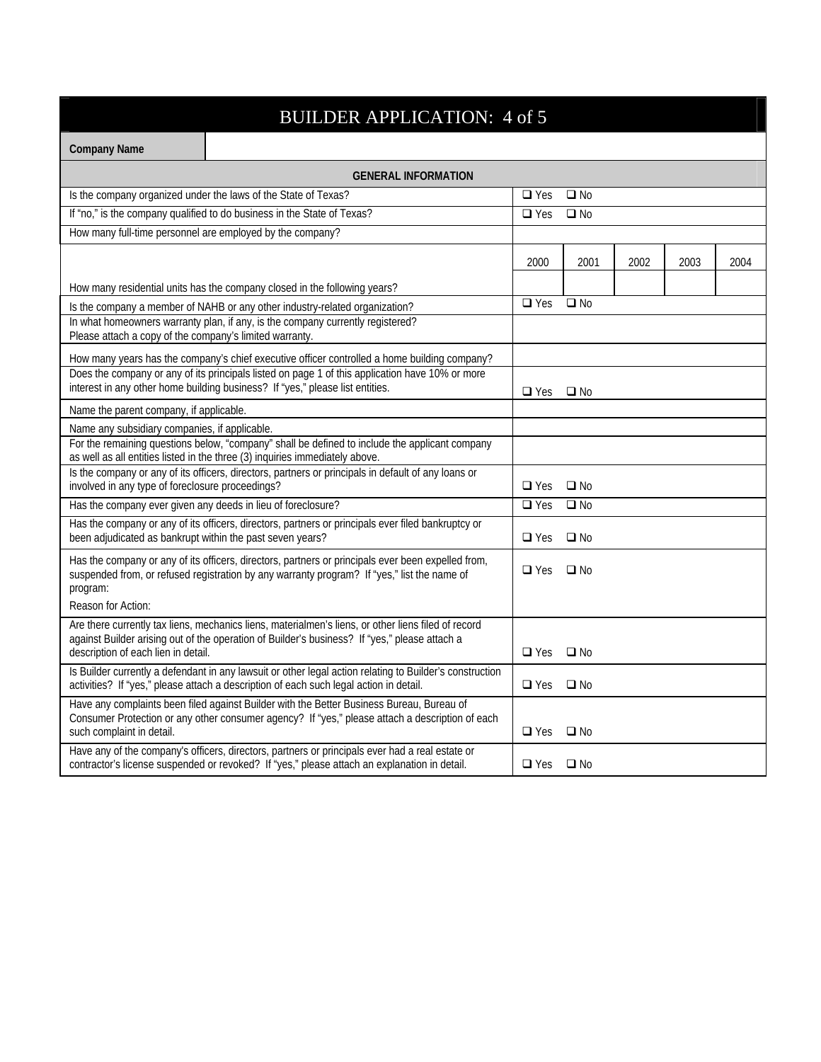# BUILDER APPLICATION: 4 of 5

| Company Name | |
|---|---|

| GENERAL INFORMATION | | | | | |
|---|---|---|---|---|---|
| Is the company organized under the laws of the State of Texas? | ❑ Yes ❑ No | | | | |
| If "no," is the company qualified to do business in the State of Texas? | ❑ Yes ❑ No | | | | |
| How many full-time personnel are employed by the company? | | | | | |
| | 2000 | 2001 | 2002 | 2003 | 2004 |
| How many residential units has the company closed in the following years? | | | | | |
| Is the company a member of NAHB or any other industry-related organization? | ❑ Yes ❑ No | | | | |
| In what homeowners warranty plan, if any, is the company currently registered? Please attach a copy of the company's limited warranty. | | | | | |
| How many years has the company's chief executive officer controlled a home building company? | | | | | |
| Does the company or any of its principals listed on page 1 of this application have 10% or more interest in any other home building business? If "yes," please list entities. | ❑ Yes ❑ No | | | | |
| Name the parent company, if applicable. | | | | | |
| Name any subsidiary companies, if applicable. | | | | | |
| For the remaining questions below, "company" shall be defined to include the applicant company as well as all entities listed in the three (3) inquiries immediately above. | | | | | |
| Is the company or any of its officers, directors, partners or principals in default of any loans or involved in any type of foreclosure proceedings? | ❑ Yes ❑ No | | | | |
| Has the company ever given any deeds in lieu of foreclosure? | ❑ Yes ❑ No | | | | |
| Has the company or any of its officers, directors, partners or principals ever filed bankruptcy or been adjudicated as bankrupt within the past seven years? | ❑ Yes ❑ No | | | | |
| Has the company or any of its officers, directors, partners or principals ever been expelled from, suspended from, or refused registration by any warranty program? If "yes," list the name of program:<br>Reason for Action: | ❑ Yes ❑ No | | | | |
| Are there currently tax liens, mechanics liens, materialmen's liens, or other liens filed of record against Builder arising out of the operation of Builder's business? If "yes," please attach a description of each lien in detail. | ❑ Yes ❑ No | | | | |
| Is Builder currently a defendant in any lawsuit or other legal action relating to Builder's construction activities? If "yes," please attach a description of each such legal action in detail. | ❑ Yes ❑ No | | | | |
| Have any complaints been filed against Builder with the Better Business Bureau, Bureau of Consumer Protection or any other consumer agency? If "yes," please attach a description of each such complaint in detail. | ❑ Yes ❑ No | | | | |
| Have any of the company's officers, directors, partners or principals ever had a real estate or contractor's license suspended or revoked? If "yes," please attach an explanation in detail. | ❑ Yes ❑ No | | | | |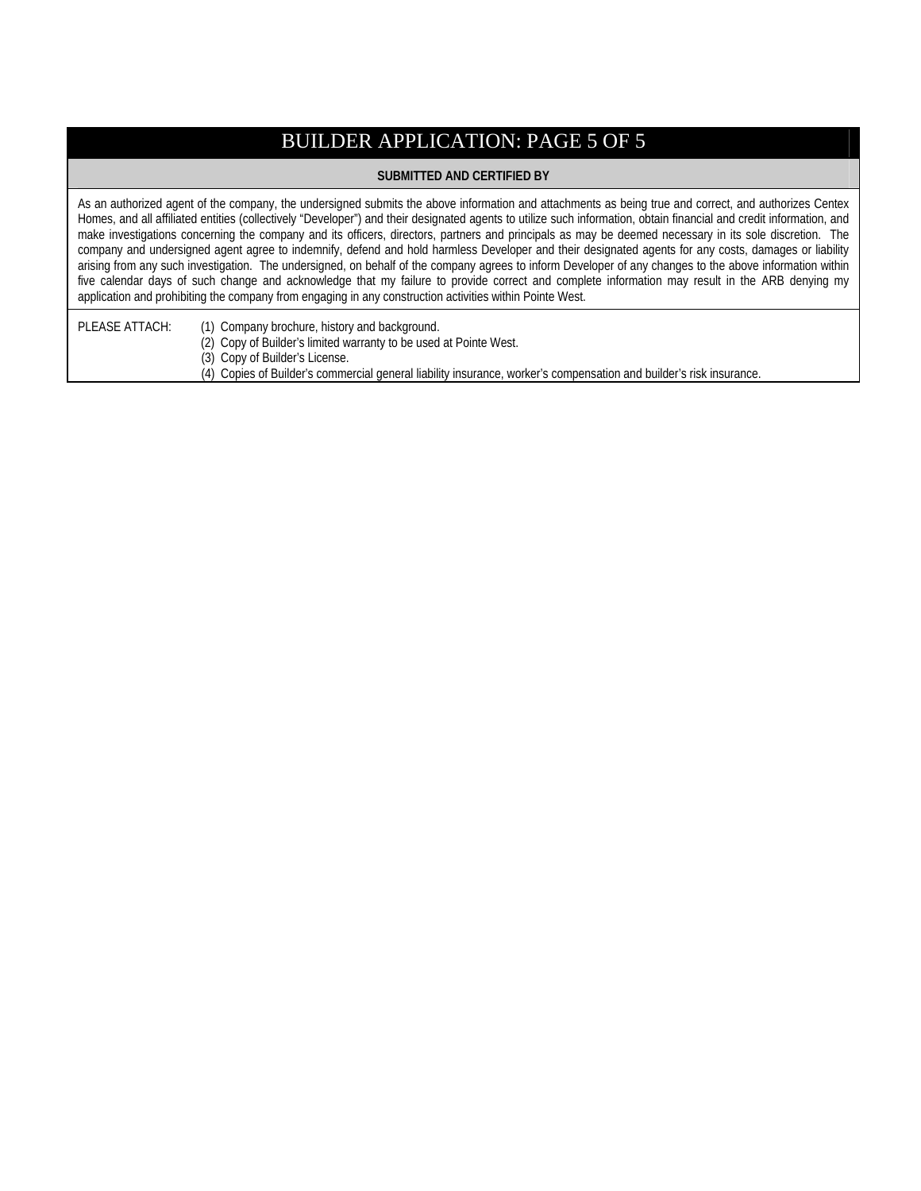# BUILDER APPLICATION: PAGE 5 OF 5

**SUBMITTED AND CERTIFIED BY**

As an authorized agent of the company, the undersigned submits the above information and attachments as being true and correct, and authorizes Centex Homes, and all affiliated entities (collectively "Developer") and their designated agents to utilize such information, obtain financial and credit information, and make investigations concerning the company and its officers, directors, partners and principals as may be deemed necessary in its sole discretion. The company and undersigned agent agree to indemnify, defend and hold harmless Developer and their designated agents for any costs, damages or liability arising from any such investigation. The undersigned, on behalf of the company agrees to inform Developer of any changes to the above information within five calendar days of such change and acknowledge that my failure to provide correct and complete information may result in the ARB denying my application and prohibiting the company from engaging in any construction activities within Pointe West.

PLEASE ATTACH:

(1) Company brochure, history and background.
(2) Copy of Builder's limited warranty to be used at Pointe West.
(3) Copy of Builder's License.
(4) Copies of Builder's commercial general liability insurance, worker's compensation and builder's risk insurance.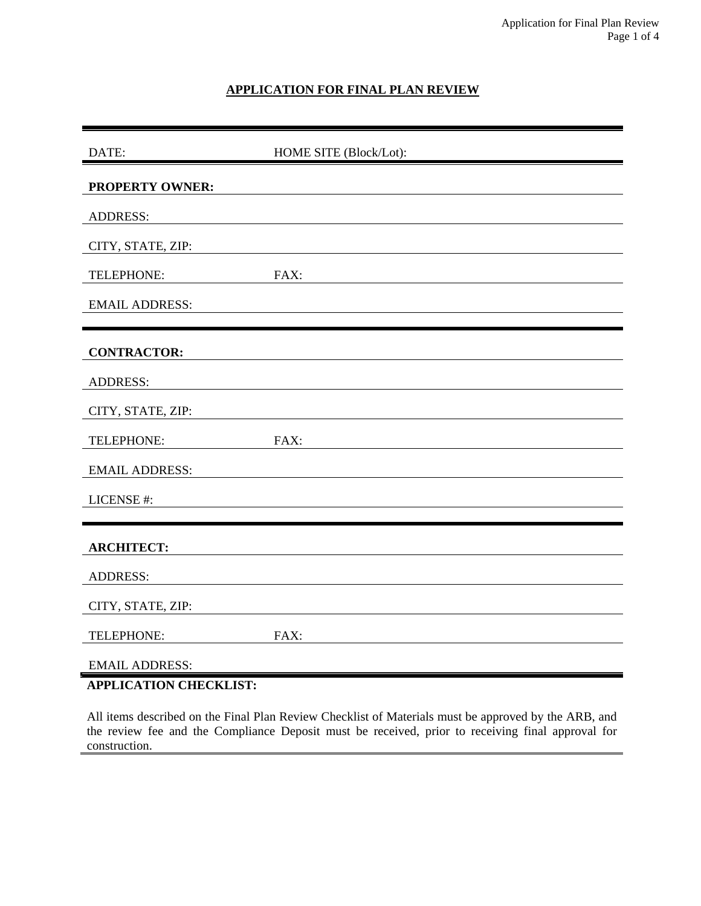# APPLICATION FOR FINAL PLAN REVIEW

DATE: HOME SITE (Block/Lot):

**PROPERTY OWNER:**

ADDRESS:

CITY, STATE, ZIP:

TELEPHONE: FAX:

EMAIL ADDRESS:

---

**CONTRACTOR:**

ADDRESS:

CITY, STATE, ZIP:

TELEPHONE: FAX:

EMAIL ADDRESS:

LICENSE #:

---

**ARCHITECT:**

ADDRESS:

CITY, STATE, ZIP:

TELEPHONE: FAX:

EMAIL ADDRESS:

---

**APPLICATION CHECKLIST:**

All items described on the Final Plan Review Checklist of Materials must be approved by the ARB, and the review fee and the Compliance Deposit must be received, prior to receiving final approval for construction.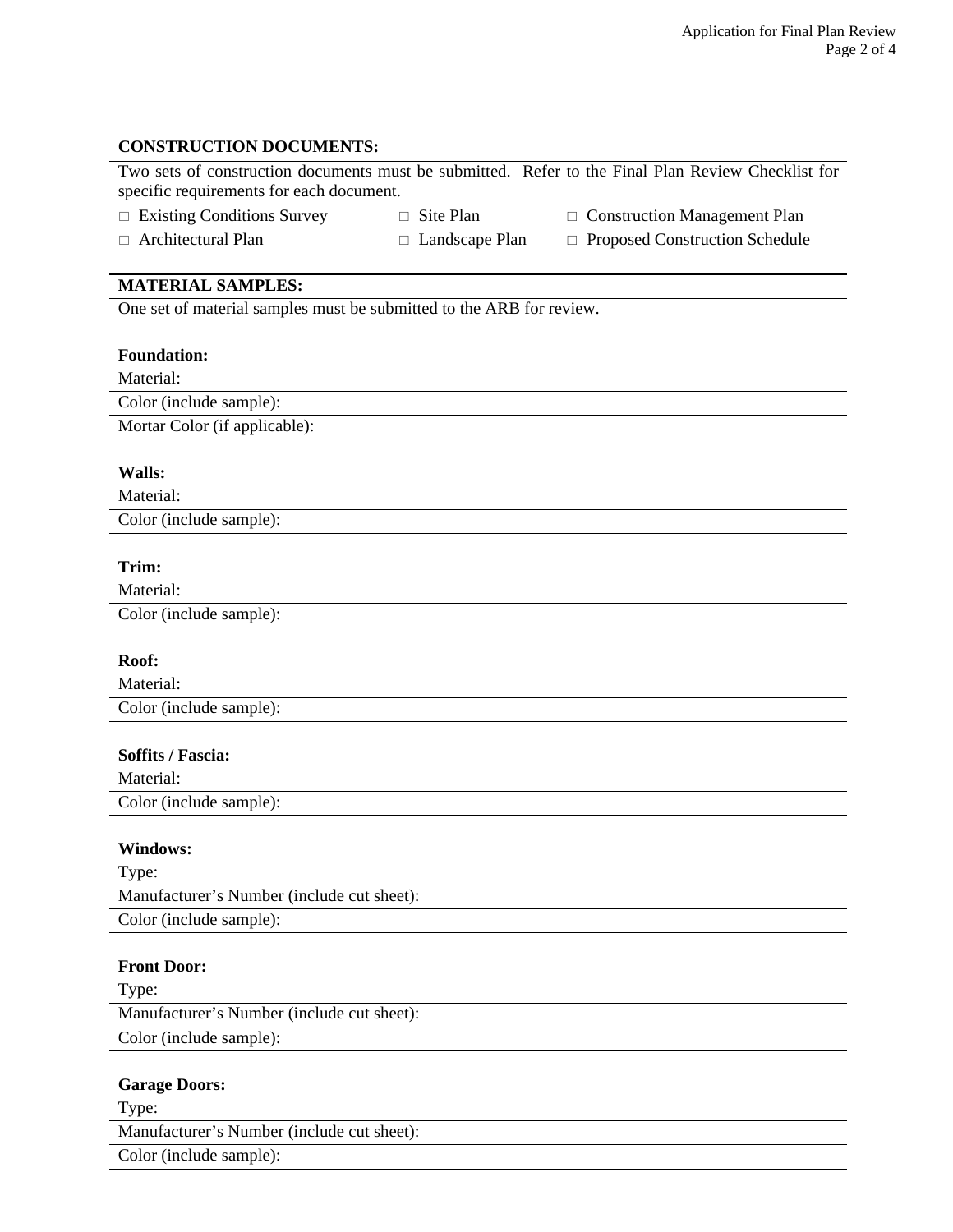**CONSTRUCTION DOCUMENTS:**

Two sets of construction documents must be submitted. Refer to the Final Plan Review Checklist for specific requirements for each document.

- □ Existing Conditions Survey
- □ Site Plan
- □ Construction Management Plan
- □ Architectural Plan
- □ Landscape Plan
- □ Proposed Construction Schedule

**MATERIAL SAMPLES:**

One set of material samples must be submitted to the ARB for review.

**Foundation:**

Material:

Color (include sample):

Mortar Color (if applicable):

**Walls:**

Material:

Color (include sample):

**Trim:**

Material:

Color (include sample):

**Roof:**

Material:

Color (include sample):

**Soffits / Fascia:**

Material:

Color (include sample):

**Windows:**

Type:

Manufacturer's Number (include cut sheet):

Color (include sample):

**Front Door:**

Type:

Manufacturer's Number (include cut sheet):

Color (include sample):

**Garage Doors:**

Type:

Manufacturer's Number (include cut sheet):

Color (include sample):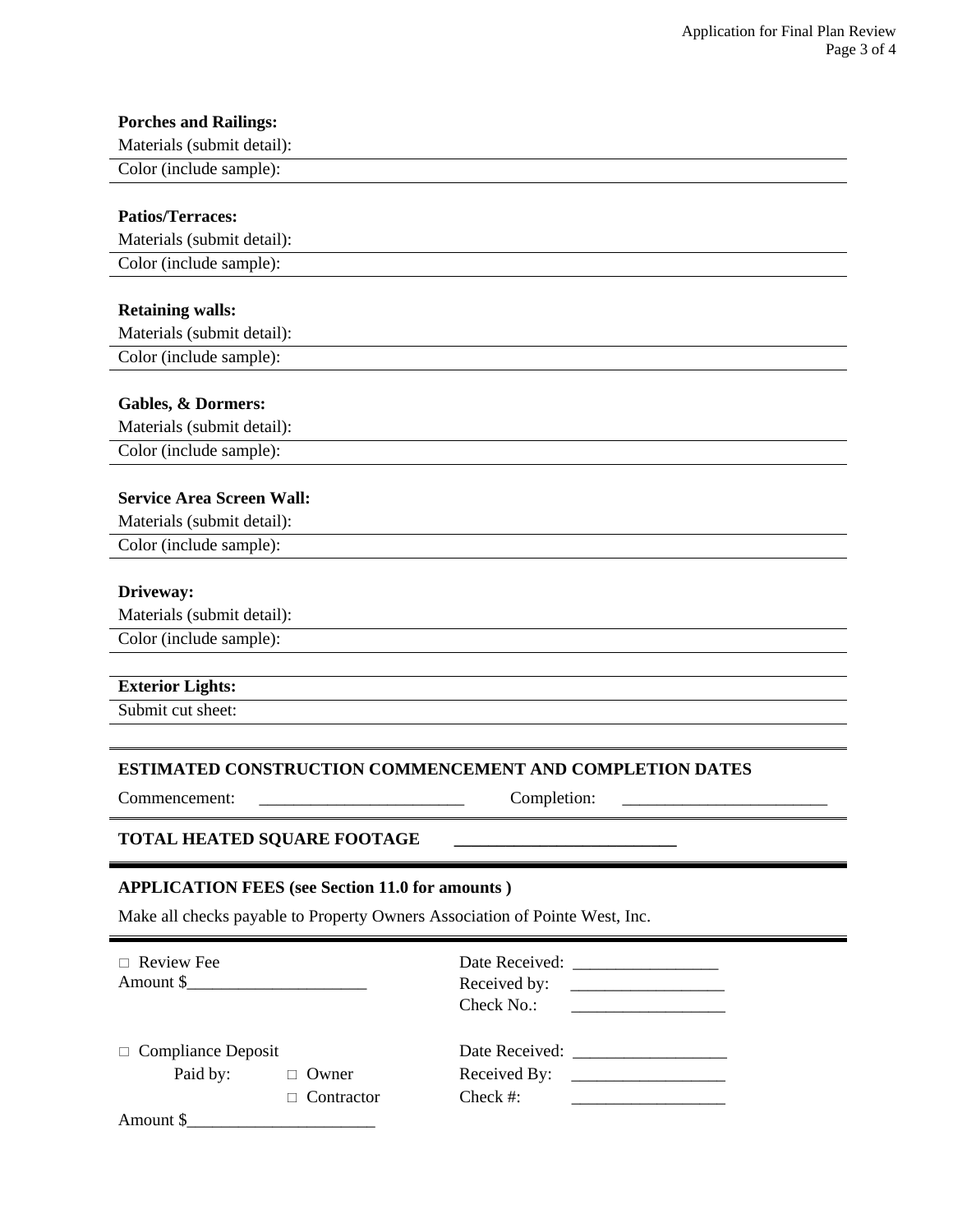**Porches and Railings:**

Materials (submit detail):

Color (include sample):

**Patios/Terraces:**

Materials (submit detail):

Color (include sample):

**Retaining walls:**

Materials (submit detail):

Color (include sample):

**Gables, & Dormers:**

Materials (submit detail):

Color (include sample):

**Service Area Screen Wall:**

Materials (submit detail):

Color (include sample):

**Driveway:**

Materials (submit detail):

Color (include sample):

**Exterior Lights:**

Submit cut sheet:

**ESTIMATED CONSTRUCTION COMMENCEMENT AND COMPLETION DATES**

Commencement: ________________________ Completion: ________________________

**TOTAL HEATED SQUARE FOOTAGE** ________________________

**APPLICATION FEES (see Section 11.0 for amounts )**

Make all checks payable to Property Owners Association of Pointe West, Inc.

| | |
|---|---|
| □ Review Fee<br>Amount $_____________________ | Date Received: _________________<br>Received by: __________________<br>Check No.: __________________ |
| □ Compliance Deposit<br>Paid by: □ Owner<br>□ Contractor<br>Amount $______________________ | Date Received: __________________<br>Received By: __________________<br>Check #: __________________ |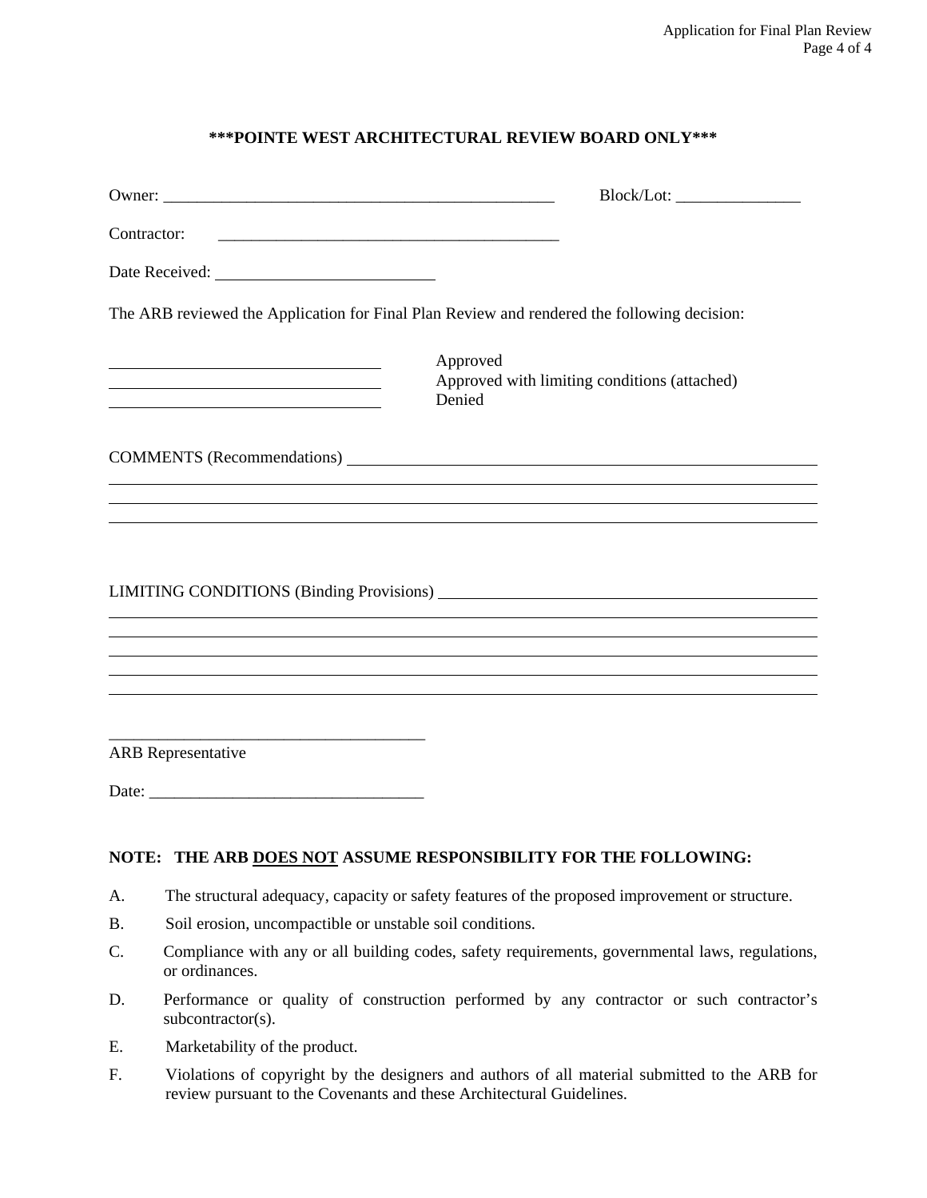## \*\*\*POINTE WEST ARCHITECTURAL REVIEW BOARD ONLY\*\*\*

Owner: ________________________________________________ Block/Lot: _______________

Contractor: ________________________________________

Date Received: __________________________

The ARB reviewed the Application for Final Plan Review and rendered the following decision:

________________________________ Approved
________________________________ Approved with limiting conditions (attached)
________________________________ Denied

COMMENTS (Recommendations) ______________________________________________________
______________________________________________________________________________
______________________________________________________________________________
______________________________________________________________________________

LIMITING CONDITIONS (Binding Provisions) ______________________________________________
______________________________________________________________________________
______________________________________________________________________________
______________________________________________________________________________
______________________________________________________________________________
______________________________________________________________________________

______________________________________
ARB Representative

Date: _________________________________

**NOTE: THE ARB <u>DOES NOT</u> ASSUME RESPONSIBILITY FOR THE FOLLOWING:**

A. The structural adequacy, capacity or safety features of the proposed improvement or structure.

B. Soil erosion, uncompactible or unstable soil conditions.

C. Compliance with any or all building codes, safety requirements, governmental laws, regulations, or ordinances.

D. Performance or quality of construction performed by any contractor or such contractor's subcontractor(s).

E. Marketability of the product.

F. Violations of copyright by the designers and authors of all material submitted to the ARB for review pursuant to the Covenants and these Architectural Guidelines.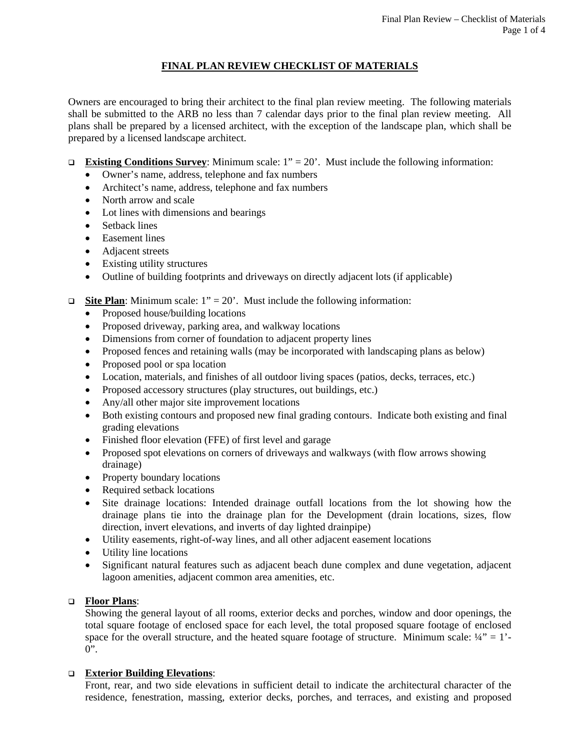# FINAL PLAN REVIEW CHECKLIST OF MATERIALS

Owners are encouraged to bring their architect to the final plan review meeting. The following materials shall be submitted to the ARB no less than 7 calendar days prior to the final plan review meeting. All plans shall be prepared by a licensed architect, with the exception of the landscape plan, which shall be prepared by a licensed landscape architect.

- ❑ **Existing Conditions Survey**: Minimum scale: 1" = 20'. Must include the following information:
  - Owner's name, address, telephone and fax numbers
  - Architect's name, address, telephone and fax numbers
  - North arrow and scale
  - Lot lines with dimensions and bearings
  - Setback lines
  - Easement lines
  - Adjacent streets
  - Existing utility structures
  - Outline of building footprints and driveways on directly adjacent lots (if applicable)

- ❑ **Site Plan**: Minimum scale: 1" = 20'. Must include the following information:
  - Proposed house/building locations
  - Proposed driveway, parking area, and walkway locations
  - Dimensions from corner of foundation to adjacent property lines
  - Proposed fences and retaining walls (may be incorporated with landscaping plans as below)
  - Proposed pool or spa location
  - Location, materials, and finishes of all outdoor living spaces (patios, decks, terraces, etc.)
  - Proposed accessory structures (play structures, out buildings, etc.)
  - Any/all other major site improvement locations
  - Both existing contours and proposed new final grading contours. Indicate both existing and final grading elevations
  - Finished floor elevation (FFE) of first level and garage
  - Proposed spot elevations on corners of driveways and walkways (with flow arrows showing drainage)
  - Property boundary locations
  - Required setback locations
  - Site drainage locations: Intended drainage outfall locations from the lot showing how the drainage plans tie into the drainage plan for the Development (drain locations, sizes, flow direction, invert elevations, and inverts of day lighted drainpipe)
  - Utility easements, right-of-way lines, and all other adjacent easement locations
  - Utility line locations
  - Significant natural features such as adjacent beach dune complex and dune vegetation, adjacent lagoon amenities, adjacent common area amenities, etc.

- ❑ **Floor Plans**:
  Showing the general layout of all rooms, exterior decks and porches, window and door openings, the total square footage of enclosed space for each level, the total proposed square footage of enclosed space for the overall structure, and the heated square footage of structure. Minimum scale: ¼" = 1'-0".

- ❑ **Exterior Building Elevations**:
  Front, rear, and two side elevations in sufficient detail to indicate the architectural character of the residence, fenestration, massing, exterior decks, porches, and terraces, and existing and proposed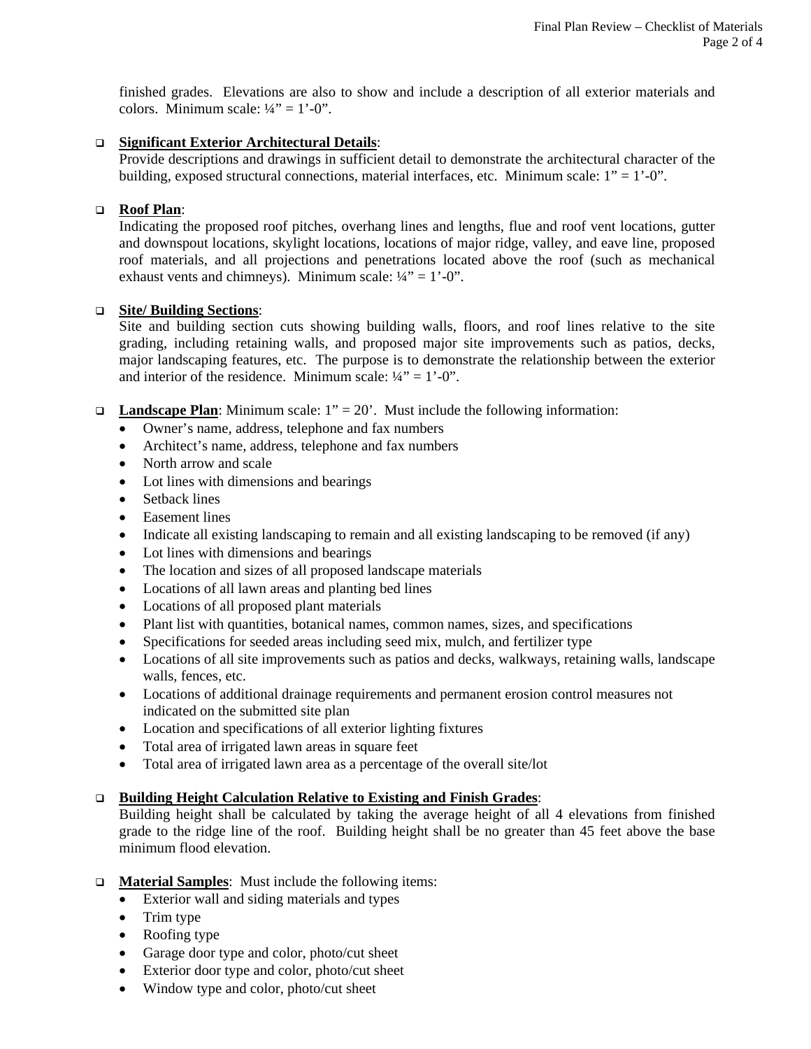finished grades. Elevations are also to show and include a description of all exterior materials and colors. Minimum scale: ¼" = 1'-0".

- **Significant Exterior Architectural Details**:
  Provide descriptions and drawings in sufficient detail to demonstrate the architectural character of the building, exposed structural connections, material interfaces, etc. Minimum scale: 1" = 1'-0".

- **Roof Plan**:
  Indicating the proposed roof pitches, overhang lines and lengths, flue and roof vent locations, gutter and downspout locations, skylight locations, locations of major ridge, valley, and eave line, proposed roof materials, and all projections and penetrations located above the roof (such as mechanical exhaust vents and chimneys). Minimum scale: ¼" = 1'-0".

- **Site/ Building Sections**:
  Site and building section cuts showing building walls, floors, and roof lines relative to the site grading, including retaining walls, and proposed major site improvements such as patios, decks, major landscaping features, etc. The purpose is to demonstrate the relationship between the exterior and interior of the residence. Minimum scale: ¼" = 1'-0".

- **Landscape Plan**: Minimum scale: 1" = 20'. Must include the following information:
  - Owner's name, address, telephone and fax numbers
  - Architect's name, address, telephone and fax numbers
  - North arrow and scale
  - Lot lines with dimensions and bearings
  - Setback lines
  - Easement lines
  - Indicate all existing landscaping to remain and all existing landscaping to be removed (if any)
  - Lot lines with dimensions and bearings
  - The location and sizes of all proposed landscape materials
  - Locations of all lawn areas and planting bed lines
  - Locations of all proposed plant materials
  - Plant list with quantities, botanical names, common names, sizes, and specifications
  - Specifications for seeded areas including seed mix, mulch, and fertilizer type
  - Locations of all site improvements such as patios and decks, walkways, retaining walls, landscape walls, fences, etc.
  - Locations of additional drainage requirements and permanent erosion control measures not indicated on the submitted site plan
  - Location and specifications of all exterior lighting fixtures
  - Total area of irrigated lawn areas in square feet
  - Total area of irrigated lawn area as a percentage of the overall site/lot

- **Building Height Calculation Relative to Existing and Finish Grades**:
  Building height shall be calculated by taking the average height of all 4 elevations from finished grade to the ridge line of the roof. Building height shall be no greater than 45 feet above the base minimum flood elevation.

- **Material Samples**: Must include the following items:
  - Exterior wall and siding materials and types
  - Trim type
  - Roofing type
  - Garage door type and color, photo/cut sheet
  - Exterior door type and color, photo/cut sheet
  - Window type and color, photo/cut sheet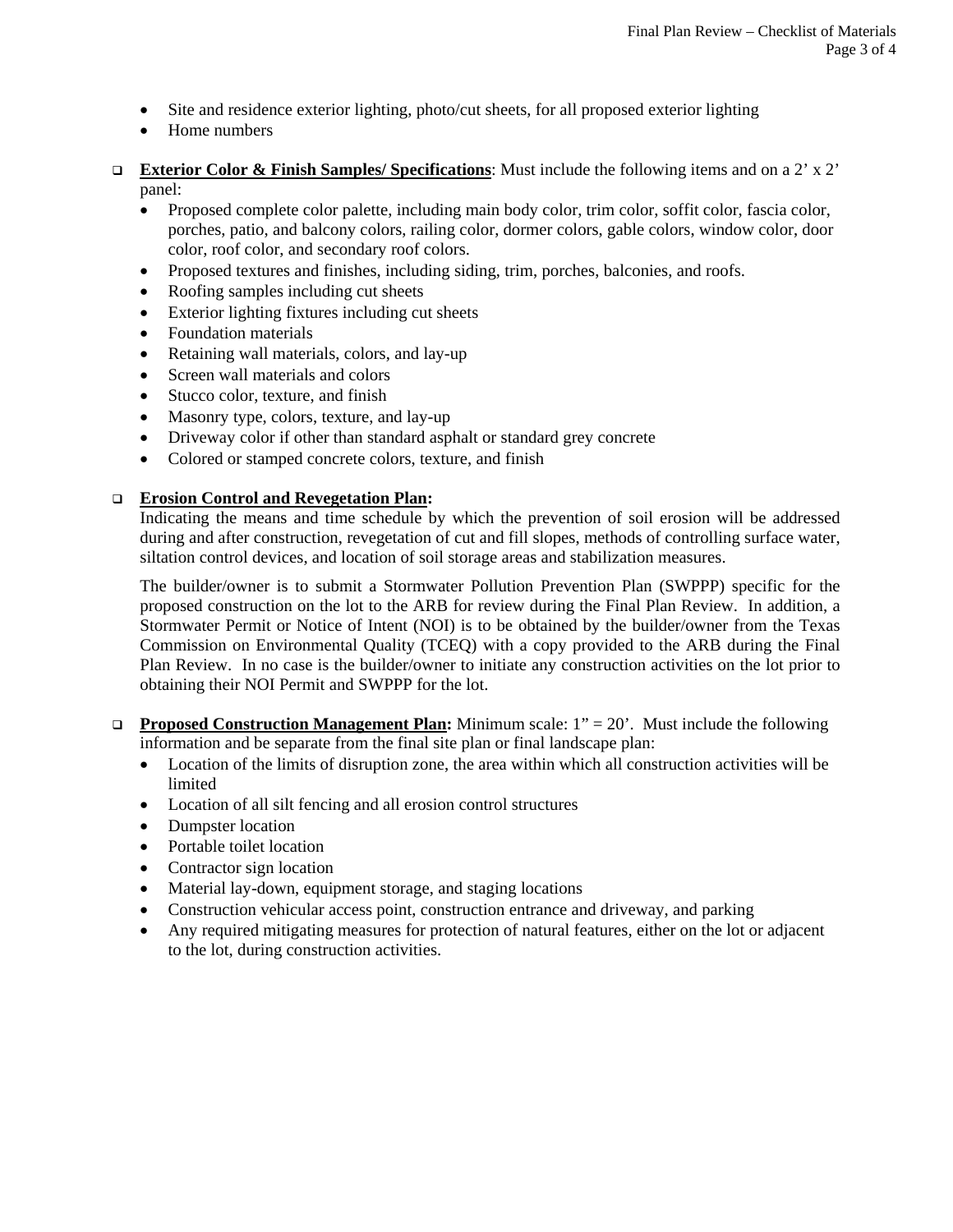- Site and residence exterior lighting, photo/cut sheets, for all proposed exterior lighting
- Home numbers

- [ ] **Exterior Color & Finish Samples/ Specifications**: Must include the following items and on a 2' x 2' panel:
  - Proposed complete color palette, including main body color, trim color, soffit color, fascia color, porches, patio, and balcony colors, railing color, dormer colors, gable colors, window color, door color, roof color, and secondary roof colors.
  - Proposed textures and finishes, including siding, trim, porches, balconies, and roofs.
  - Roofing samples including cut sheets
  - Exterior lighting fixtures including cut sheets
  - Foundation materials
  - Retaining wall materials, colors, and lay-up
  - Screen wall materials and colors
  - Stucco color, texture, and finish
  - Masonry type, colors, texture, and lay-up
  - Driveway color if other than standard asphalt or standard grey concrete
  - Colored or stamped concrete colors, texture, and finish

- [ ] **Erosion Control and Revegetation Plan:**
  Indicating the means and time schedule by which the prevention of soil erosion will be addressed during and after construction, revegetation of cut and fill slopes, methods of controlling surface water, siltation control devices, and location of soil storage areas and stabilization measures.

  The builder/owner is to submit a Stormwater Pollution Prevention Plan (SWPPP) specific for the proposed construction on the lot to the ARB for review during the Final Plan Review. In addition, a Stormwater Permit or Notice of Intent (NOI) is to be obtained by the builder/owner from the Texas Commission on Environmental Quality (TCEQ) with a copy provided to the ARB during the Final Plan Review. In no case is the builder/owner to initiate any construction activities on the lot prior to obtaining their NOI Permit and SWPPP for the lot.

- [ ] **Proposed Construction Management Plan:** Minimum scale: 1" = 20'. Must include the following information and be separate from the final site plan or final landscape plan:
  - Location of the limits of disruption zone, the area within which all construction activities will be limited
  - Location of all silt fencing and all erosion control structures
  - Dumpster location
  - Portable toilet location
  - Contractor sign location
  - Material lay-down, equipment storage, and staging locations
  - Construction vehicular access point, construction entrance and driveway, and parking
  - Any required mitigating measures for protection of natural features, either on the lot or adjacent to the lot, during construction activities.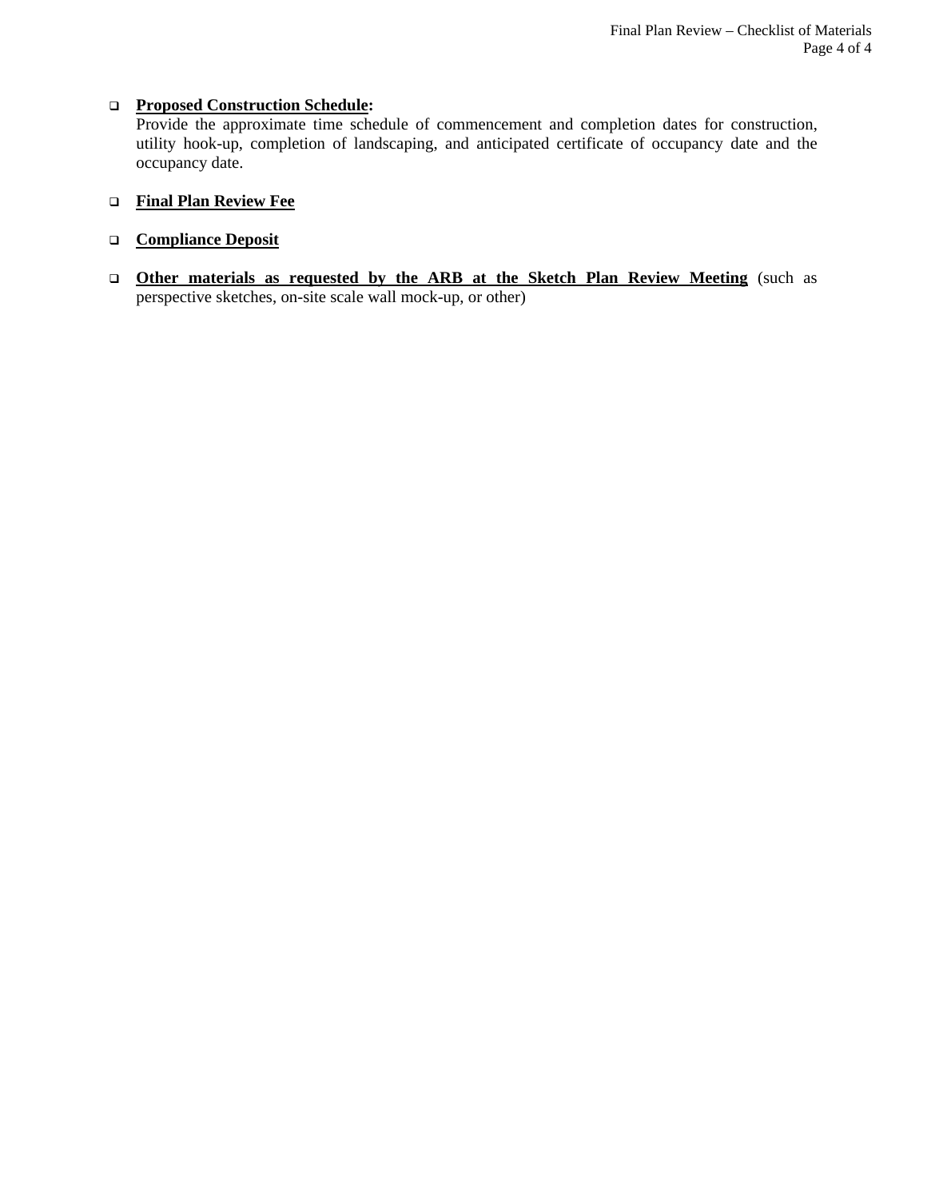- **Proposed Construction Schedule:**
  Provide the approximate time schedule of commencement and completion dates for construction, utility hook-up, completion of landscaping, and anticipated certificate of occupancy date and the occupancy date.

- **Final Plan Review Fee**

- **Compliance Deposit**

- **Other materials as requested by the ARB at the Sketch Plan Review Meeting** (such as perspective sketches, on-site scale wall mock-up, or other)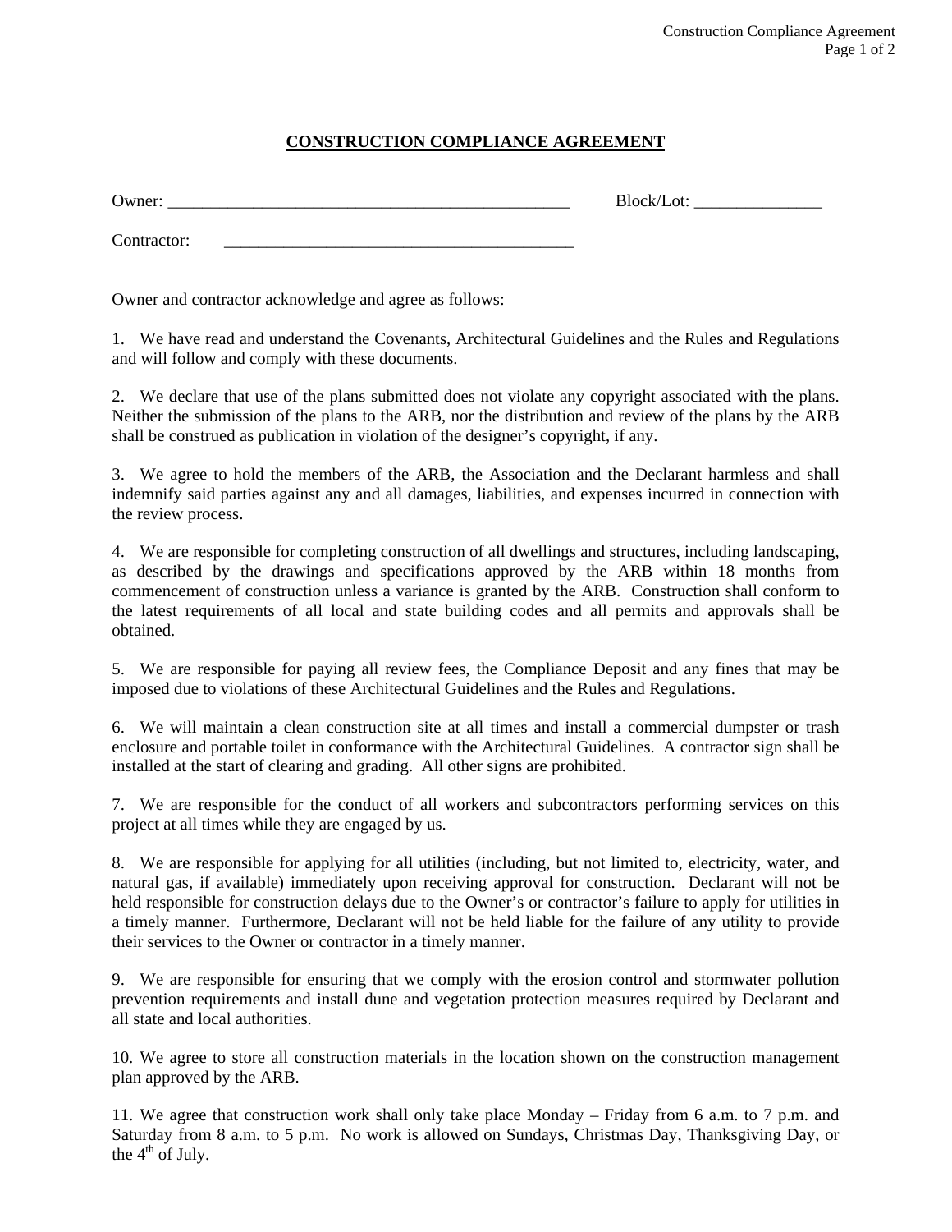# CONSTRUCTION COMPLIANCE AGREEMENT

Owner: _________________________________________________ Block/Lot: _______________

Contractor: __________________________________________

Owner and contractor acknowledge and agree as follows:

1. We have read and understand the Covenants, Architectural Guidelines and the Rules and Regulations and will follow and comply with these documents.

2. We declare that use of the plans submitted does not violate any copyright associated with the plans. Neither the submission of the plans to the ARB, nor the distribution and review of the plans by the ARB shall be construed as publication in violation of the designer's copyright, if any.

3. We agree to hold the members of the ARB, the Association and the Declarant harmless and shall indemnify said parties against any and all damages, liabilities, and expenses incurred in connection with the review process.

4. We are responsible for completing construction of all dwellings and structures, including landscaping, as described by the drawings and specifications approved by the ARB within 18 months from commencement of construction unless a variance is granted by the ARB. Construction shall conform to the latest requirements of all local and state building codes and all permits and approvals shall be obtained.

5. We are responsible for paying all review fees, the Compliance Deposit and any fines that may be imposed due to violations of these Architectural Guidelines and the Rules and Regulations.

6. We will maintain a clean construction site at all times and install a commercial dumpster or trash enclosure and portable toilet in conformance with the Architectural Guidelines. A contractor sign shall be installed at the start of clearing and grading. All other signs are prohibited.

7. We are responsible for the conduct of all workers and subcontractors performing services on this project at all times while they are engaged by us.

8. We are responsible for applying for all utilities (including, but not limited to, electricity, water, and natural gas, if available) immediately upon receiving approval for construction. Declarant will not be held responsible for construction delays due to the Owner's or contractor's failure to apply for utilities in a timely manner. Furthermore, Declarant will not be held liable for the failure of any utility to provide their services to the Owner or contractor in a timely manner.

9. We are responsible for ensuring that we comply with the erosion control and stormwater pollution prevention requirements and install dune and vegetation protection measures required by Declarant and all state and local authorities.

10. We agree to store all construction materials in the location shown on the construction management plan approved by the ARB.

11. We agree that construction work shall only take place Monday – Friday from 6 a.m. to 7 p.m. and Saturday from 8 a.m. to 5 p.m. No work is allowed on Sundays, Christmas Day, Thanksgiving Day, or the 4th of July.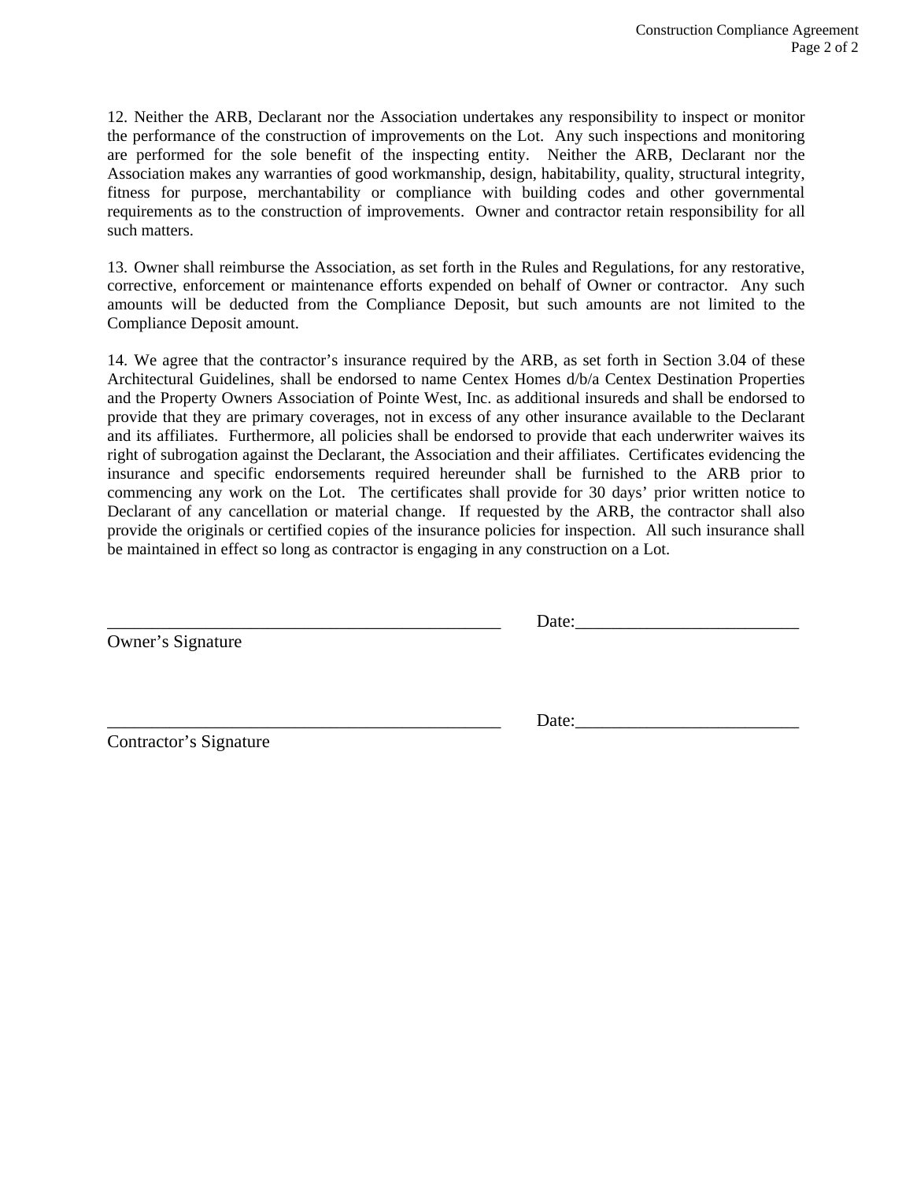12. Neither the ARB, Declarant nor the Association undertakes any responsibility to inspect or monitor the performance of the construction of improvements on the Lot. Any such inspections and monitoring are performed for the sole benefit of the inspecting entity. Neither the ARB, Declarant nor the Association makes any warranties of good workmanship, design, habitability, quality, structural integrity, fitness for purpose, merchantability or compliance with building codes and other governmental requirements as to the construction of improvements. Owner and contractor retain responsibility for all such matters.

13. Owner shall reimburse the Association, as set forth in the Rules and Regulations, for any restorative, corrective, enforcement or maintenance efforts expended on behalf of Owner or contractor. Any such amounts will be deducted from the Compliance Deposit, but such amounts are not limited to the Compliance Deposit amount.

14. We agree that the contractor's insurance required by the ARB, as set forth in Section 3.04 of these Architectural Guidelines, shall be endorsed to name Centex Homes d/b/a Centex Destination Properties and the Property Owners Association of Pointe West, Inc. as additional insureds and shall be endorsed to provide that they are primary coverages, not in excess of any other insurance available to the Declarant and its affiliates. Furthermore, all policies shall be endorsed to provide that each underwriter waives its right of subrogation against the Declarant, the Association and their affiliates. Certificates evidencing the insurance and specific endorsements required hereunder shall be furnished to the ARB prior to commencing any work on the Lot. The certificates shall provide for 30 days' prior written notice to Declarant of any cancellation or material change. If requested by the ARB, the contractor shall also provide the originals or certified copies of the insurance policies for inspection. All such insurance shall be maintained in effect so long as contractor is engaging in any construction on a Lot.

______________________________________________ Date:_________________________

Owner's Signature

______________________________________________ Date:_________________________

Contractor's Signature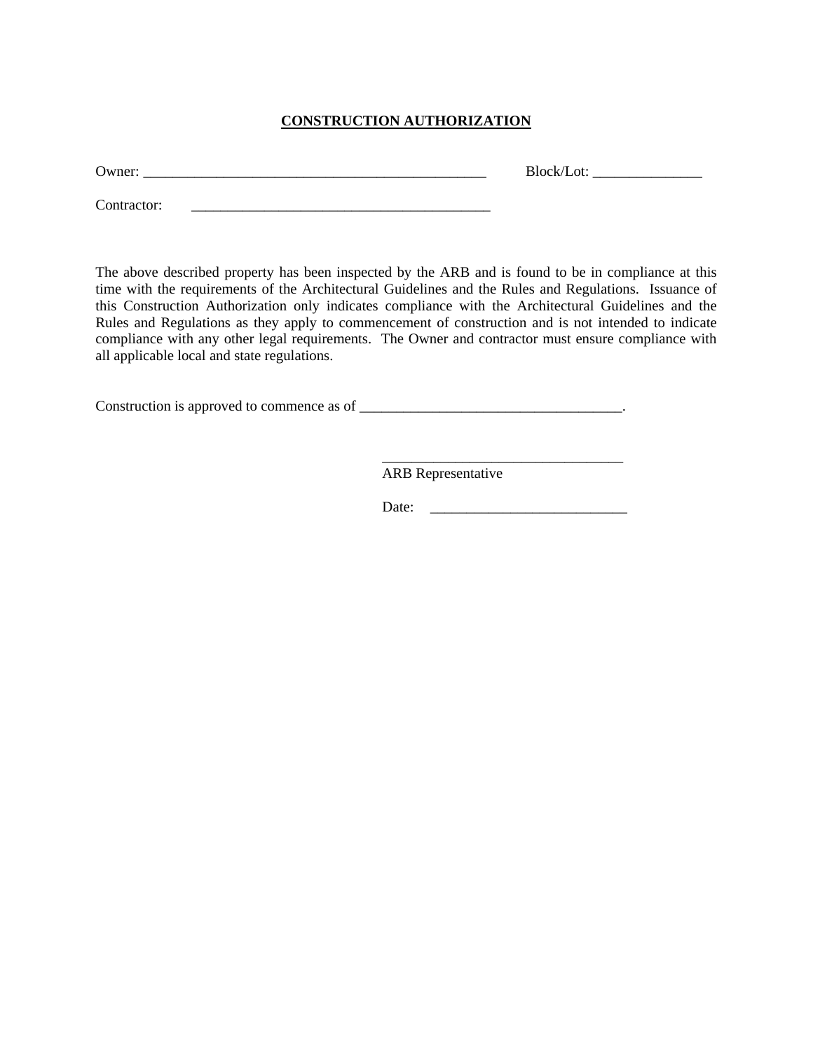# **CONSTRUCTION AUTHORIZATION**

Owner: _________________________________________________ Block/Lot: _______________

Contractor: __________________________________________

The above described property has been inspected by the ARB and is found to be in compliance at this time with the requirements of the Architectural Guidelines and the Rules and Regulations. Issuance of this Construction Authorization only indicates compliance with the Architectural Guidelines and the Rules and Regulations as they apply to commencement of construction and is not intended to indicate compliance with any other legal requirements. The Owner and contractor must ensure compliance with all applicable local and state regulations.

Construction is approved to commence as of ____________________________________.

__________________________________
ARB Representative

Date: ___________________________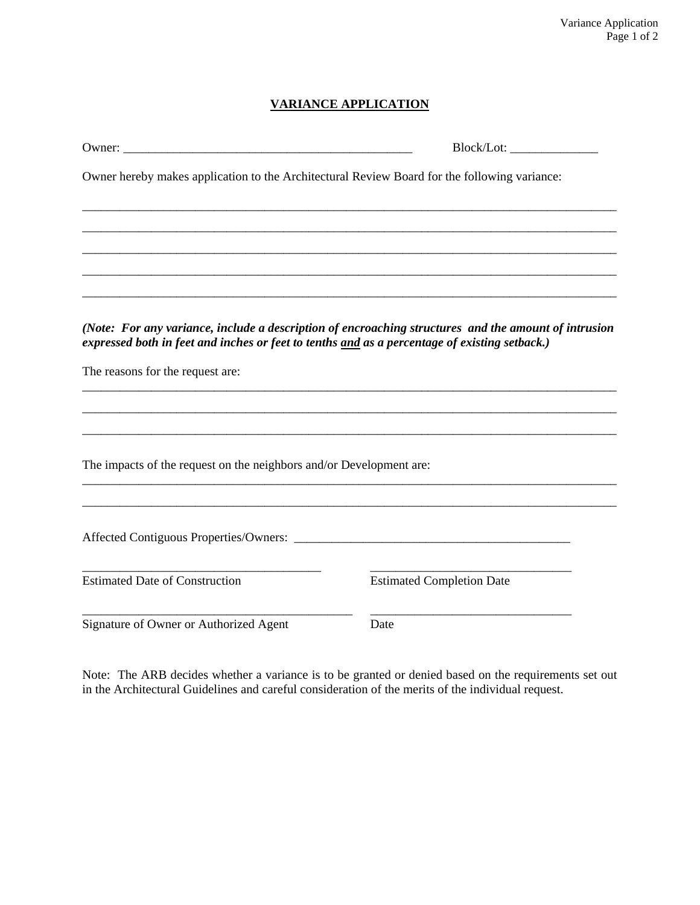# VARIANCE APPLICATION

Owner: _______________________________________________ Block/Lot: ______________

Owner hereby makes application to the Architectural Review Board for the following variance:

_____________________________________________________________________________________

_____________________________________________________________________________________

_____________________________________________________________________________________

_____________________________________________________________________________________

_____________________________________________________________________________________

***(Note: For any variance, include a description of encroaching structures and the amount of intrusion expressed both in feet and inches or feet to tenths <u>and</u> as a percentage of existing setback.)***

The reasons for the request are:

_____________________________________________________________________________________

_____________________________________________________________________________________

_____________________________________________________________________________________

The impacts of the request on the neighbors and/or Development are:

_____________________________________________________________________________________

_____________________________________________________________________________________

Affected Contiguous Properties/Owners: _____________________________________________

_______________________________________ _________________________________

Estimated Date of Construction Estimated Completion Date

____________________________________________ _________________________________

Signature of Owner or Authorized Agent Date

Note: The ARB decides whether a variance is to be granted or denied based on the requirements set out in the Architectural Guidelines and careful consideration of the merits of the individual request.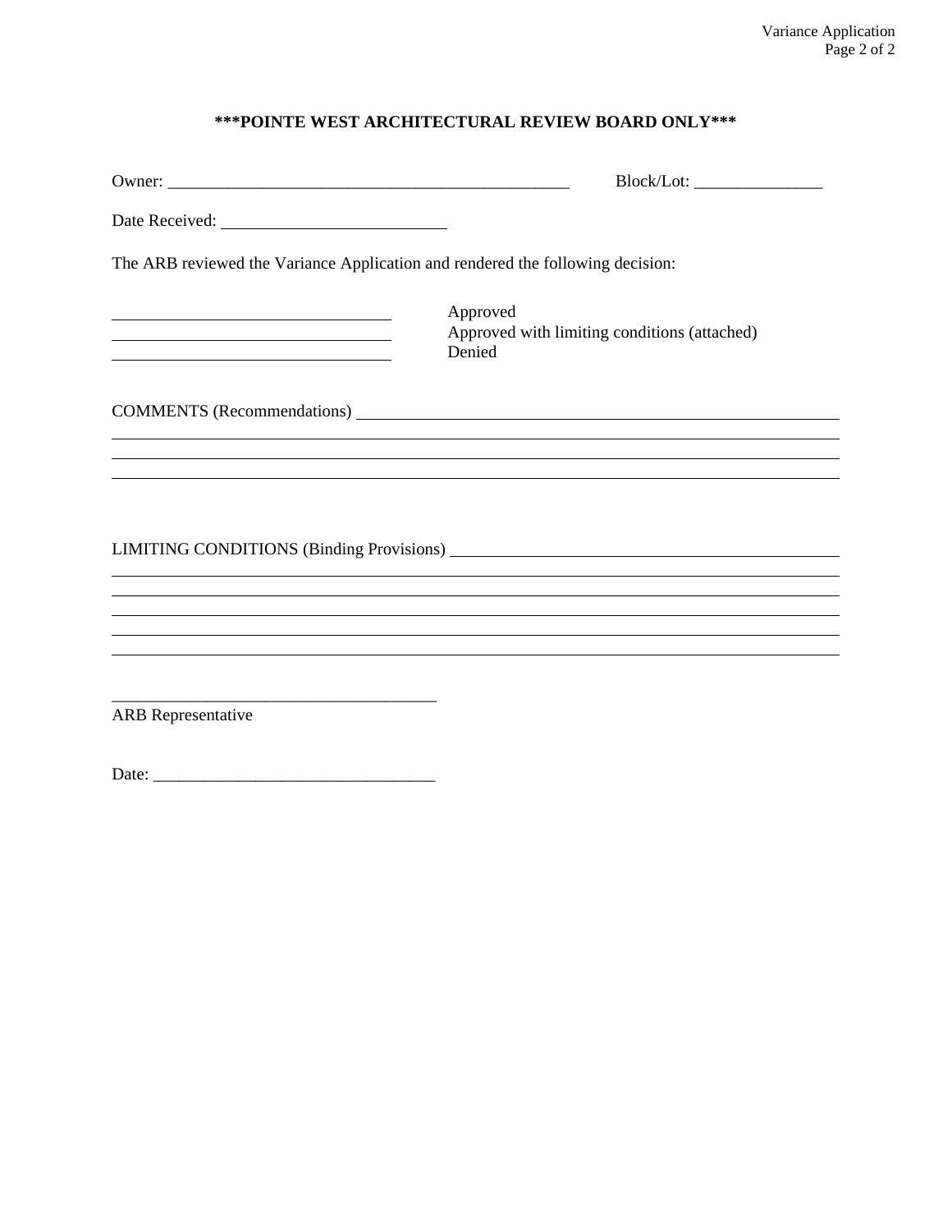**\*\*\*POINTE WEST ARCHITECTURAL REVIEW BOARD ONLY\*\*\***

Owner: ________________________________________________ Block/Lot: _______________

Date Received: __________________________

The ARB reviewed the Variance Application and rendered the following decision:

_________________________________ Approved
_________________________________ Approved with limiting conditions (attached)
_________________________________ Denied

COMMENTS (Recommendations) ____________________________________________________________

______________________________________________________________________________________

______________________________________________________________________________________

______________________________________________________________________________________

LIMITING CONDITIONS (Binding Provisions) ______________________________________________

______________________________________________________________________________________

______________________________________________________________________________________

______________________________________________________________________________________

______________________________________________________________________________________

______________________________________________________________________________________

______________________________________

ARB Representative

Date: _________________________________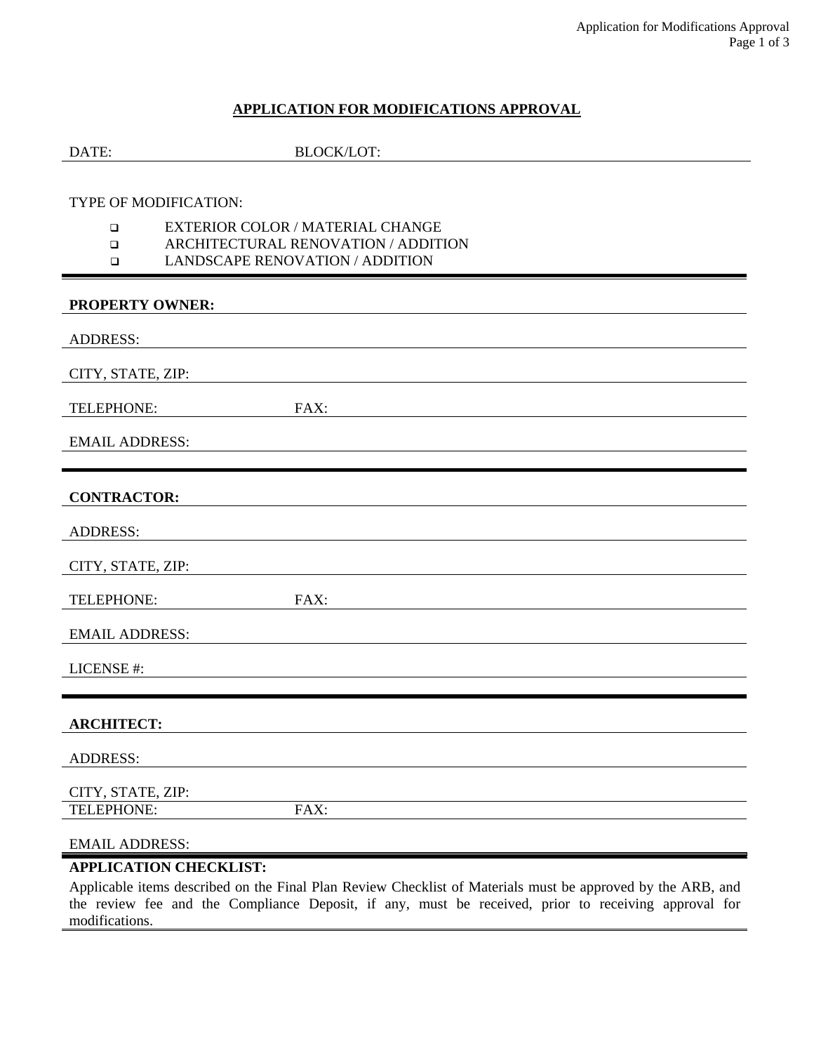## APPLICATION FOR MODIFICATIONS APPROVAL

DATE: BLOCK/LOT:

TYPE OF MODIFICATION:

- ❑ EXTERIOR COLOR / MATERIAL CHANGE
- ❑ ARCHITECTURAL RENOVATION / ADDITION
- ❑ LANDSCAPE RENOVATION / ADDITION

---

**PROPERTY OWNER:**

ADDRESS:

CITY, STATE, ZIP:

TELEPHONE: FAX:

EMAIL ADDRESS:

---

**CONTRACTOR:**

ADDRESS:

CITY, STATE, ZIP:

TELEPHONE: FAX:

EMAIL ADDRESS:

LICENSE #:

---

**ARCHITECT:**

ADDRESS:

CITY, STATE, ZIP:

TELEPHONE: FAX:

EMAIL ADDRESS:

---

**APPLICATION CHECKLIST:**

Applicable items described on the Final Plan Review Checklist of Materials must be approved by the ARB, and the review fee and the Compliance Deposit, if any, must be received, prior to receiving approval for modifications.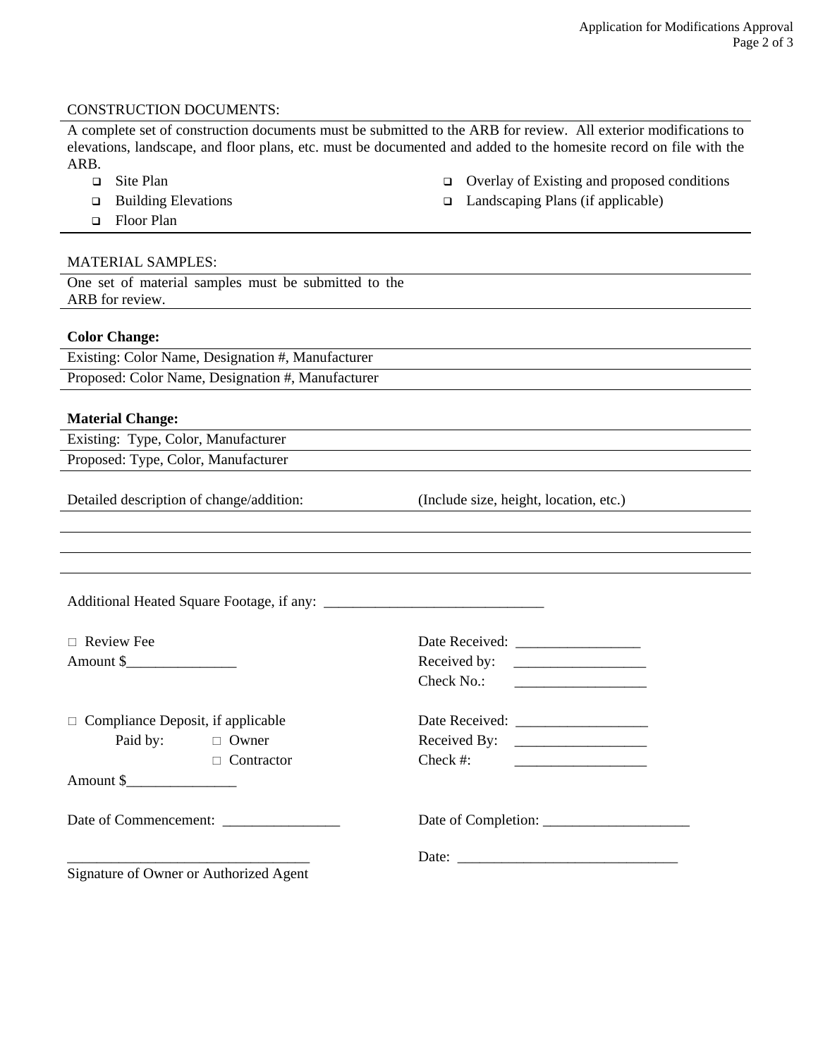CONSTRUCTION DOCUMENTS:

A complete set of construction documents must be submitted to the ARB for review. All exterior modifications to elevations, landscape, and floor plans, etc. must be documented and added to the homesite record on file with the ARB.

- ❑ Site Plan
- ❑ Building Elevations
- ❑ Floor Plan
- ❑ Overlay of Existing and proposed conditions
- ❑ Landscaping Plans (if applicable)

MATERIAL SAMPLES:

One set of material samples must be submitted to the ARB for review.

**Color Change:**

Existing: Color Name, Designation #, Manufacturer

Proposed: Color Name, Designation #, Manufacturer

**Material Change:**

Existing: Type, Color, Manufacturer

Proposed: Type, Color, Manufacturer

Detailed description of change/addition: (Include size, height, location, etc.)

_______________________________________________

_______________________________________________

_______________________________________________

_______________________________________________

Additional Heated Square Footage, if any: ______________________________

□ Review Fee
Amount $_______________

Date Received: _________________
Received by: __________________
Check No.: __________________

□ Compliance Deposit, if applicable
Paid by: □ Owner
□ Contractor
Amount $_______________

Date Received: __________________
Received By: __________________
Check #: __________________

Date of Commencement: ________________

Date of Completion: ____________________

_________________________________
Signature of Owner or Authorized Agent

Date: ______________________________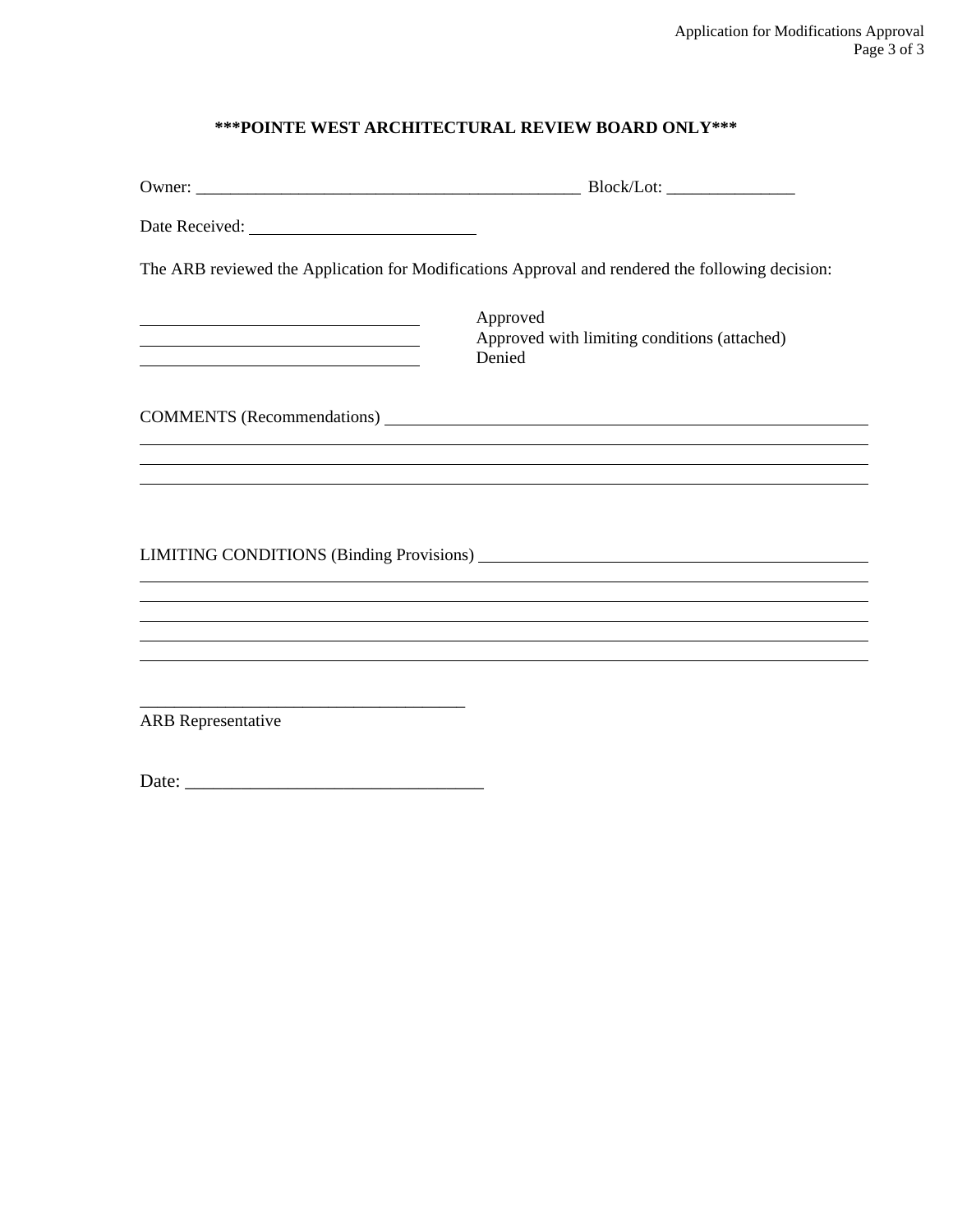## ***POINTE WEST ARCHITECTURAL REVIEW BOARD ONLY***

Owner: _____________________________________________ Block/Lot: _______________

Date Received: ___________________________

The ARB reviewed the Application for Modifications Approval and rendered the following decision:

_________________________________ Approved

_________________________________ Approved with limiting conditions (attached)

_________________________________ Denied

COMMENTS (Recommendations) _________________________________________________________

__________________________________________________________________________________________

__________________________________________________________________________________________

__________________________________________________________________________________________

LIMITING CONDITIONS (Binding Provisions) ______________________________________________

__________________________________________________________________________________________

__________________________________________________________________________________________

__________________________________________________________________________________________

__________________________________________________________________________________________

__________________________________________________________________________________________

_______________________________________

ARB Representative

Date: _________________________________